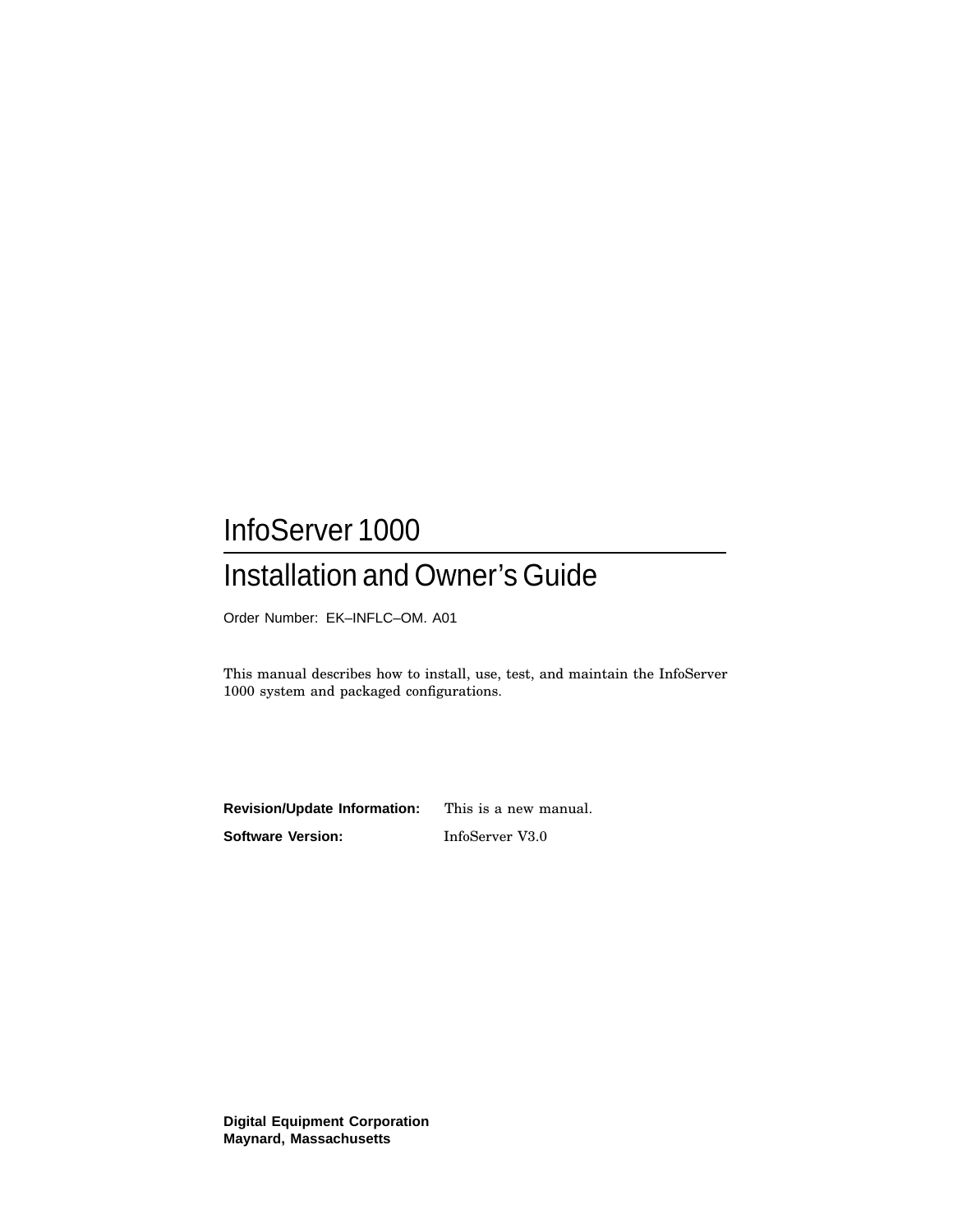# InfoServer 1000

## Installation and Owner's Guide

Order Number: EK–INFLC–OM. A01

This manual describes how to install, use, test, and maintain the InfoServer 1000 system and packaged configurations.

**Revision/Update Information:** This is a new manual.

**Software Version:** InfoServer V3.0

**Digital Equipment Corporation**
**Maynard, Massachusetts**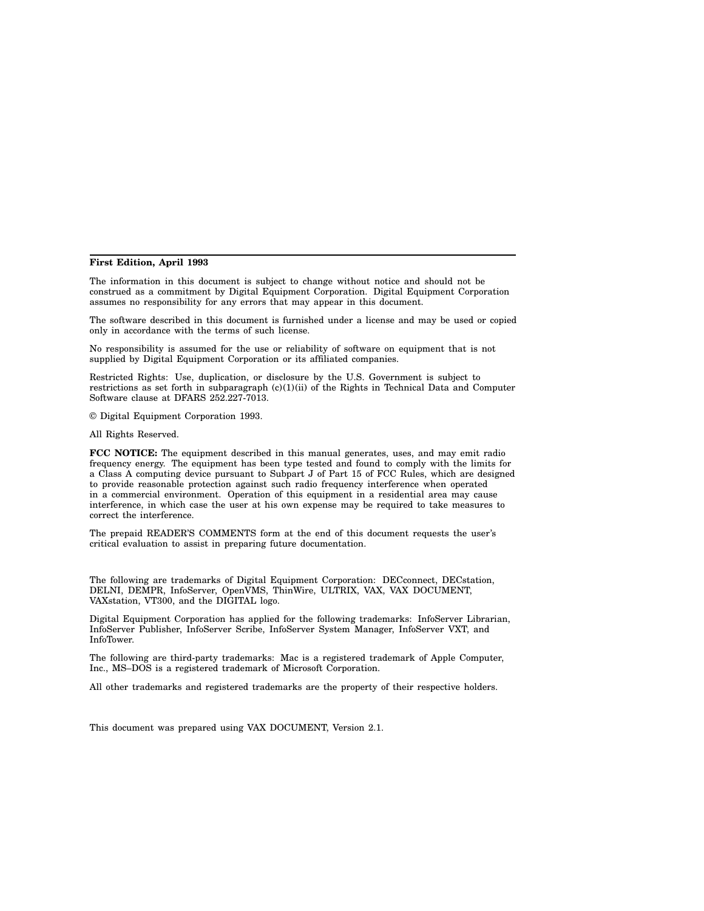**First Edition, April 1993**

The information in this document is subject to change without notice and should not be construed as a commitment by Digital Equipment Corporation. Digital Equipment Corporation assumes no responsibility for any errors that may appear in this document.

The software described in this document is furnished under a license and may be used or copied only in accordance with the terms of such license.

No responsibility is assumed for the use or reliability of software on equipment that is not supplied by Digital Equipment Corporation or its affiliated companies.

Restricted Rights: Use, duplication, or disclosure by the U.S. Government is subject to restrictions as set forth in subparagraph (c)(1)(ii) of the Rights in Technical Data and Computer Software clause at DFARS 252.227-7013.

© Digital Equipment Corporation 1993.

All Rights Reserved.

**FCC NOTICE:** The equipment described in this manual generates, uses, and may emit radio frequency energy. The equipment has been type tested and found to comply with the limits for a Class A computing device pursuant to Subpart J of Part 15 of FCC Rules, which are designed to provide reasonable protection against such radio frequency interference when operated in a commercial environment. Operation of this equipment in a residential area may cause interference, in which case the user at his own expense may be required to take measures to correct the interference.

The prepaid READER'S COMMENTS form at the end of this document requests the user's critical evaluation to assist in preparing future documentation.

The following are trademarks of Digital Equipment Corporation: DECconnect, DECstation, DELNI, DEMPR, InfoServer, OpenVMS, ThinWire, ULTRIX, VAX, VAX DOCUMENT, VAXstation, VT300, and the DIGITAL logo.

Digital Equipment Corporation has applied for the following trademarks: InfoServer Librarian, InfoServer Publisher, InfoServer Scribe, InfoServer System Manager, InfoServer VXT, and InfoTower.

The following are third-party trademarks: Mac is a registered trademark of Apple Computer, Inc., MS–DOS is a registered trademark of Microsoft Corporation.

All other trademarks and registered trademarks are the property of their respective holders.

This document was prepared using VAX DOCUMENT, Version 2.1.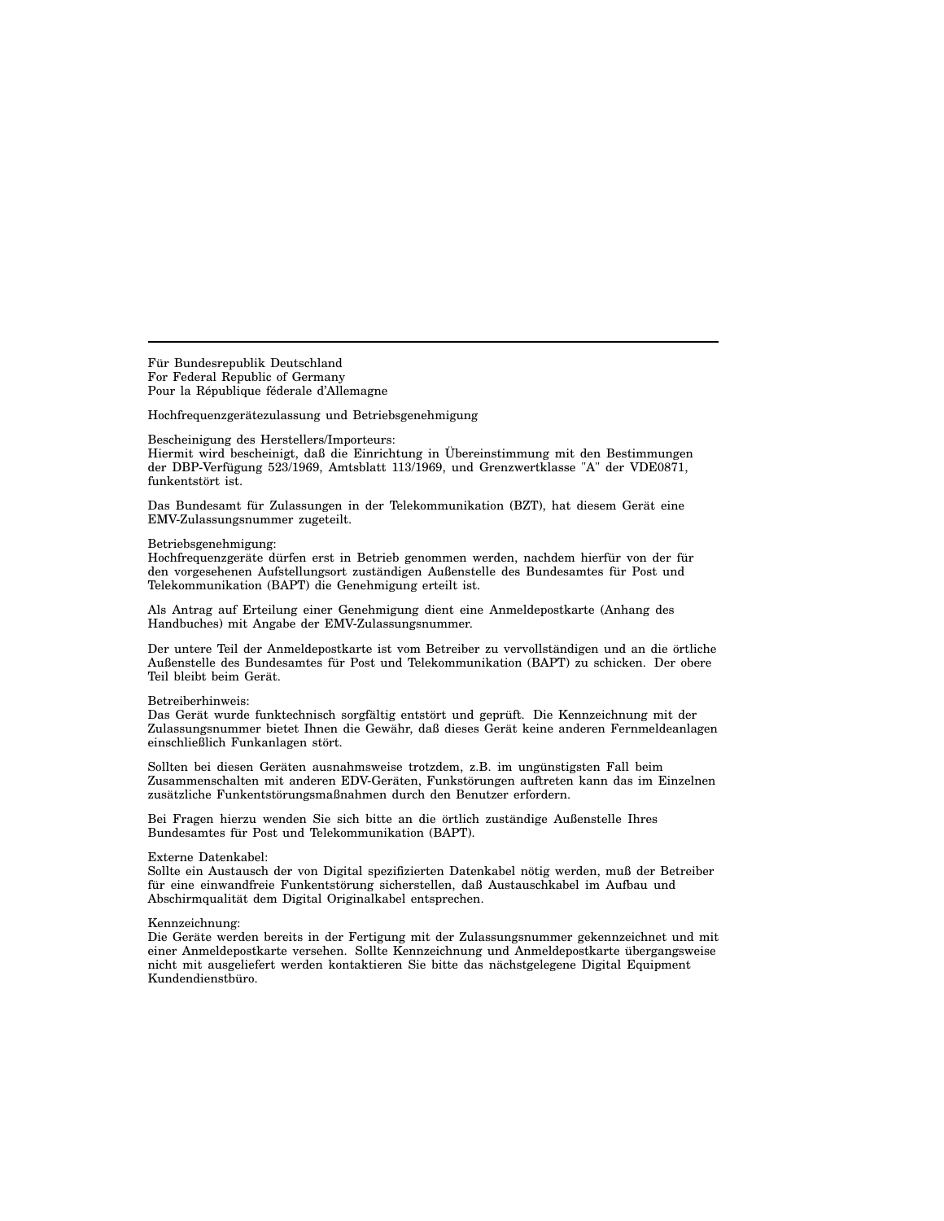---

Für Bundesrepublik Deutschland
For Federal Republic of Germany
Pour la République féderale d'Allemagne

Hochfrequenzgerätezulassung und Betriebsgenehmigung

Bescheinigung des Herstellers/Importeurs:
Hiermit wird bescheinigt, daß die Einrichtung in Übereinstimmung mit den Bestimmungen der DBP-Verfügung 523/1969, Amtsblatt 113/1969, und Grenzwertklasse "A" der VDE0871, funkentstört ist.

Das Bundesamt für Zulassungen in der Telekommunikation (BZT), hat diesem Gerät eine EMV-Zulassungsnummer zugeteilt.

Betriebsgenehmigung:
Hochfrequenzgeräte dürfen erst in Betrieb genommen werden, nachdem hierfür von der für den vorgesehenen Aufstellungsort zuständigen Außenstelle des Bundesamtes für Post und Telekommunikation (BAPT) die Genehmigung erteilt ist.

Als Antrag auf Erteilung einer Genehmigung dient eine Anmeldepostkarte (Anhang des Handbuches) mit Angabe der EMV-Zulassungsnummer.

Der untere Teil der Anmeldepostkarte ist vom Betreiber zu vervollständigen und an die örtliche Außenstelle des Bundesamtes für Post und Telekommunikation (BAPT) zu schicken. Der obere Teil bleibt beim Gerät.

Betreiberhinweis:
Das Gerät wurde funktechnisch sorgfältig entstört und geprüft. Die Kennzeichnung mit der Zulassungsnummer bietet Ihnen die Gewähr, daß dieses Gerät keine anderen Fernmeldeanlagen einschließlich Funkanlagen stört.

Sollten bei diesen Geräten ausnahmsweise trotzdem, z.B. im ungünstigsten Fall beim Zusammenschalten mit anderen EDV-Geräten, Funkstörungen auftreten kann das im Einzelnen zusätzliche Funkentstörungsmaßnahmen durch den Benutzer erfordern.

Bei Fragen hierzu wenden Sie sich bitte an die örtlich zuständige Außenstelle Ihres Bundesamtes für Post und Telekommunikation (BAPT).

Externe Datenkabel:
Sollte ein Austausch der von Digital spezifizierten Datenkabel nötig werden, muß der Betreiber für eine einwandfreie Funkentstörung sicherstellen, daß Austauschkabel im Aufbau und Abschirmqualität dem Digital Originalkabel entsprechen.

Kennzeichnung:
Die Geräte werden bereits in der Fertigung mit der Zulassungsnummer gekennzeichnet und mit einer Anmeldepostkarte versehen. Sollte Kennzeichnung und Anmeldepostkarte übergangsweise nicht mit ausgeliefert werden kontaktieren Sie bitte das nächstgelegene Digital Equipment Kundendienstbüro.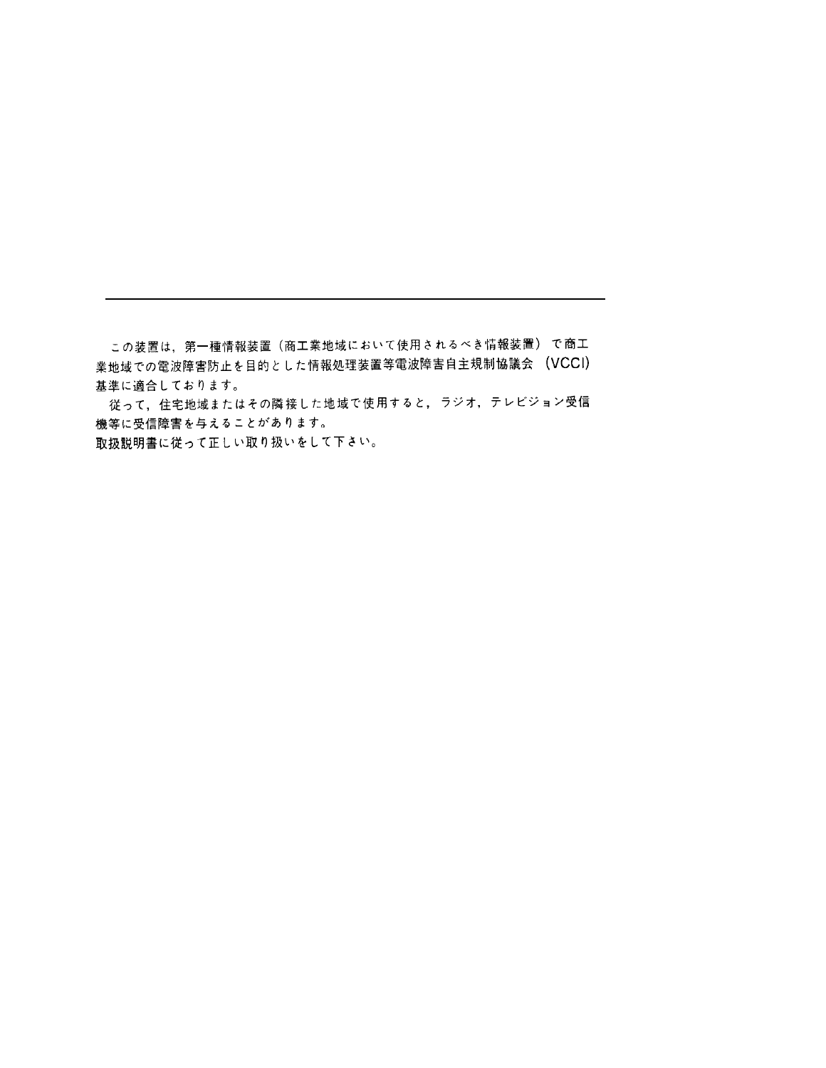---

この装置は，第一種情報装置（商工業地域において使用されるべき情報装置）で商工業地域での電波障害防止を目的とした情報処理装置等電波障害自主規制協議会（VCCI）基準に適合しております。

従って，住宅地域またはその隣接した地域で使用すると，ラジオ，テレビジョン受信機等に受信障害を与えることがあります。

取扱説明書に従って正しい取り扱いをして下さい。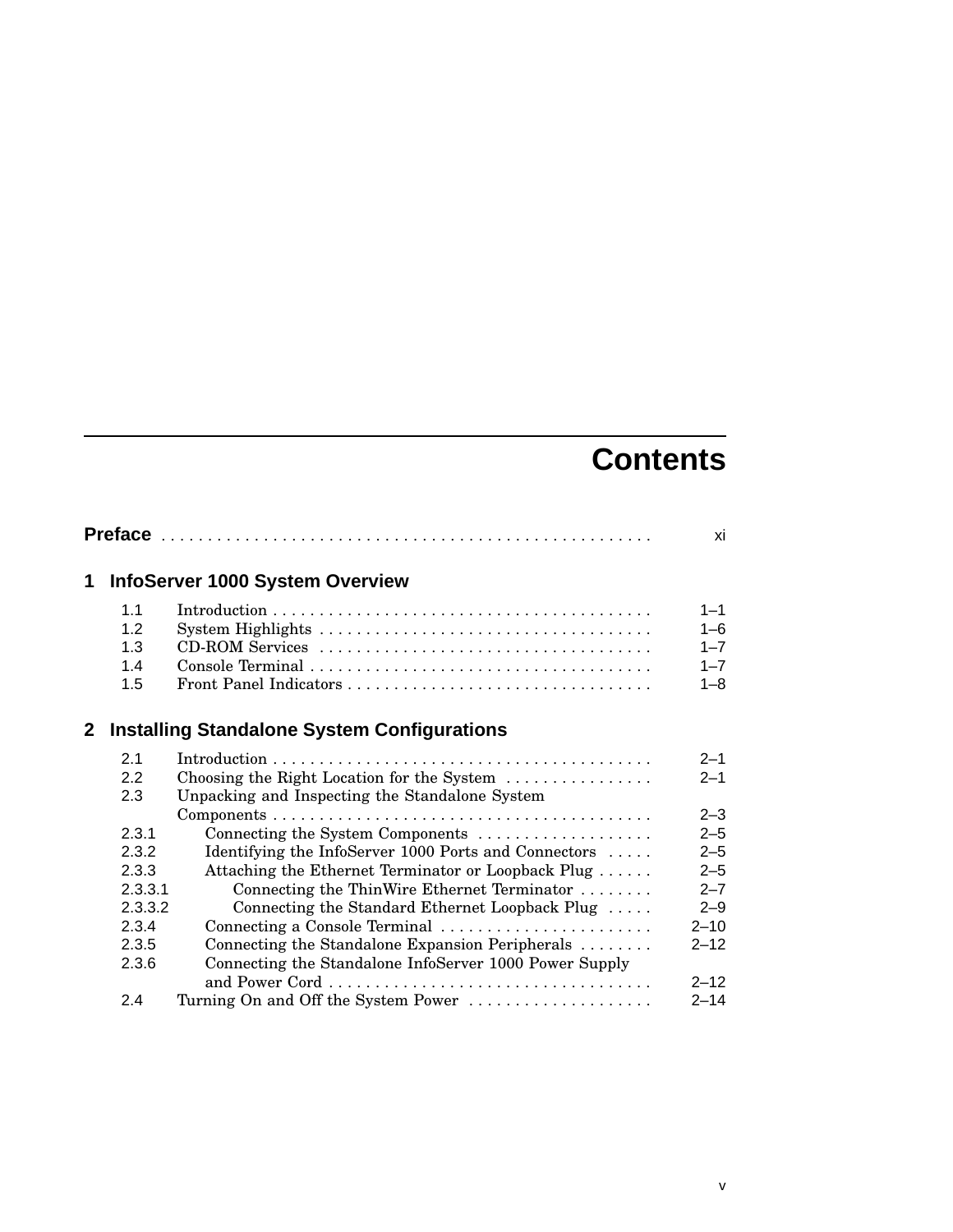# Contents

**Preface** . . . . . . . . . . . . . . . . . . . . . . . . . . . . . . . . . . . . . . . . . . . . . . . . . . . xi

## 1 InfoServer 1000 System Overview

| | | |
|---|---|---|
| 1.1 | Introduction | 1–1 |
| 1.2 | System Highlights | 1–6 |
| 1.3 | CD-ROM Services | 1–7 |
| 1.4 | Console Terminal | 1–7 |
| 1.5 | Front Panel Indicators | 1–8 |

## 2 Installing Standalone System Configurations

| | | |
|---|---|---|
| 2.1 | Introduction | 2–1 |
| 2.2 | Choosing the Right Location for the System | 2–1 |
| 2.3 | Unpacking and Inspecting the Standalone System Components | 2–3 |
| 2.3.1 | Connecting the System Components | 2–5 |
| 2.3.2 | Identifying the InfoServer 1000 Ports and Connectors | 2–5 |
| 2.3.3 | Attaching the Ethernet Terminator or Loopback Plug | 2–5 |
| 2.3.3.1 | Connecting the ThinWire Ethernet Terminator | 2–7 |
| 2.3.3.2 | Connecting the Standard Ethernet Loopback Plug | 2–9 |
| 2.3.4 | Connecting a Console Terminal | 2–10 |
| 2.3.5 | Connecting the Standalone Expansion Peripherals | 2–12 |
| 2.3.6 | Connecting the Standalone InfoServer 1000 Power Supply and Power Cord | 2–12 |
| 2.4 | Turning On and Off the System Power | 2–14 |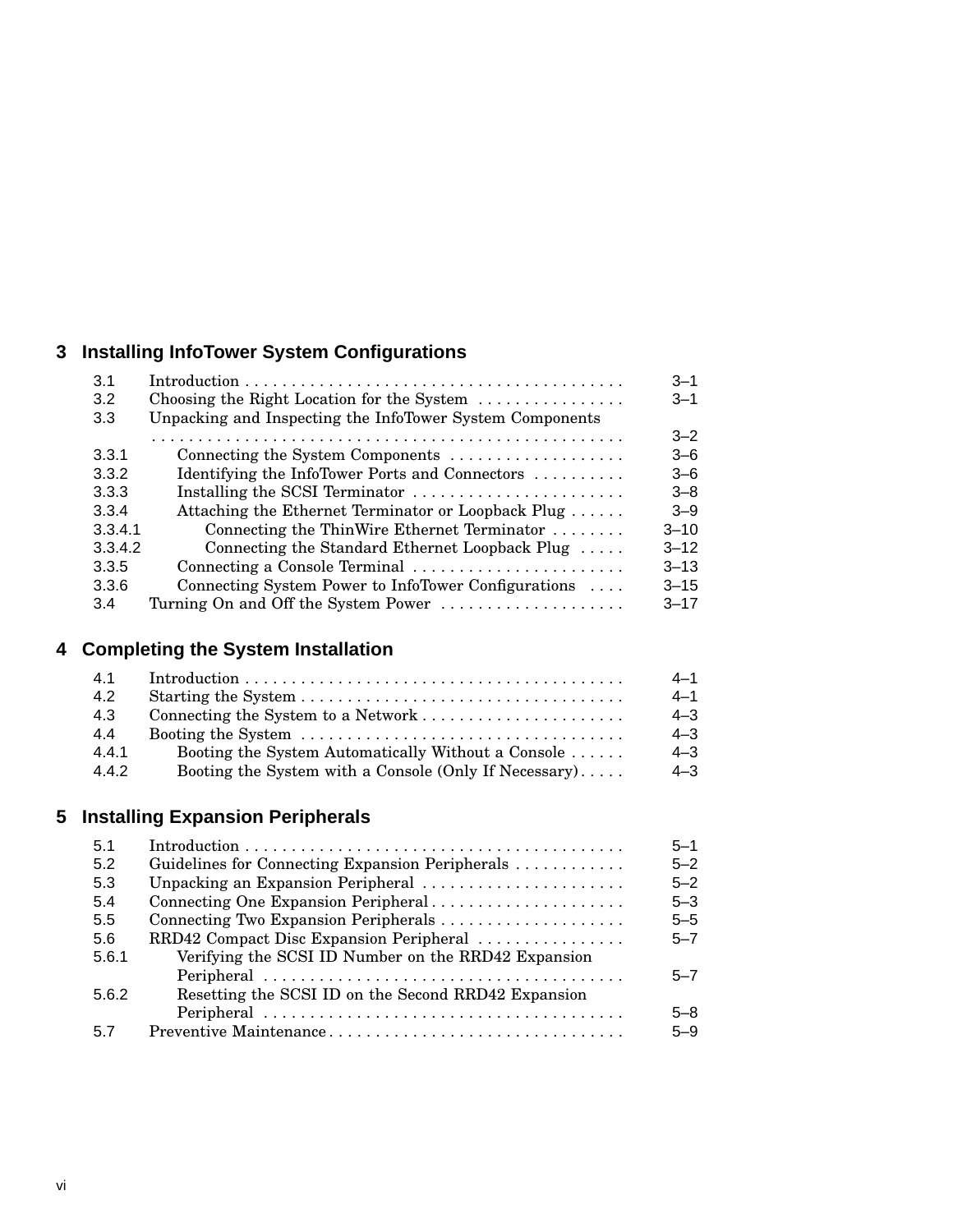## 3 Installing InfoTower System Configurations

| | | |
|---|---|---|
| 3.1 | Introduction | 3–1 |
| 3.2 | Choosing the Right Location for the System | 3–1 |
| 3.3 | Unpacking and Inspecting the InfoTower System Components | 3–2 |
| 3.3.1 | Connecting the System Components | 3–6 |
| 3.3.2 | Identifying the InfoTower Ports and Connectors | 3–6 |
| 3.3.3 | Installing the SCSI Terminator | 3–8 |
| 3.3.4 | Attaching the Ethernet Terminator or Loopback Plug | 3–9 |
| 3.3.4.1 | Connecting the ThinWire Ethernet Terminator | 3–10 |
| 3.3.4.2 | Connecting the Standard Ethernet Loopback Plug | 3–12 |
| 3.3.5 | Connecting a Console Terminal | 3–13 |
| 3.3.6 | Connecting System Power to InfoTower Configurations | 3–15 |
| 3.4 | Turning On and Off the System Power | 3–17 |

## 4 Completing the System Installation

| | | |
|---|---|---|
| 4.1 | Introduction | 4–1 |
| 4.2 | Starting the System | 4–1 |
| 4.3 | Connecting the System to a Network | 4–3 |
| 4.4 | Booting the System | 4–3 |
| 4.4.1 | Booting the System Automatically Without a Console | 4–3 |
| 4.4.2 | Booting the System with a Console (Only If Necessary) | 4–3 |

## 5 Installing Expansion Peripherals

| | | |
|---|---|---|
| 5.1 | Introduction | 5–1 |
| 5.2 | Guidelines for Connecting Expansion Peripherals | 5–2 |
| 5.3 | Unpacking an Expansion Peripheral | 5–2 |
| 5.4 | Connecting One Expansion Peripheral | 5–3 |
| 5.5 | Connecting Two Expansion Peripherals | 5–5 |
| 5.6 | RRD42 Compact Disc Expansion Peripheral | 5–7 |
| 5.6.1 | Verifying the SCSI ID Number on the RRD42 Expansion Peripheral | 5–7 |
| 5.6.2 | Resetting the SCSI ID on the Second RRD42 Expansion Peripheral | 5–8 |
| 5.7 | Preventive Maintenance | 5–9 |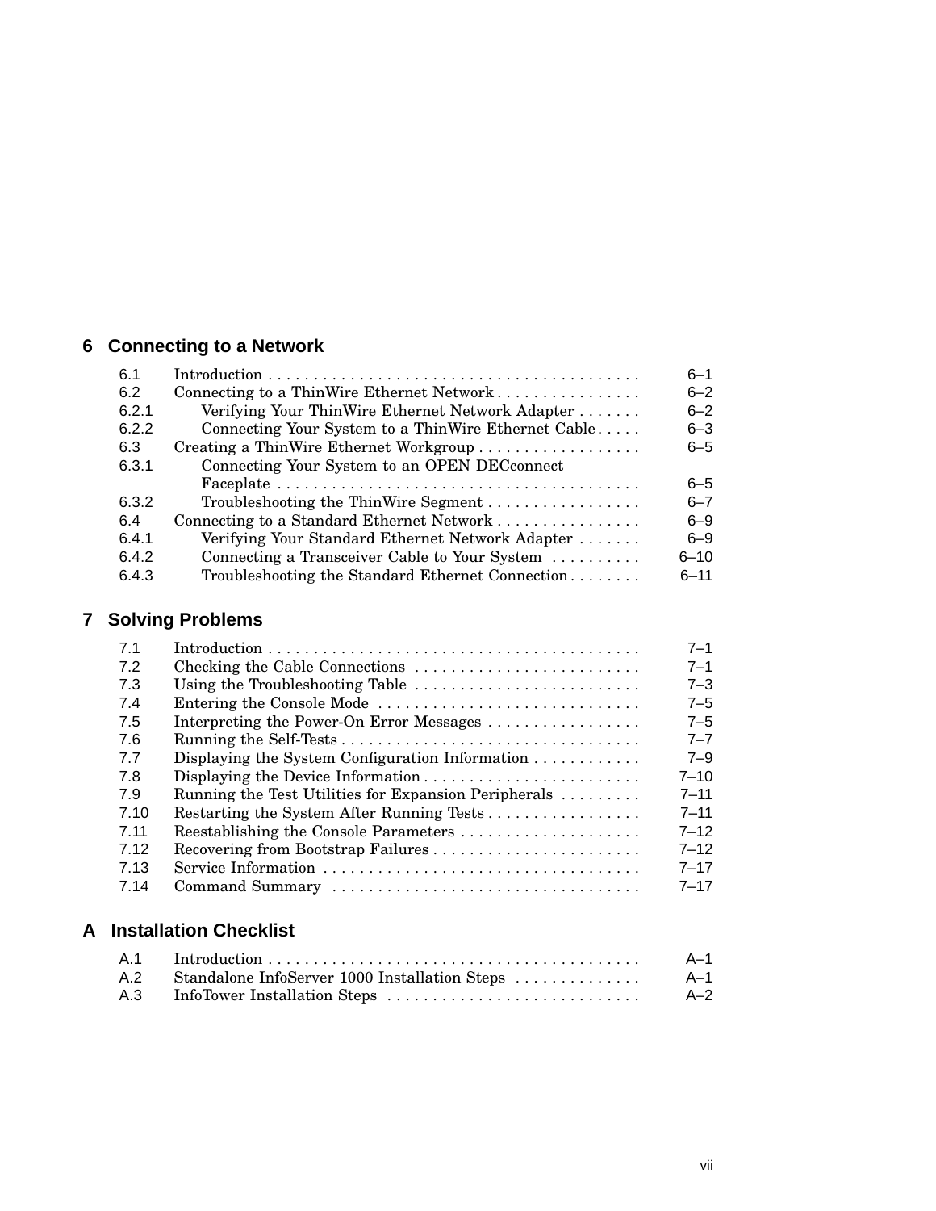## 6 Connecting to a Network

| | | |
|---|---|---|
| 6.1 | Introduction | 6–1 |
| 6.2 | Connecting to a ThinWire Ethernet Network | 6–2 |
| 6.2.1 | Verifying Your ThinWire Ethernet Network Adapter | 6–2 |
| 6.2.2 | Connecting Your System to a ThinWire Ethernet Cable | 6–3 |
| 6.3 | Creating a ThinWire Ethernet Workgroup | 6–5 |
| 6.3.1 | Connecting Your System to an OPEN DECconnect Faceplate | 6–5 |
| 6.3.2 | Troubleshooting the ThinWire Segment | 6–7 |
| 6.4 | Connecting to a Standard Ethernet Network | 6–9 |
| 6.4.1 | Verifying Your Standard Ethernet Network Adapter | 6–9 |
| 6.4.2 | Connecting a Transceiver Cable to Your System | 6–10 |
| 6.4.3 | Troubleshooting the Standard Ethernet Connection | 6–11 |

## 7 Solving Problems

| | | |
|---|---|---|
| 7.1 | Introduction | 7–1 |
| 7.2 | Checking the Cable Connections | 7–1 |
| 7.3 | Using the Troubleshooting Table | 7–3 |
| 7.4 | Entering the Console Mode | 7–5 |
| 7.5 | Interpreting the Power-On Error Messages | 7–5 |
| 7.6 | Running the Self-Tests | 7–7 |
| 7.7 | Displaying the System Configuration Information | 7–9 |
| 7.8 | Displaying the Device Information | 7–10 |
| 7.9 | Running the Test Utilities for Expansion Peripherals | 7–11 |
| 7.10 | Restarting the System After Running Tests | 7–11 |
| 7.11 | Reestablishing the Console Parameters | 7–12 |
| 7.12 | Recovering from Bootstrap Failures | 7–12 |
| 7.13 | Service Information | 7–17 |
| 7.14 | Command Summary | 7–17 |

## A Installation Checklist

| | | |
|---|---|---|
| A.1 | Introduction | A–1 |
| A.2 | Standalone InfoServer 1000 Installation Steps | A–1 |
| A.3 | InfoTower Installation Steps | A–2 |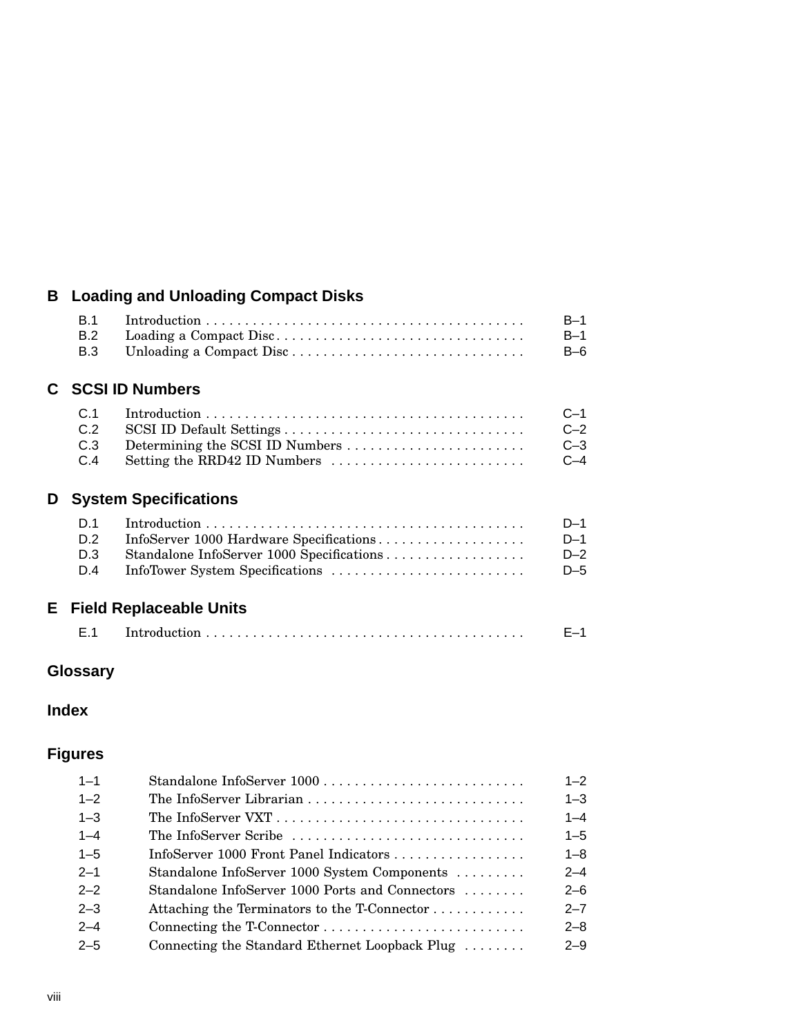## B Loading and Unloading Compact Disks

| | | |
|---|---|---|
| B.1 | Introduction | B–1 |
| B.2 | Loading a Compact Disc | B–1 |
| B.3 | Unloading a Compact Disc | B–6 |

## C SCSI ID Numbers

| | | |
|---|---|---|
| C.1 | Introduction | C–1 |
| C.2 | SCSI ID Default Settings | C–2 |
| C.3 | Determining the SCSI ID Numbers | C–3 |
| C.4 | Setting the RRD42 ID Numbers | C–4 |

## D System Specifications

| | | |
|---|---|---|
| D.1 | Introduction | D–1 |
| D.2 | InfoServer 1000 Hardware Specifications | D–1 |
| D.3 | Standalone InfoServer 1000 Specifications | D–2 |
| D.4 | InfoTower System Specifications | D–5 |

## E Field Replaceable Units

| | | |
|---|---|---|
| E.1 | Introduction | E–1 |

## Glossary

## Index

## Figures

| | | |
|---|---|---|
| 1–1 | Standalone InfoServer 1000 | 1–2 |
| 1–2 | The InfoServer Librarian | 1–3 |
| 1–3 | The InfoServer VXT | 1–4 |
| 1–4 | The InfoServer Scribe | 1–5 |
| 1–5 | InfoServer 1000 Front Panel Indicators | 1–8 |
| 2–1 | Standalone InfoServer 1000 System Components | 2–4 |
| 2–2 | Standalone InfoServer 1000 Ports and Connectors | 2–6 |
| 2–3 | Attaching the Terminators to the T-Connector | 2–7 |
| 2–4 | Connecting the T-Connector | 2–8 |
| 2–5 | Connecting the Standard Ethernet Loopback Plug | 2–9 |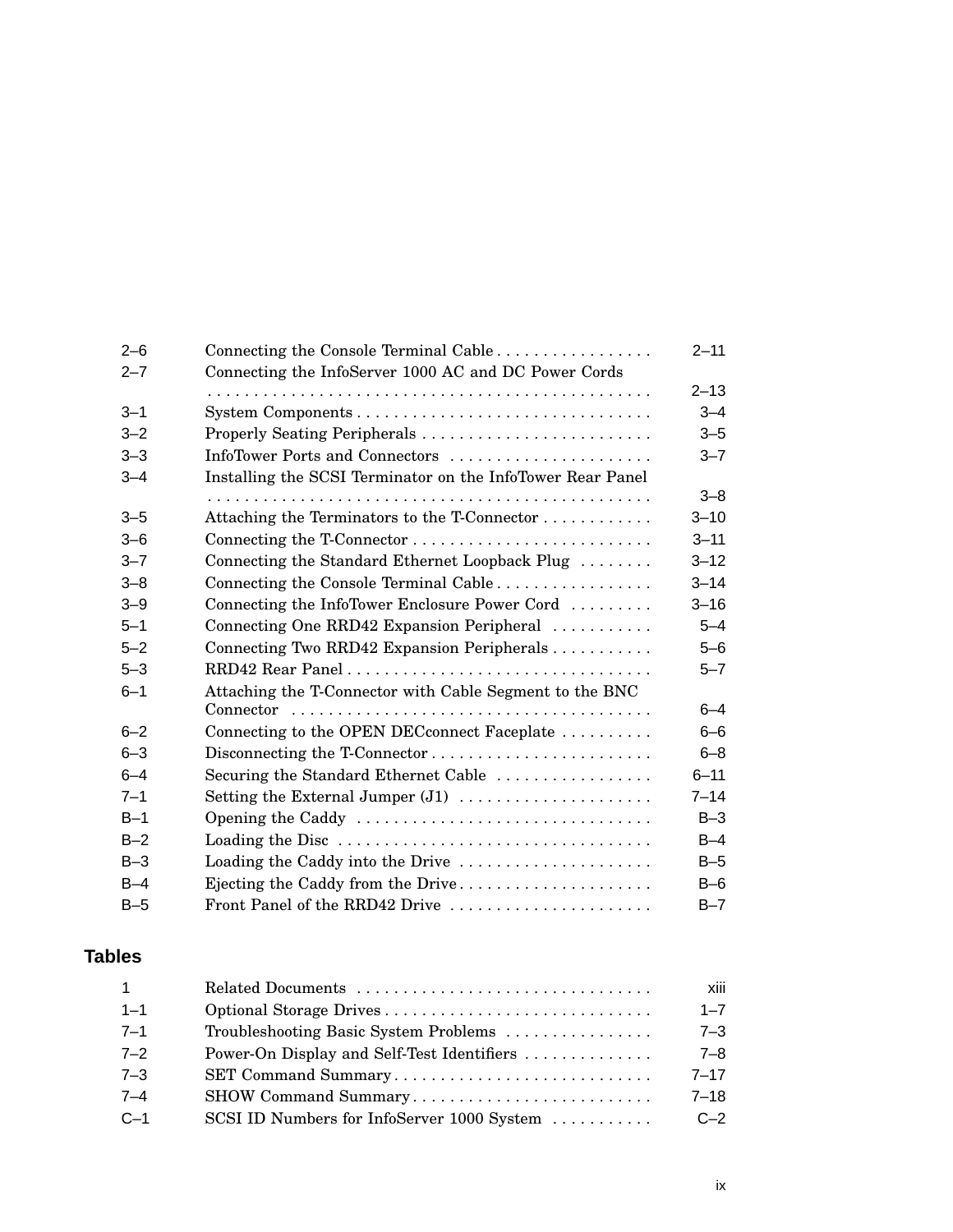| | | |
|---|---|---|
| 2–6 | Connecting the Console Terminal Cable | 2–11 |
| 2–7 | Connecting the InfoServer 1000 AC and DC Power Cords | 2–13 |
| 3–1 | System Components | 3–4 |
| 3–2 | Properly Seating Peripherals | 3–5 |
| 3–3 | InfoTower Ports and Connectors | 3–7 |
| 3–4 | Installing the SCSI Terminator on the InfoTower Rear Panel | 3–8 |
| 3–5 | Attaching the Terminators to the T-Connector | 3–10 |
| 3–6 | Connecting the T-Connector | 3–11 |
| 3–7 | Connecting the Standard Ethernet Loopback Plug | 3–12 |
| 3–8 | Connecting the Console Terminal Cable | 3–14 |
| 3–9 | Connecting the InfoTower Enclosure Power Cord | 3–16 |
| 5–1 | Connecting One RRD42 Expansion Peripheral | 5–4 |
| 5–2 | Connecting Two RRD42 Expansion Peripherals | 5–6 |
| 5–3 | RRD42 Rear Panel | 5–7 |
| 6–1 | Attaching the T-Connector with Cable Segment to the BNC Connector | 6–4 |
| 6–2 | Connecting to the OPEN DECconnect Faceplate | 6–6 |
| 6–3 | Disconnecting the T-Connector | 6–8 |
| 6–4 | Securing the Standard Ethernet Cable | 6–11 |
| 7–1 | Setting the External Jumper (J1) | 7–14 |
| B–1 | Opening the Caddy | B–3 |
| B–2 | Loading the Disc | B–4 |
| B–3 | Loading the Caddy into the Drive | B–5 |
| B–4 | Ejecting the Caddy from the Drive | B–6 |
| B–5 | Front Panel of the RRD42 Drive | B–7 |

## Tables

| | | |
|---|---|---|
| 1 | Related Documents | xiii |
| 1–1 | Optional Storage Drives | 1–7 |
| 7–1 | Troubleshooting Basic System Problems | 7–3 |
| 7–2 | Power-On Display and Self-Test Identifiers | 7–8 |
| 7–3 | SET Command Summary | 7–17 |
| 7–4 | SHOW Command Summary | 7–18 |
| C–1 | SCSI ID Numbers for InfoServer 1000 System | C–2 |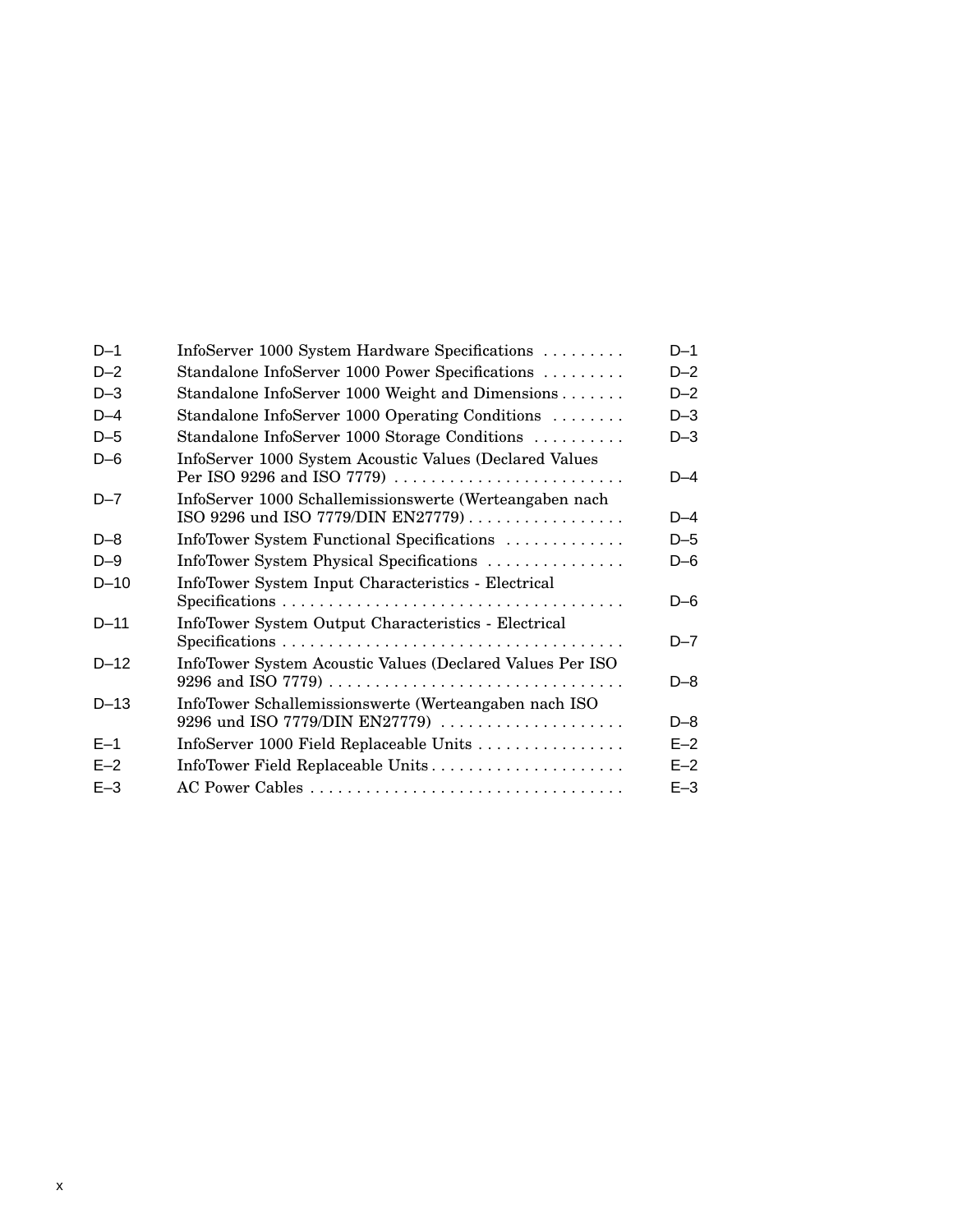| | | |
|---|---|---|
| D–1 | InfoServer 1000 System Hardware Specifications | D–1 |
| D–2 | Standalone InfoServer 1000 Power Specifications | D–2 |
| D–3 | Standalone InfoServer 1000 Weight and Dimensions | D–2 |
| D–4 | Standalone InfoServer 1000 Operating Conditions | D–3 |
| D–5 | Standalone InfoServer 1000 Storage Conditions | D–3 |
| D–6 | InfoServer 1000 System Acoustic Values (Declared Values Per ISO 9296 and ISO 7779) | D–4 |
| D–7 | InfoServer 1000 Schallemissionswerte (Werteangaben nach ISO 9296 und ISO 7779/DIN EN27779) | D–4 |
| D–8 | InfoTower System Functional Specifications | D–5 |
| D–9 | InfoTower System Physical Specifications | D–6 |
| D–10 | InfoTower System Input Characteristics - Electrical Specifications | D–6 |
| D–11 | InfoTower System Output Characteristics - Electrical Specifications | D–7 |
| D–12 | InfoTower System Acoustic Values (Declared Values Per ISO 9296 and ISO 7779) | D–8 |
| D–13 | InfoTower Schallemissionswerte (Werteangaben nach ISO 9296 und ISO 7779/DIN EN27779) | D–8 |
| E–1 | InfoServer 1000 Field Replaceable Units | E–2 |
| E–2 | InfoTower Field Replaceable Units | E–2 |
| E–3 | AC Power Cables | E–3 |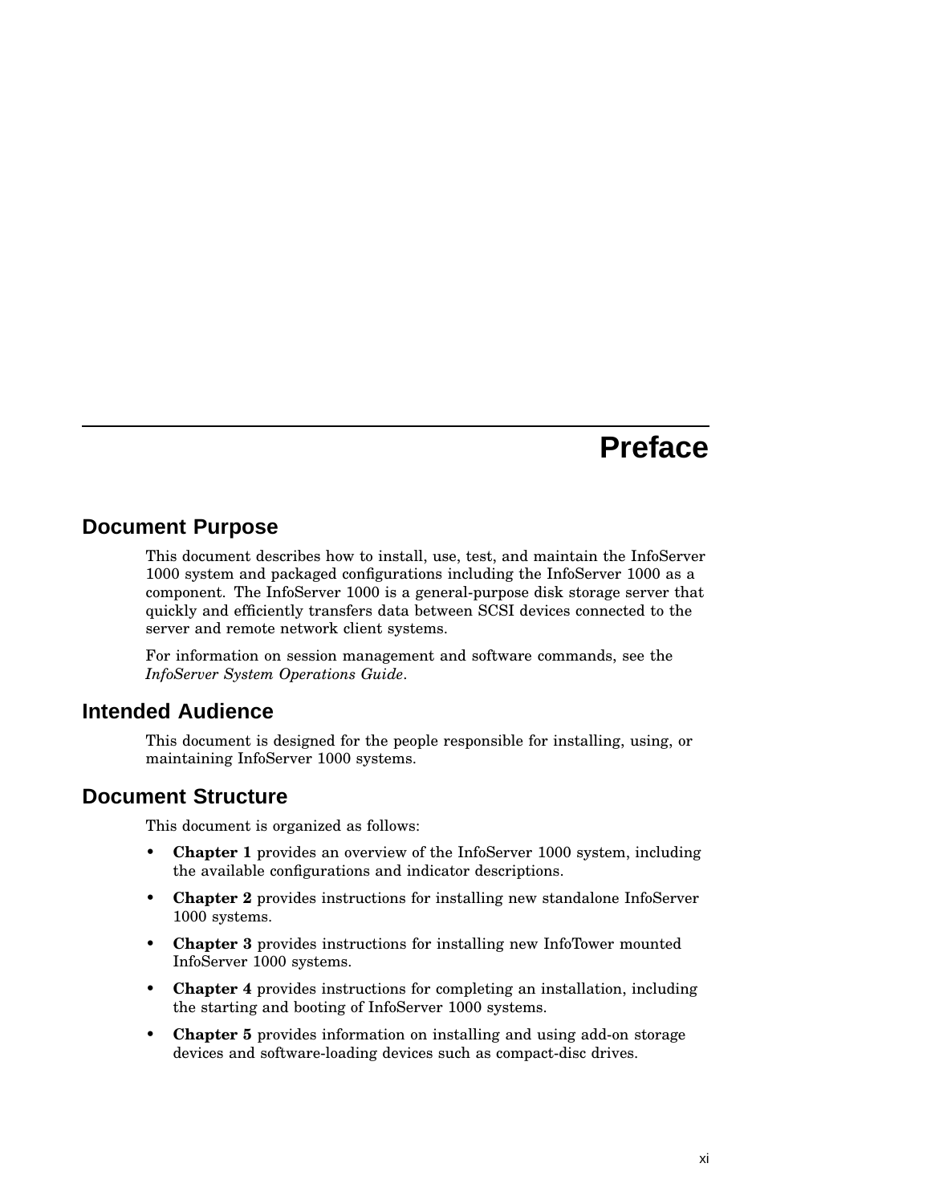# Preface

## Document Purpose

This document describes how to install, use, test, and maintain the InfoServer 1000 system and packaged configurations including the InfoServer 1000 as a component. The InfoServer 1000 is a general-purpose disk storage server that quickly and efficiently transfers data between SCSI devices connected to the server and remote network client systems.

For information on session management and software commands, see the *InfoServer System Operations Guide*.

## Intended Audience

This document is designed for the people responsible for installing, using, or maintaining InfoServer 1000 systems.

## Document Structure

This document is organized as follows:

- **Chapter 1** provides an overview of the InfoServer 1000 system, including the available configurations and indicator descriptions.
- **Chapter 2** provides instructions for installing new standalone InfoServer 1000 systems.
- **Chapter 3** provides instructions for installing new InfoTower mounted InfoServer 1000 systems.
- **Chapter 4** provides instructions for completing an installation, including the starting and booting of InfoServer 1000 systems.
- **Chapter 5** provides information on installing and using add-on storage devices and software-loading devices such as compact-disc drives.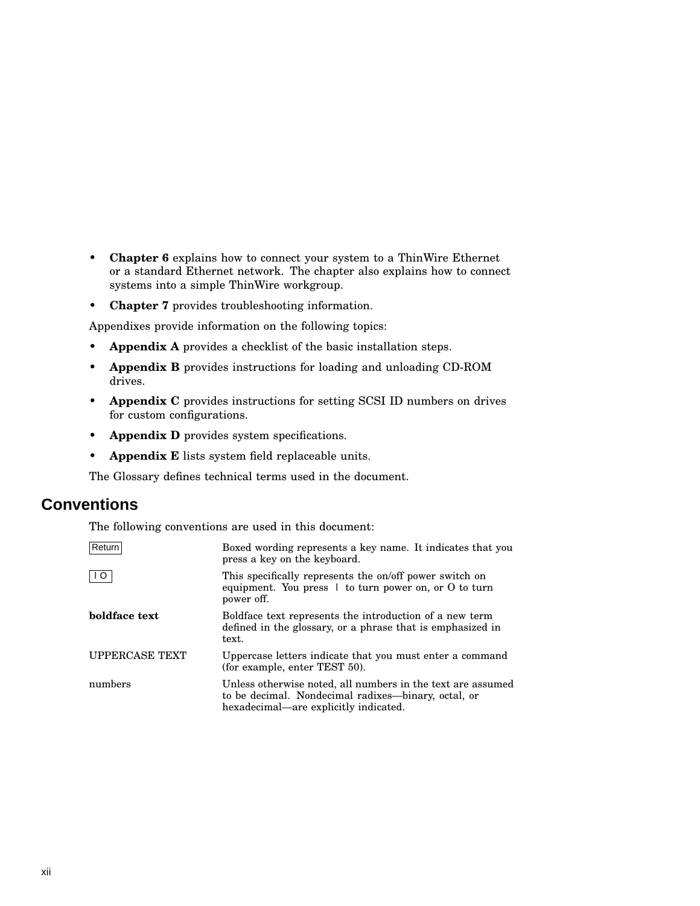- **Chapter 6** explains how to connect your system to a ThinWire Ethernet or a standard Ethernet network. The chapter also explains how to connect systems into a simple ThinWire workgroup.
- **Chapter 7** provides troubleshooting information.

Appendixes provide information on the following topics:

- **Appendix A** provides a checklist of the basic installation steps.
- **Appendix B** provides instructions for loading and unloading CD-ROM drives.
- **Appendix C** provides instructions for setting SCSI ID numbers on drives for custom configurations.
- **Appendix D** provides system specifications.
- **Appendix E** lists system field replaceable units.

The Glossary defines technical terms used in the document.

## Conventions

The following conventions are used in this document:

| | |
|---|---|
| Return | Boxed wording represents a key name. It indicates that you press a key on the keyboard. |
| I O | This specifically represents the on/off power switch on equipment. You press I to turn power on, or O to turn power off. |
| **boldface text** | Boldface text represents the introduction of a new term defined in the glossary, or a phrase that is emphasized in text. |
| UPPERCASE TEXT | Uppercase letters indicate that you must enter a command (for example, enter TEST 50). |
| numbers | Unless otherwise noted, all numbers in the text are assumed to be decimal. Nondecimal radixes—binary, octal, or hexadecimal—are explicitly indicated. |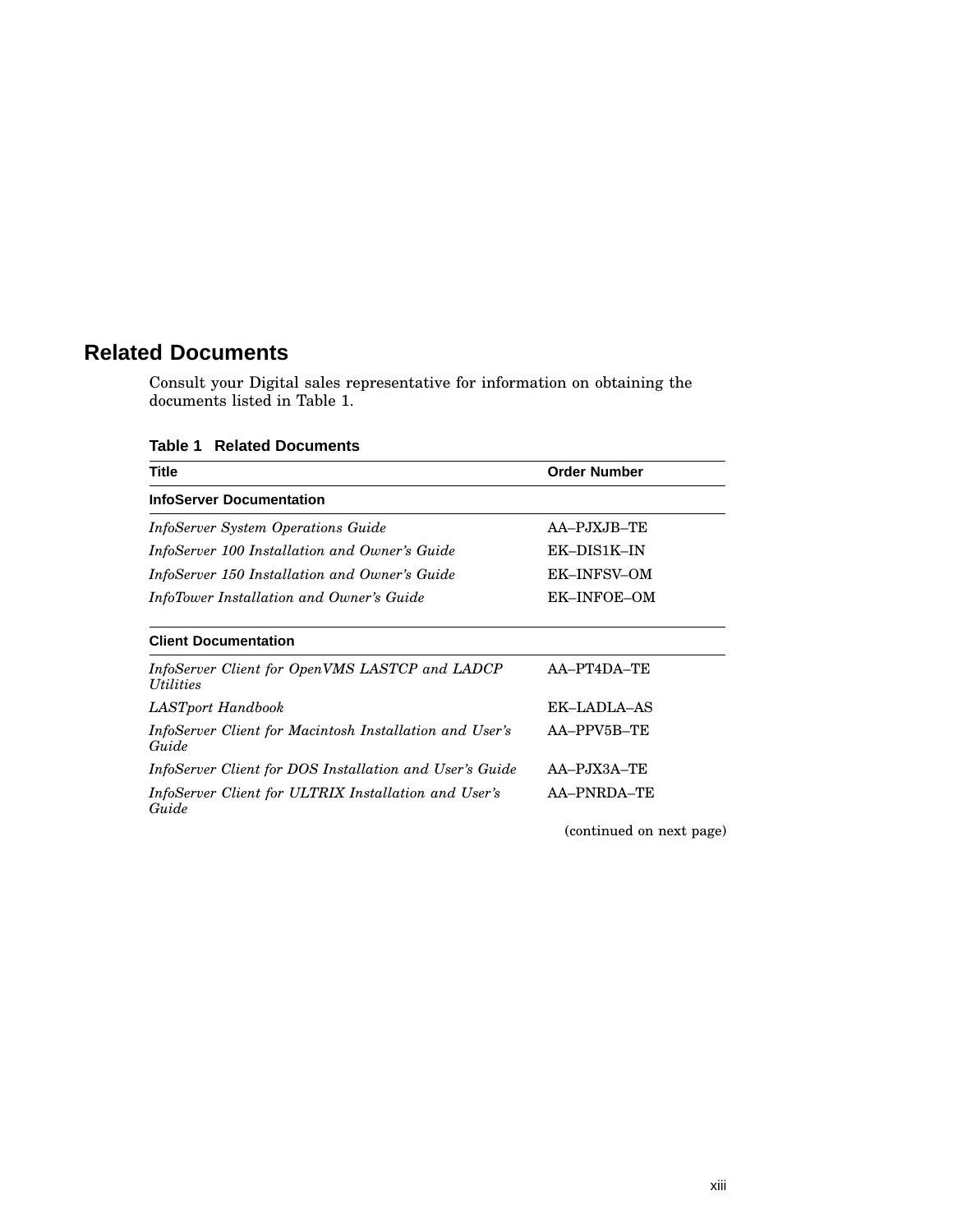## Related Documents

Consult your Digital sales representative for information on obtaining the documents listed in Table 1.

**Table 1 Related Documents**

| Title | Order Number |
|---|---|
| **InfoServer Documentation** | |
| *InfoServer System Operations Guide* | AA–PJXJB–TE |
| *InfoServer 100 Installation and Owner's Guide* | EK–DIS1K–IN |
| *InfoServer 150 Installation and Owner's Guide* | EK–INFSV–OM |
| *InfoTower Installation and Owner's Guide* | EK–INFOE–OM |
| **Client Documentation** | |
| *InfoServer Client for OpenVMS LASTCP and LADCP Utilities* | AA–PT4DA–TE |
| *LASTport Handbook* | EK–LADLA–AS |
| *InfoServer Client for Macintosh Installation and User's Guide* | AA–PPV5B–TE |
| *InfoServer Client for DOS Installation and User's Guide* | AA–PJX3A–TE |
| *InfoServer Client for ULTRIX Installation and User's Guide* | AA–PNRDA–TE |

(continued on next page)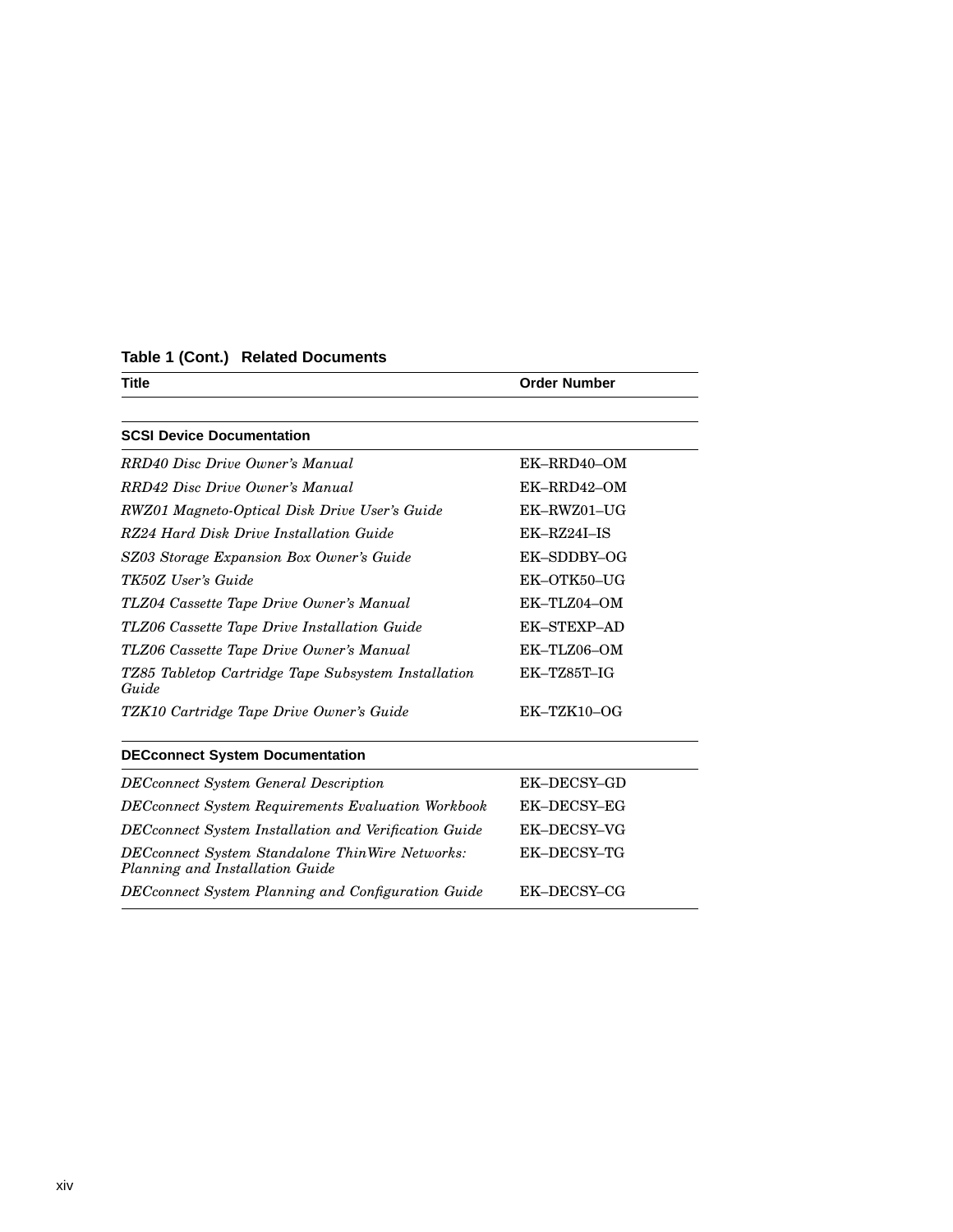**Table 1 (Cont.) Related Documents**

| Title | Order Number |
| --- | --- |
| **SCSI Device Documentation** | |
| *RRD40 Disc Drive Owner's Manual* | EK–RRD40–OM |
| *RRD42 Disc Drive Owner's Manual* | EK–RRD42–OM |
| *RWZ01 Magneto-Optical Disk Drive User's Guide* | EK–RWZ01–UG |
| *RZ24 Hard Disk Drive Installation Guide* | EK–RZ24I–IS |
| *SZ03 Storage Expansion Box Owner's Guide* | EK–SDDBY–OG |
| *TK50Z User's Guide* | EK–OTK50–UG |
| *TLZ04 Cassette Tape Drive Owner's Manual* | EK–TLZ04–OM |
| *TLZ06 Cassette Tape Drive Installation Guide* | EK–STEXP–AD |
| *TLZ06 Cassette Tape Drive Owner's Manual* | EK–TLZ06–OM |
| *TZ85 Tabletop Cartridge Tape Subsystem Installation Guide* | EK–TZ85T–IG |
| *TZK10 Cartridge Tape Drive Owner's Guide* | EK–TZK10–OG |
| **DECconnect System Documentation** | |
| *DECconnect System General Description* | EK–DECSY–GD |
| *DECconnect System Requirements Evaluation Workbook* | EK–DECSY–EG |
| *DECconnect System Installation and Verification Guide* | EK–DECSY–VG |
| *DECconnect System Standalone ThinWire Networks: Planning and Installation Guide* | EK–DECSY–TG |
| *DECconnect System Planning and Configuration Guide* | EK–DECSY–CG |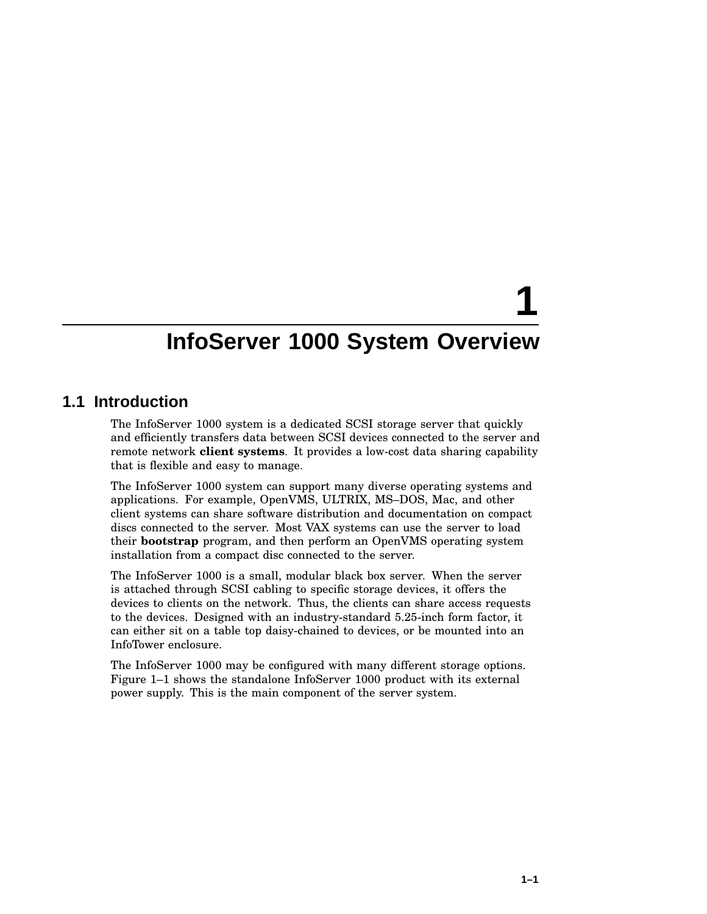# 1 InfoServer 1000 System Overview

## 1.1 Introduction

The InfoServer 1000 system is a dedicated SCSI storage server that quickly and efficiently transfers data between SCSI devices connected to the server and remote network **client systems**. It provides a low-cost data sharing capability that is flexible and easy to manage.

The InfoServer 1000 system can support many diverse operating systems and applications. For example, OpenVMS, ULTRIX, MS–DOS, Mac, and other client systems can share software distribution and documentation on compact discs connected to the server. Most VAX systems can use the server to load their **bootstrap** program, and then perform an OpenVMS operating system installation from a compact disc connected to the server.

The InfoServer 1000 is a small, modular black box server. When the server is attached through SCSI cabling to specific storage devices, it offers the devices to clients on the network. Thus, the clients can share access requests to the devices. Designed with an industry-standard 5.25-inch form factor, it can either sit on a table top daisy-chained to devices, or be mounted into an InfoTower enclosure.

The InfoServer 1000 may be configured with many different storage options. Figure 1–1 shows the standalone InfoServer 1000 product with its external power supply. This is the main component of the server system.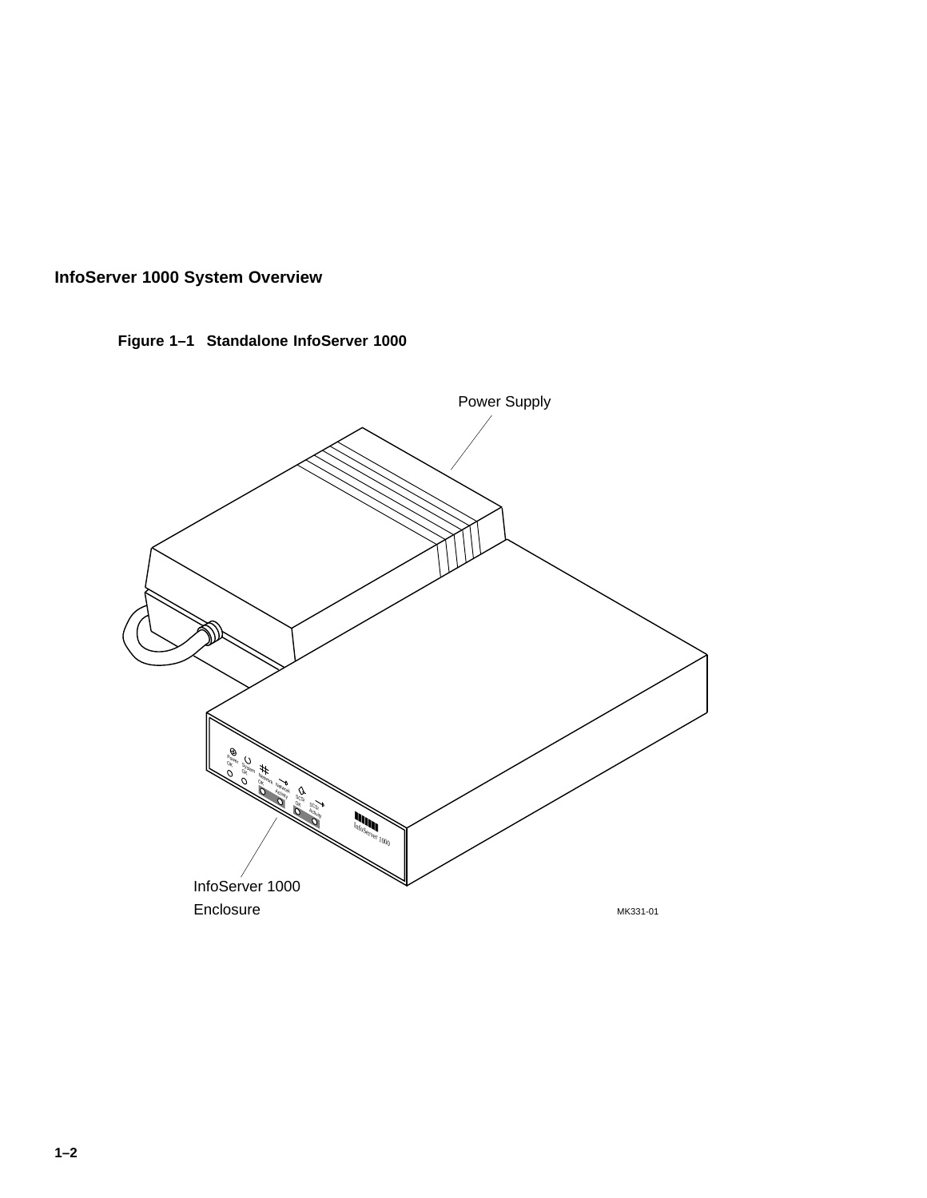## InfoServer 1000 System Overview

**Figure 1–1 Standalone InfoServer 1000**

Power Supply

InfoServer 1000 Enclosure

MK331-01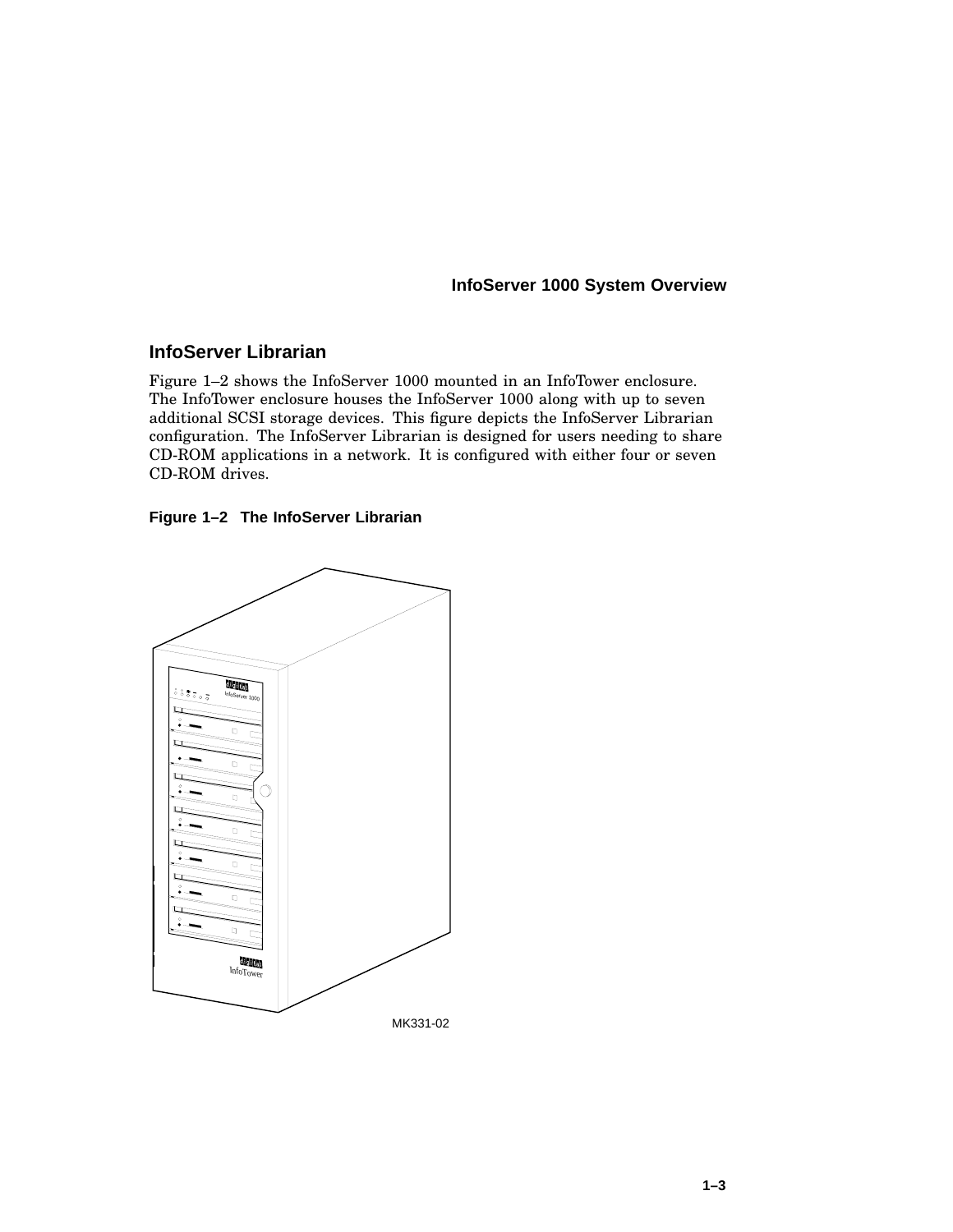## InfoServer Librarian

Figure 1–2 shows the InfoServer 1000 mounted in an InfoTower enclosure. The InfoTower enclosure houses the InfoServer 1000 along with up to seven additional SCSI storage devices. This figure depicts the InfoServer Librarian configuration. The InfoServer Librarian is designed for users needing to share CD-ROM applications in a network. It is configured with either four or seven CD-ROM drives.

**Figure 1–2 The InfoServer Librarian**

MK331-02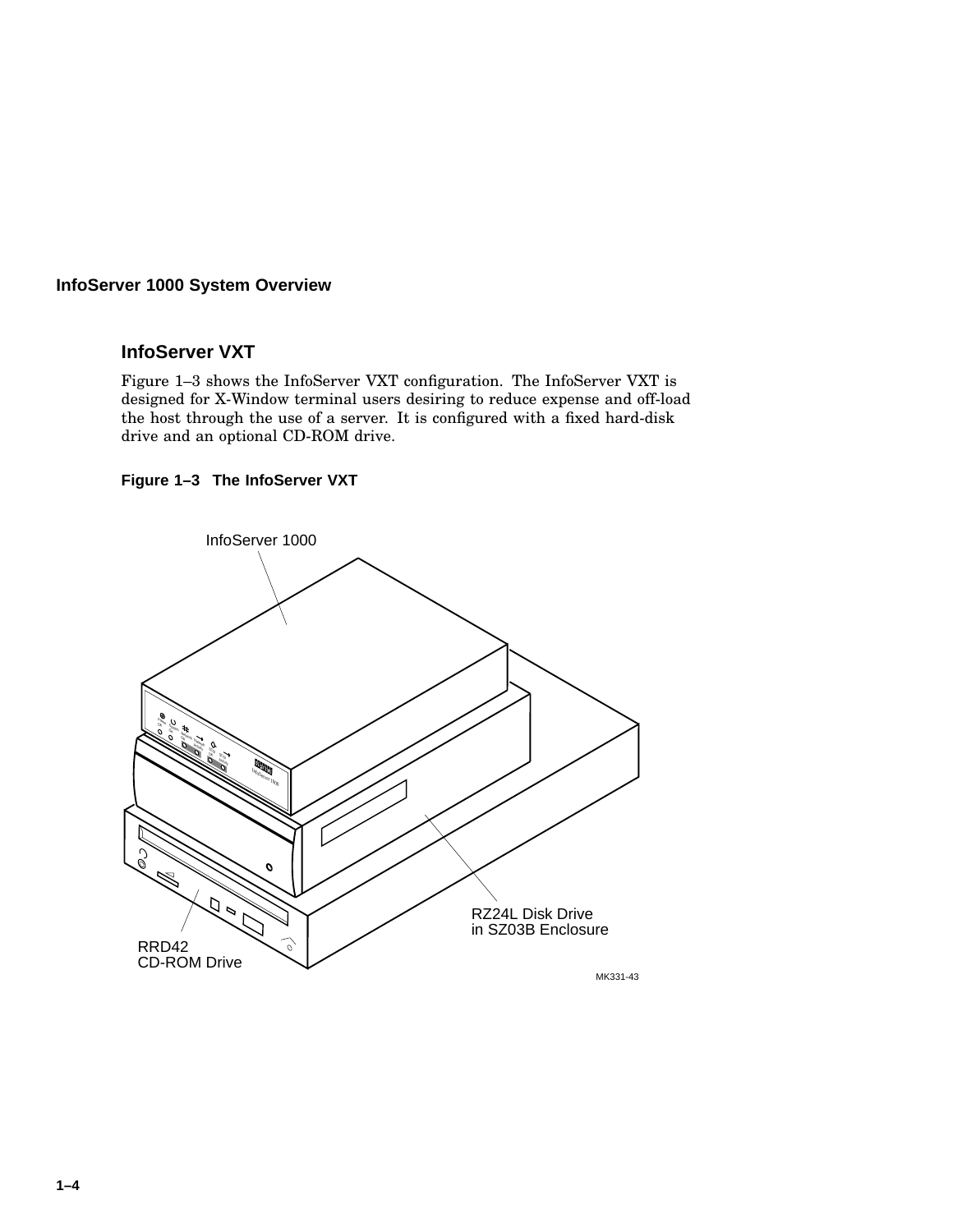## InfoServer VXT

Figure 1–3 shows the InfoServer VXT configuration. The InfoServer VXT is designed for X-Window terminal users desiring to reduce expense and off-load the host through the use of a server. It is configured with a fixed hard-disk drive and an optional CD-ROM drive.

**Figure 1–3 The InfoServer VXT**

InfoServer 1000

RZ24L Disk Drive in SZ03B Enclosure

RRD42 CD-ROM Drive

MK331-43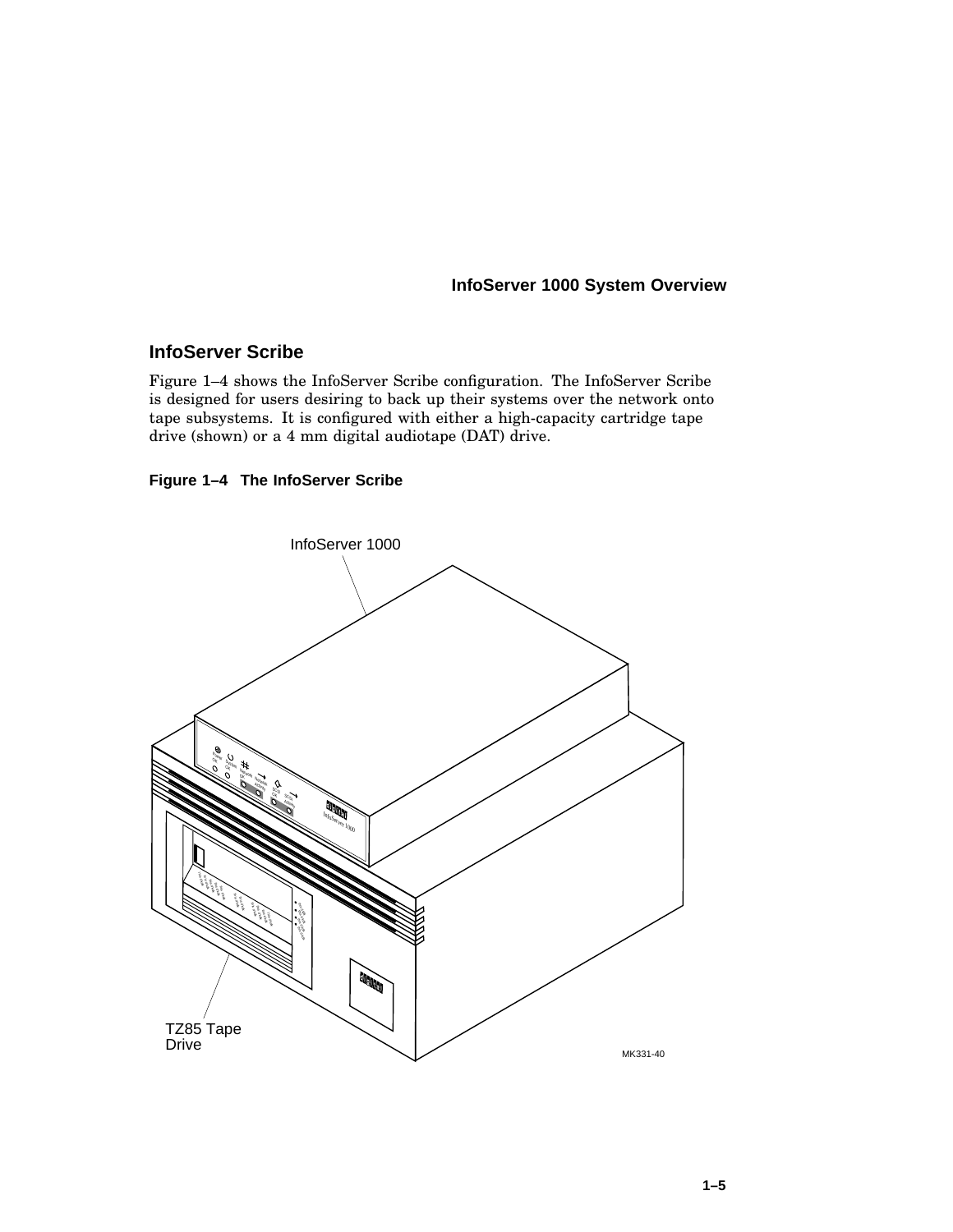## InfoServer Scribe

Figure 1–4 shows the InfoServer Scribe configuration. The InfoServer Scribe is designed for users desiring to back up their systems over the network onto tape subsystems. It is configured with either a high-capacity cartridge tape drive (shown) or a 4 mm digital audiotape (DAT) drive.

**Figure 1–4 The InfoServer Scribe**

InfoServer 1000

TZ85 Tape Drive

MK331-40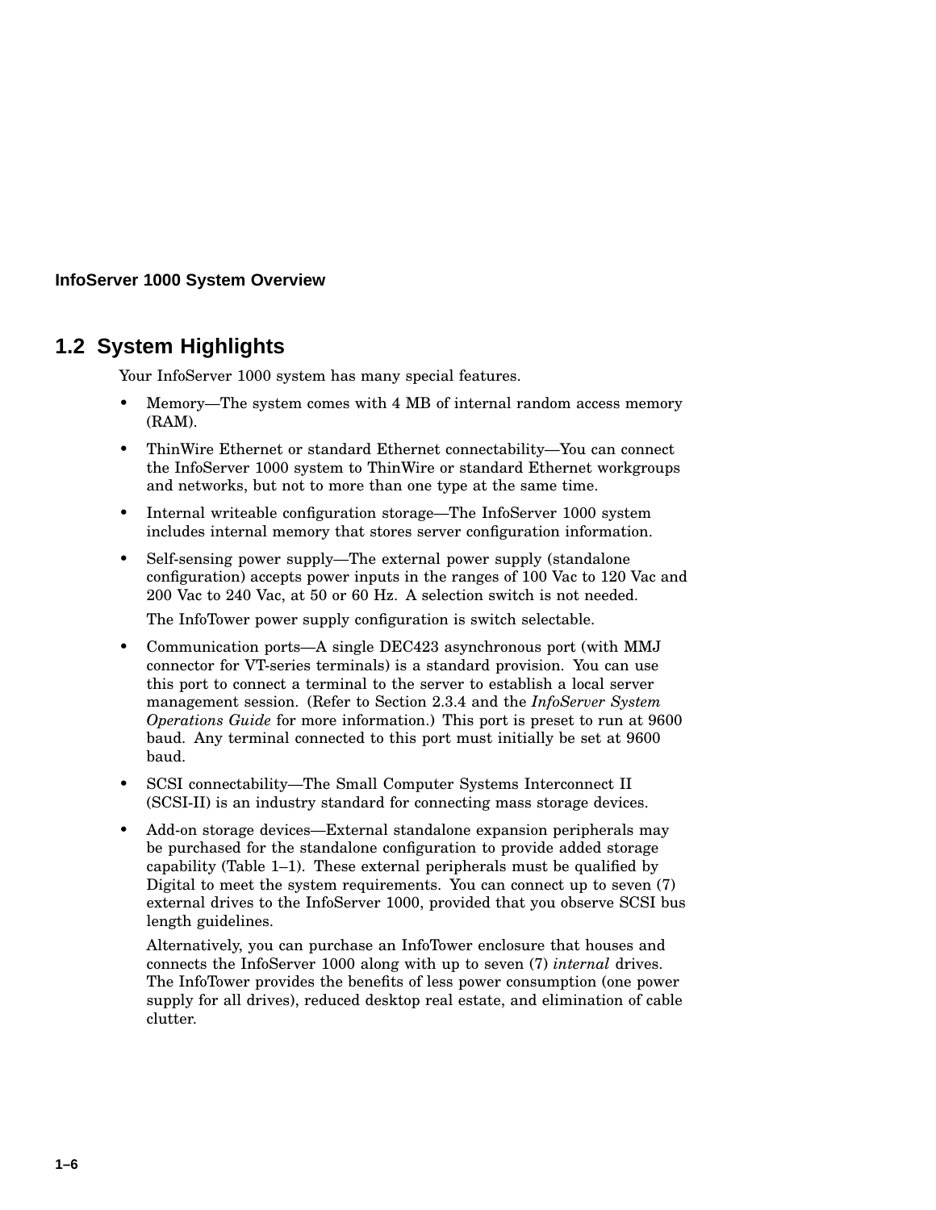## 1.2 System Highlights

Your InfoServer 1000 system has many special features.

- Memory—The system comes with 4 MB of internal random access memory (RAM).
- ThinWire Ethernet or standard Ethernet connectability—You can connect the InfoServer 1000 system to ThinWire or standard Ethernet workgroups and networks, but not to more than one type at the same time.
- Internal writeable configuration storage—The InfoServer 1000 system includes internal memory that stores server configuration information.
- Self-sensing power supply—The external power supply (standalone configuration) accepts power inputs in the ranges of 100 Vac to 120 Vac and 200 Vac to 240 Vac, at 50 or 60 Hz. A selection switch is not needed.

  The InfoTower power supply configuration is switch selectable.
- Communication ports—A single DEC423 asynchronous port (with MMJ connector for VT-series terminals) is a standard provision. You can use this port to connect a terminal to the server to establish a local server management session. (Refer to Section 2.3.4 and the *InfoServer System Operations Guide* for more information.) This port is preset to run at 9600 baud. Any terminal connected to this port must initially be set at 9600 baud.
- SCSI connectability—The Small Computer Systems Interconnect II (SCSI-II) is an industry standard for connecting mass storage devices.
- Add-on storage devices—External standalone expansion peripherals may be purchased for the standalone configuration to provide added storage capability (Table 1–1). These external peripherals must be qualified by Digital to meet the system requirements. You can connect up to seven (7) external drives to the InfoServer 1000, provided that you observe SCSI bus length guidelines.

  Alternatively, you can purchase an InfoTower enclosure that houses and connects the InfoServer 1000 along with up to seven (7) *internal* drives. The InfoTower provides the benefits of less power consumption (one power supply for all drives), reduced desktop real estate, and elimination of cable clutter.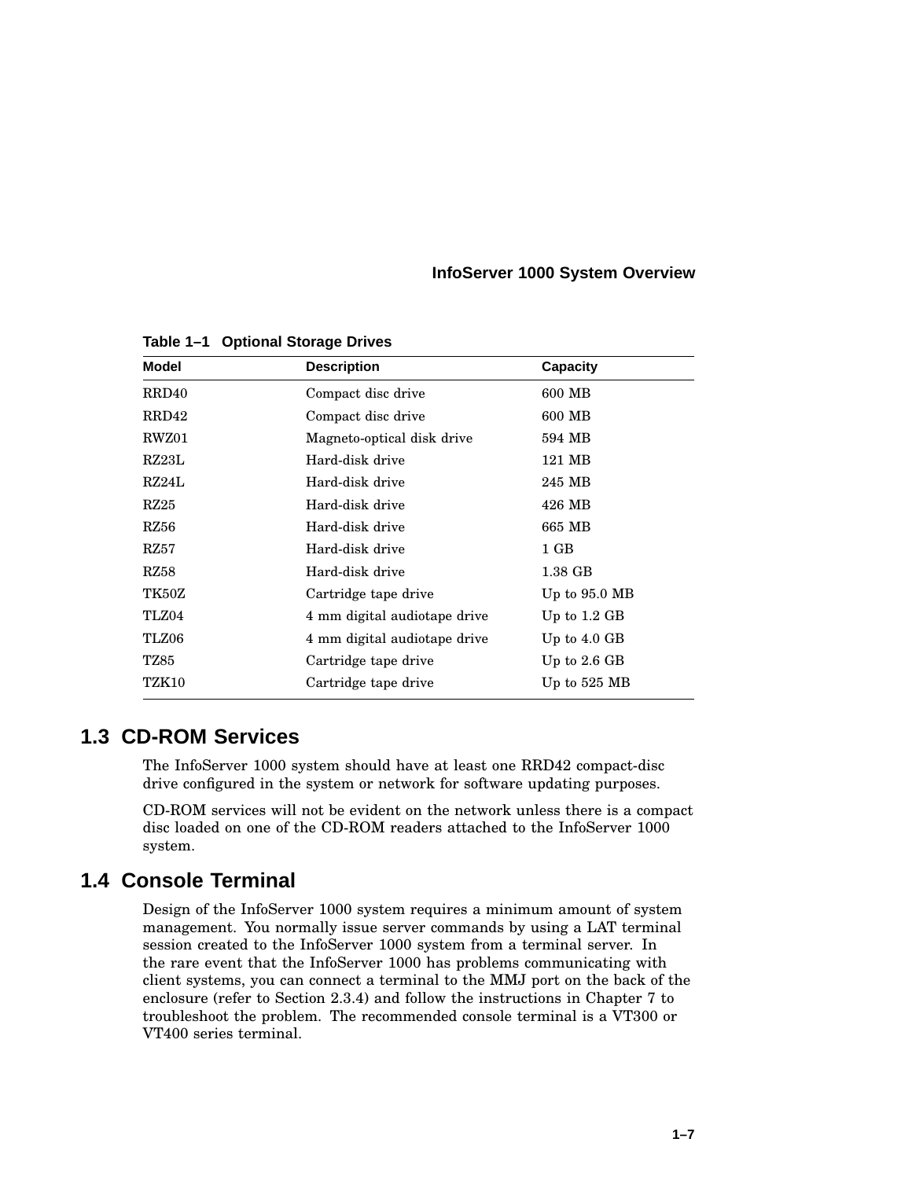**Table 1–1 Optional Storage Drives**

| Model | Description | Capacity |
|---|---|---|
| RRD40 | Compact disc drive | 600 MB |
| RRD42 | Compact disc drive | 600 MB |
| RWZ01 | Magneto-optical disk drive | 594 MB |
| RZ23L | Hard-disk drive | 121 MB |
| RZ24L | Hard-disk drive | 245 MB |
| RZ25 | Hard-disk drive | 426 MB |
| RZ56 | Hard-disk drive | 665 MB |
| RZ57 | Hard-disk drive | 1 GB |
| RZ58 | Hard-disk drive | 1.38 GB |
| TK50Z | Cartridge tape drive | Up to 95.0 MB |
| TLZ04 | 4 mm digital audiotape drive | Up to 1.2 GB |
| TLZ06 | 4 mm digital audiotape drive | Up to 4.0 GB |
| TZ85 | Cartridge tape drive | Up to 2.6 GB |
| TZK10 | Cartridge tape drive | Up to 525 MB |

## 1.3 CD-ROM Services

The InfoServer 1000 system should have at least one RRD42 compact-disc drive configured in the system or network for software updating purposes.

CD-ROM services will not be evident on the network unless there is a compact disc loaded on one of the CD-ROM readers attached to the InfoServer 1000 system.

## 1.4 Console Terminal

Design of the InfoServer 1000 system requires a minimum amount of system management. You normally issue server commands by using a LAT terminal session created to the InfoServer 1000 system from a terminal server. In the rare event that the InfoServer 1000 has problems communicating with client systems, you can connect a terminal to the MMJ port on the back of the enclosure (refer to Section 2.3.4) and follow the instructions in Chapter 7 to troubleshoot the problem. The recommended console terminal is a VT300 or VT400 series terminal.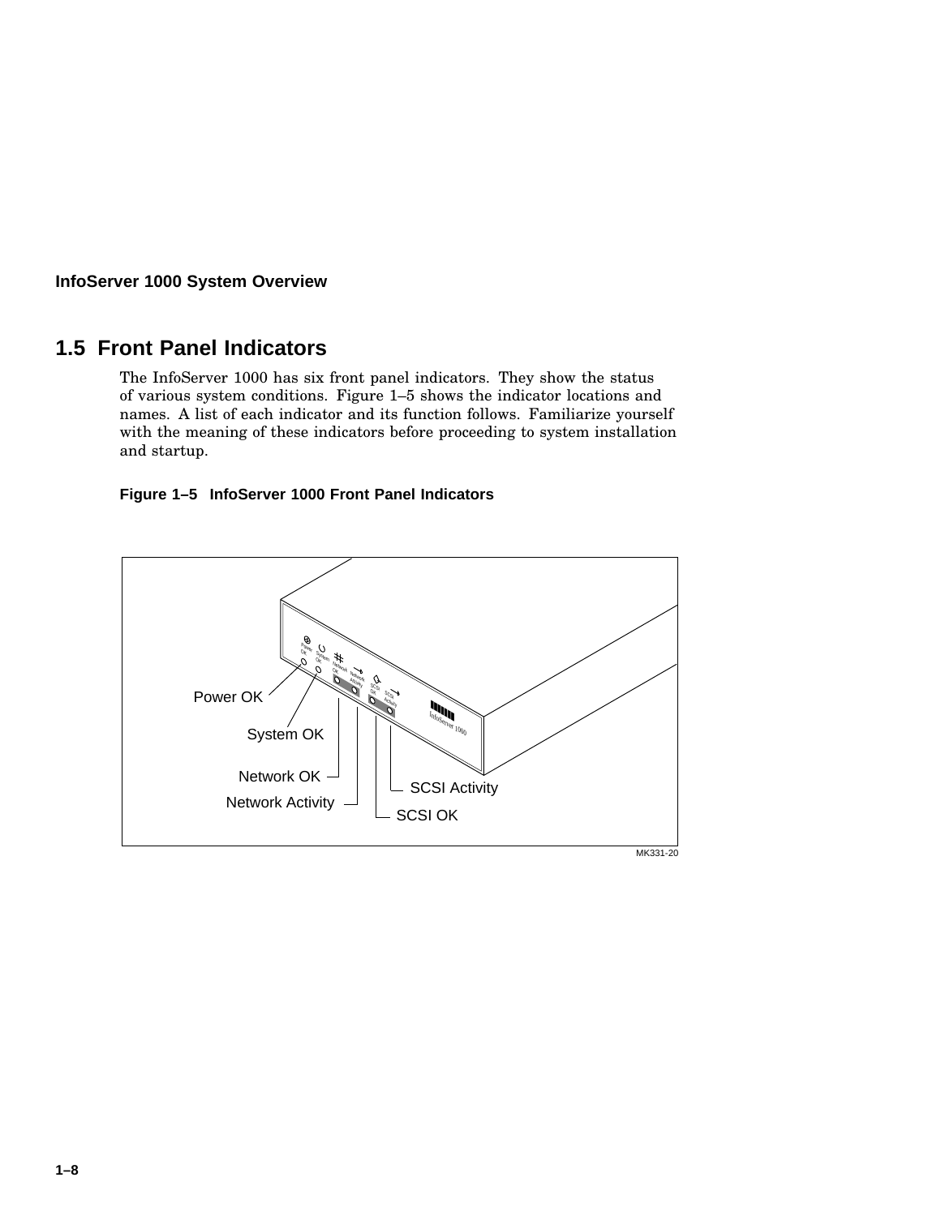## 1.5 Front Panel Indicators

The InfoServer 1000 has six front panel indicators. They show the status of various system conditions. Figure 1–5 shows the indicator locations and names. A list of each indicator and its function follows. Familiarize yourself with the meaning of these indicators before proceeding to system installation and startup.

**Figure 1–5 InfoServer 1000 Front Panel Indicators**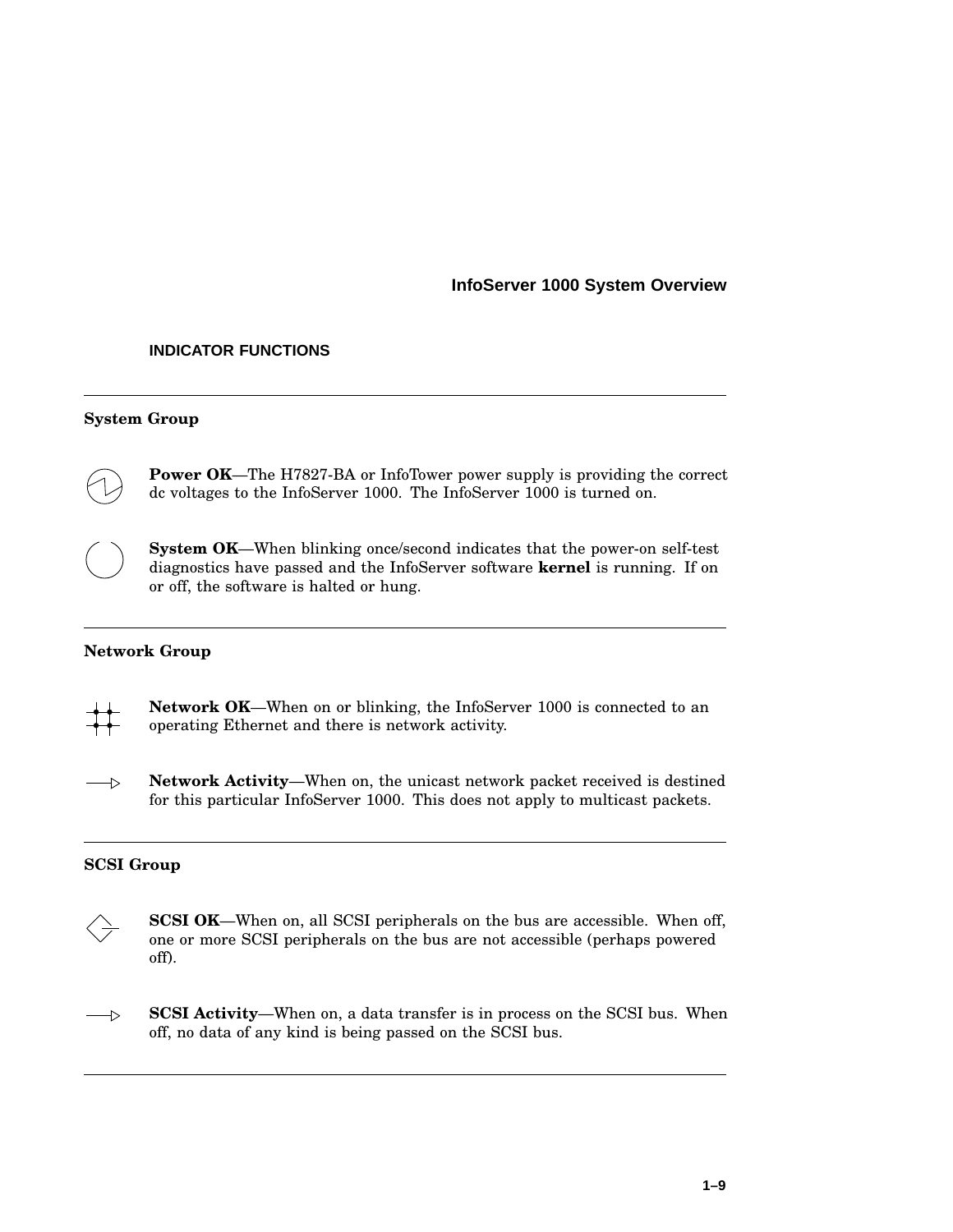## INDICATOR FUNCTIONS

---

**System Group**

**Power OK**—The H7827-BA or InfoTower power supply is providing the correct dc voltages to the InfoServer 1000. The InfoServer 1000 is turned on.

**System OK**—When blinking once/second indicates that the power-on self-test diagnostics have passed and the InfoServer software **kernel** is running. If on or off, the software is halted or hung.

---

**Network Group**

**Network OK**—When on or blinking, the InfoServer 1000 is connected to an operating Ethernet and there is network activity.

**Network Activity**—When on, the unicast network packet received is destined for this particular InfoServer 1000. This does not apply to multicast packets.

---

**SCSI Group**

**SCSI OK**—When on, all SCSI peripherals on the bus are accessible. When off, one or more SCSI peripherals on the bus are not accessible (perhaps powered off).

**SCSI Activity**—When on, a data transfer is in process on the SCSI bus. When off, no data of any kind is being passed on the SCSI bus.

---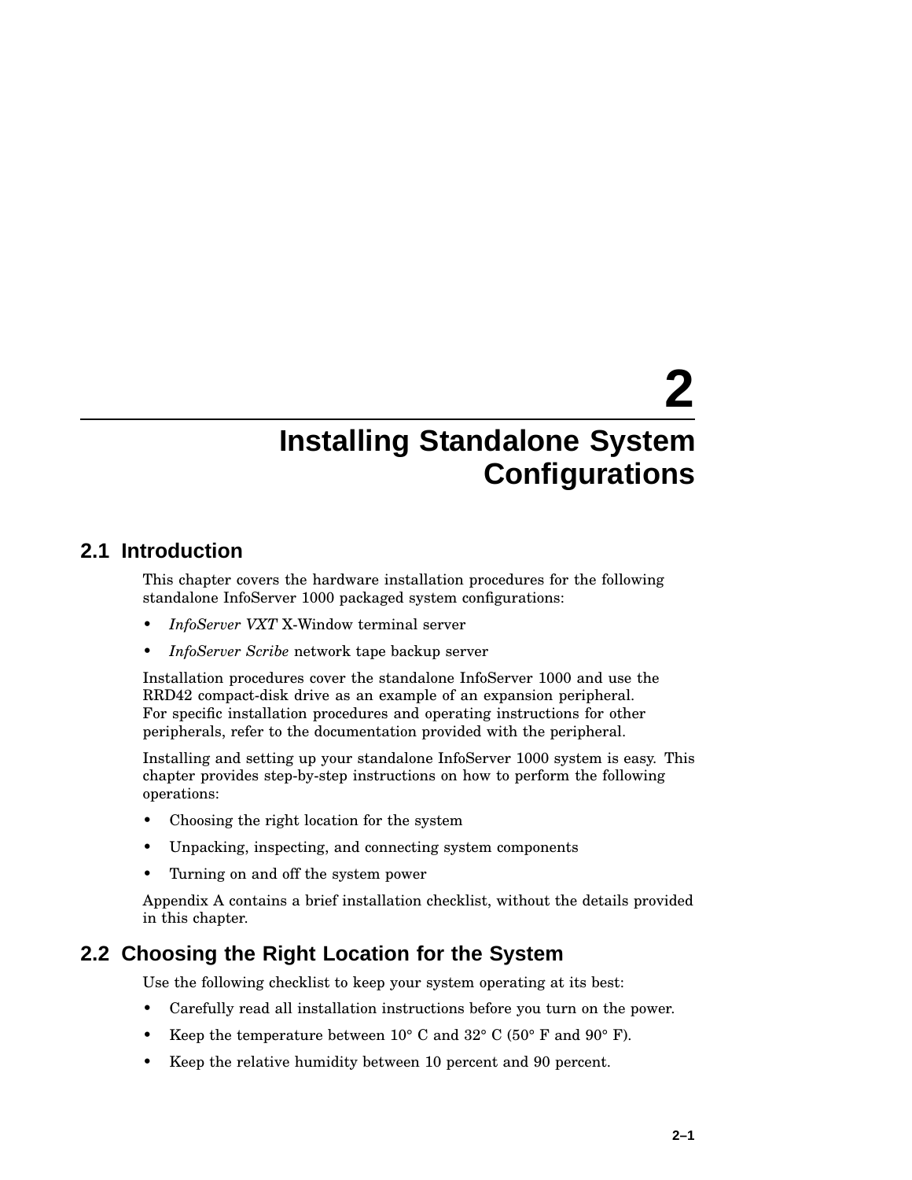# 2 Installing Standalone System Configurations

## 2.1 Introduction

This chapter covers the hardware installation procedures for the following standalone InfoServer 1000 packaged system configurations:

- *InfoServer VXT* X-Window terminal server
- *InfoServer Scribe* network tape backup server

Installation procedures cover the standalone InfoServer 1000 and use the RRD42 compact-disk drive as an example of an expansion peripheral. For specific installation procedures and operating instructions for other peripherals, refer to the documentation provided with the peripheral.

Installing and setting up your standalone InfoServer 1000 system is easy. This chapter provides step-by-step instructions on how to perform the following operations:

- Choosing the right location for the system
- Unpacking, inspecting, and connecting system components
- Turning on and off the system power

Appendix A contains a brief installation checklist, without the details provided in this chapter.

## 2.2 Choosing the Right Location for the System

Use the following checklist to keep your system operating at its best:

- Carefully read all installation instructions before you turn on the power.
- Keep the temperature between 10° C and 32° C (50° F and 90° F).
- Keep the relative humidity between 10 percent and 90 percent.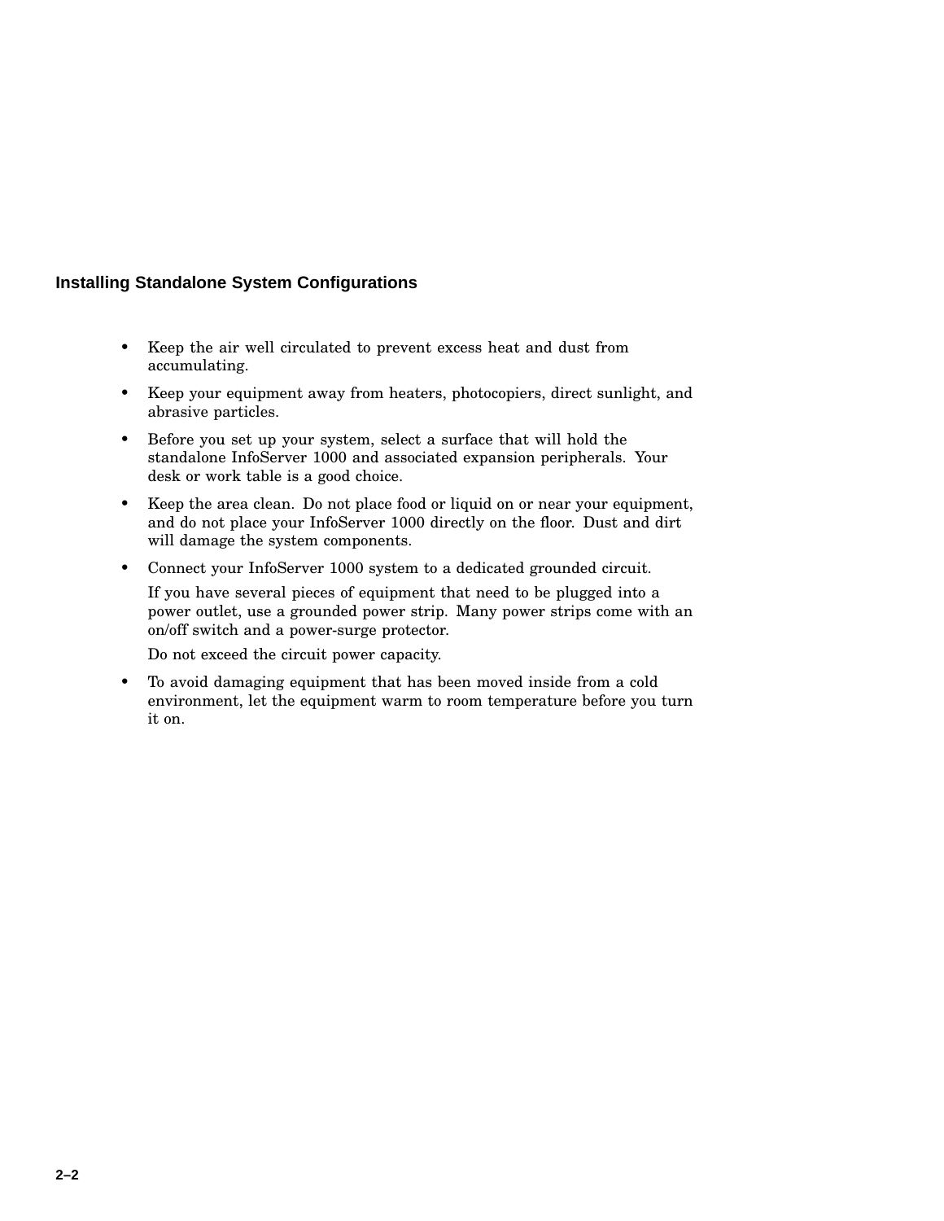- Keep the air well circulated to prevent excess heat and dust from accumulating.
- Keep your equipment away from heaters, photocopiers, direct sunlight, and abrasive particles.
- Before you set up your system, select a surface that will hold the standalone InfoServer 1000 and associated expansion peripherals. Your desk or work table is a good choice.
- Keep the area clean. Do not place food or liquid on or near your equipment, and do not place your InfoServer 1000 directly on the floor. Dust and dirt will damage the system components.
- Connect your InfoServer 1000 system to a dedicated grounded circuit.

  If you have several pieces of equipment that need to be plugged into a power outlet, use a grounded power strip. Many power strips come with an on/off switch and a power-surge protector.

  Do not exceed the circuit power capacity.
- To avoid damaging equipment that has been moved inside from a cold environment, let the equipment warm to room temperature before you turn it on.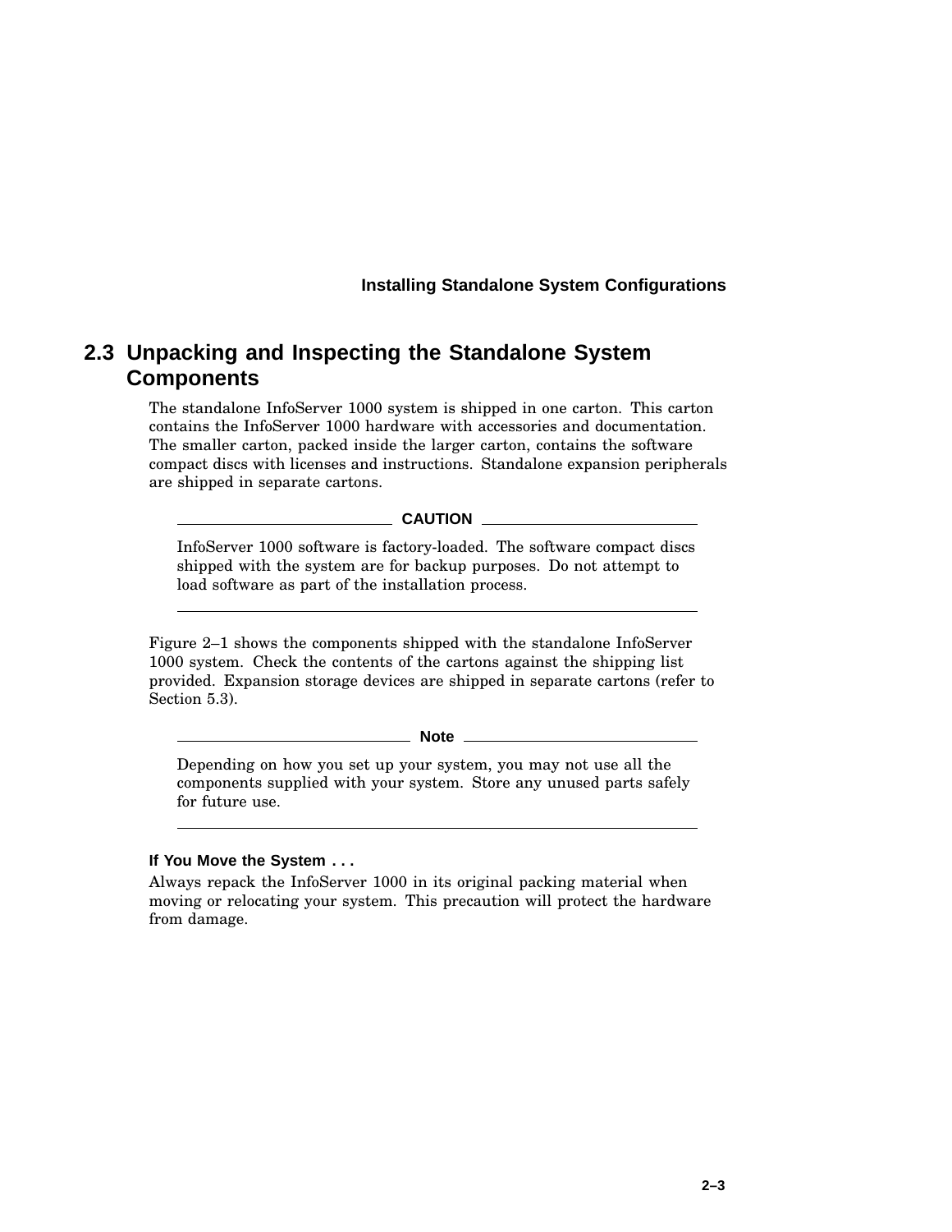## 2.3 Unpacking and Inspecting the Standalone System Components

The standalone InfoServer 1000 system is shipped in one carton. This carton contains the InfoServer 1000 hardware with accessories and documentation. The smaller carton, packed inside the larger carton, contains the software compact discs with licenses and instructions. Standalone expansion peripherals are shipped in separate cartons.

---

**CAUTION**

InfoServer 1000 software is factory-loaded. The software compact discs shipped with the system are for backup purposes. Do not attempt to load software as part of the installation process.

---

Figure 2–1 shows the components shipped with the standalone InfoServer 1000 system. Check the contents of the cartons against the shipping list provided. Expansion storage devices are shipped in separate cartons (refer to Section 5.3).

---

**Note**

Depending on how you set up your system, you may not use all the components supplied with your system. Store any unused parts safely for future use.

---

#### If You Move the System . . .

Always repack the InfoServer 1000 in its original packing material when moving or relocating your system. This precaution will protect the hardware from damage.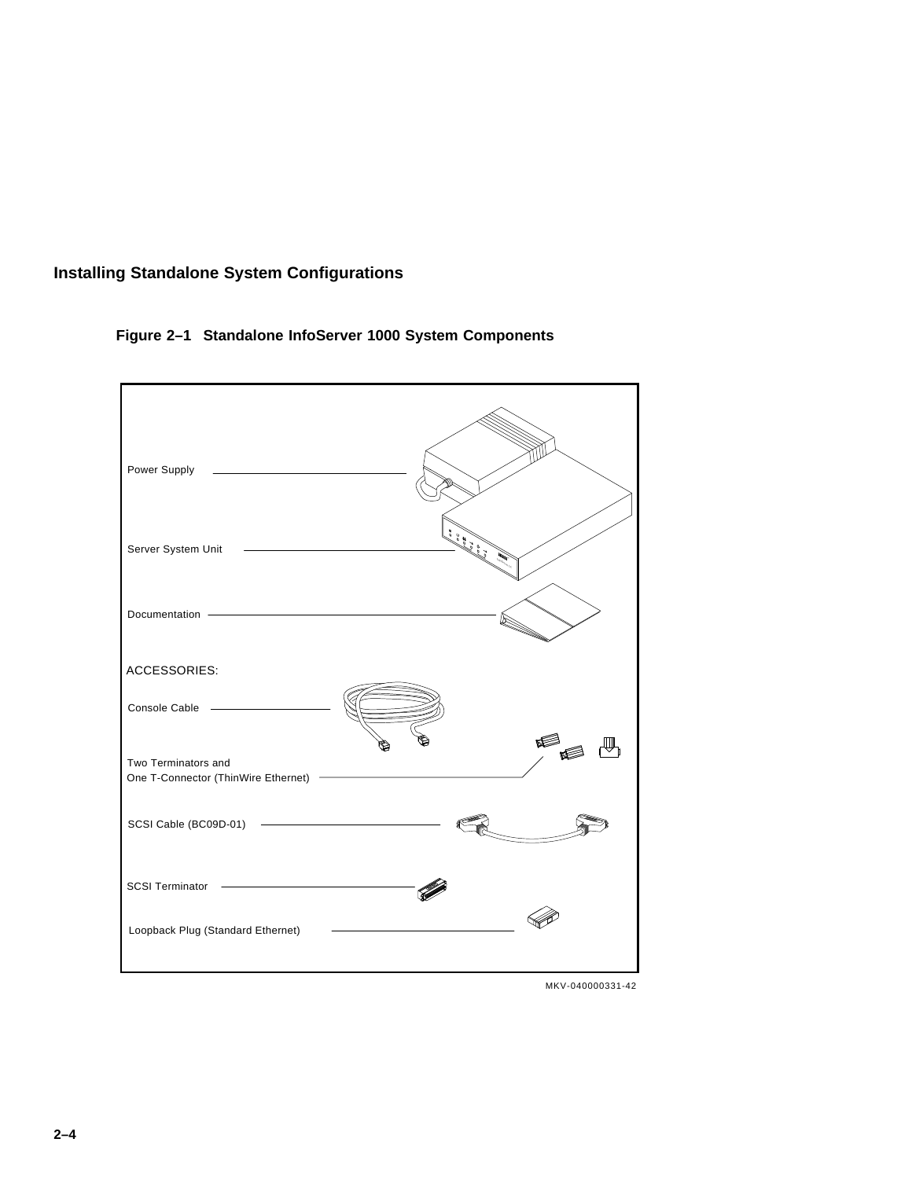## Installing Standalone System Configurations

**Figure 2–1 Standalone InfoServer 1000 System Components**

Power Supply

Server System Unit

Documentation

ACCESSORIES:

Console Cable

Two Terminators and
One T-Connector (ThinWire Ethernet)

SCSI Cable (BC09D-01)

SCSI Terminator

Loopback Plug (Standard Ethernet)

MKV-040000331-42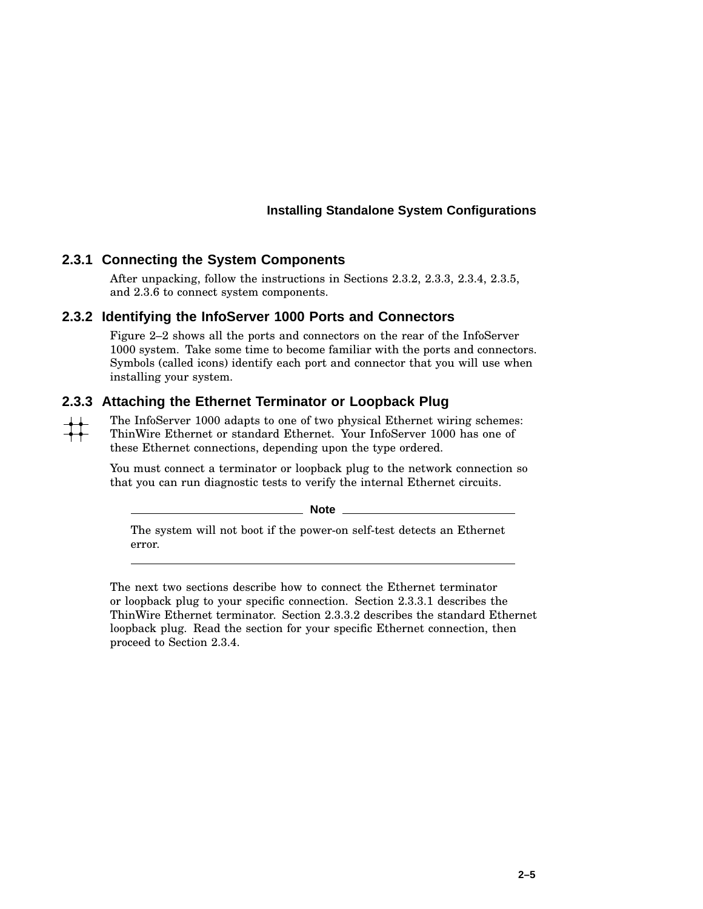### 2.3.1 Connecting the System Components

After unpacking, follow the instructions in Sections 2.3.2, 2.3.3, 2.3.4, 2.3.5, and 2.3.6 to connect system components.

### 2.3.2 Identifying the InfoServer 1000 Ports and Connectors

Figure 2–2 shows all the ports and connectors on the rear of the InfoServer 1000 system. Take some time to become familiar with the ports and connectors. Symbols (called icons) identify each port and connector that you will use when installing your system.

### 2.3.3 Attaching the Ethernet Terminator or Loopback Plug

The InfoServer 1000 adapts to one of two physical Ethernet wiring schemes: ThinWire Ethernet or standard Ethernet. Your InfoServer 1000 has one of these Ethernet connections, depending upon the type ordered.

You must connect a terminator or loopback plug to the network connection so that you can run diagnostic tests to verify the internal Ethernet circuits.

---

**Note**

The system will not boot if the power-on self-test detects an Ethernet error.

---

The next two sections describe how to connect the Ethernet terminator or loopback plug to your specific connection. Section 2.3.3.1 describes the ThinWire Ethernet terminator. Section 2.3.3.2 describes the standard Ethernet loopback plug. Read the section for your specific Ethernet connection, then proceed to Section 2.3.4.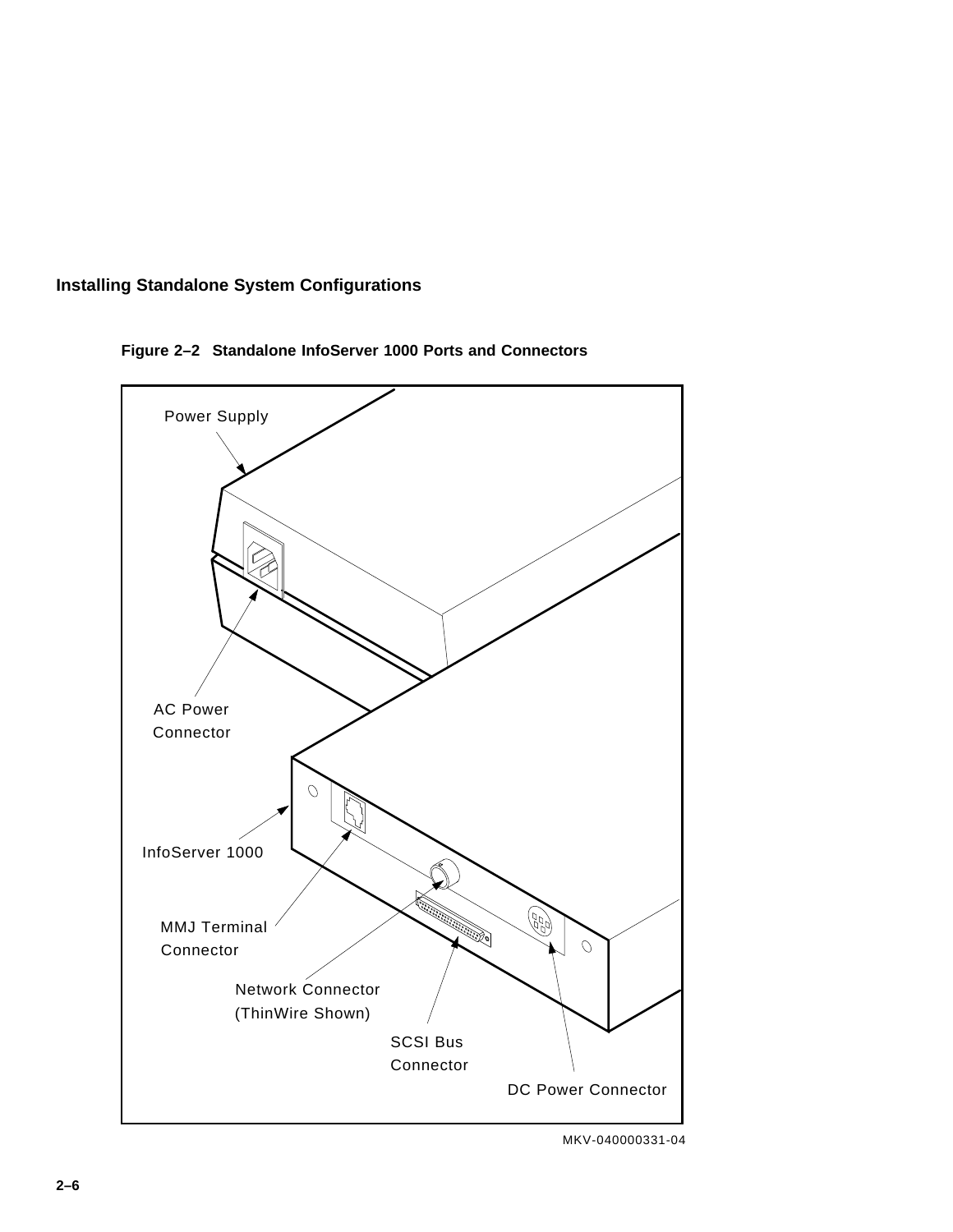**Figure 2–2 Standalone InfoServer 1000 Ports and Connectors**

Power Supply

AC Power Connector

InfoServer 1000

MMJ Terminal Connector

Network Connector (ThinWire Shown)

SCSI Bus Connector

DC Power Connector

MKV-040000331-04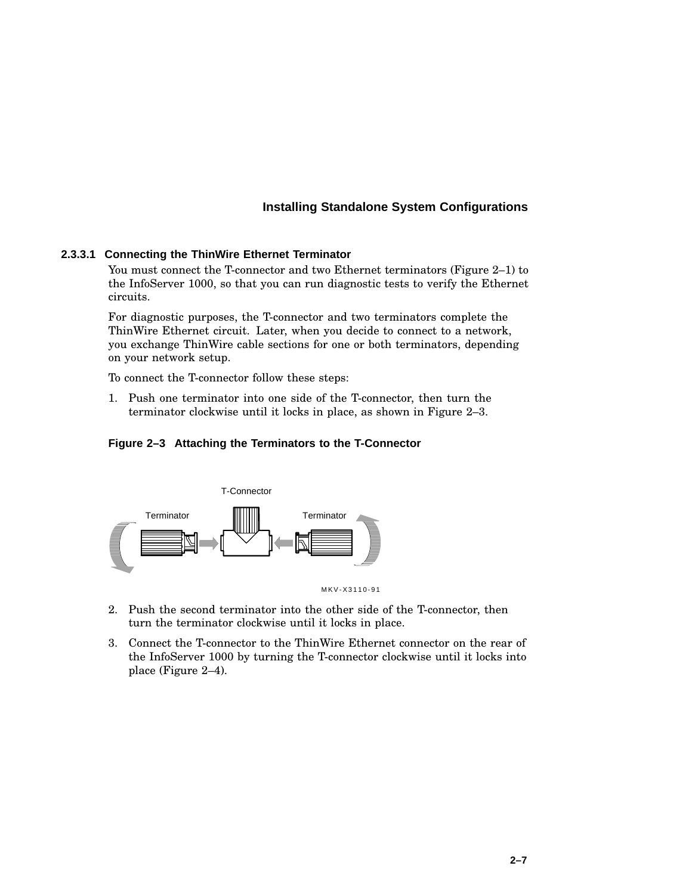#### 2.3.3.1 Connecting the ThinWire Ethernet Terminator

You must connect the T-connector and two Ethernet terminators (Figure 2–1) to the InfoServer 1000, so that you can run diagnostic tests to verify the Ethernet circuits.

For diagnostic purposes, the T-connector and two terminators complete the ThinWire Ethernet circuit. Later, when you decide to connect to a network, you exchange ThinWire cable sections for one or both terminators, depending on your network setup.

To connect the T-connector follow these steps:

1. Push one terminator into one side of the T-connector, then turn the terminator clockwise until it locks in place, as shown in Figure 2–3.

**Figure 2–3 Attaching the Terminators to the T-Connector**

T-Connector

Terminator

Terminator

MKV-X3110-91

2. Push the second terminator into the other side of the T-connector, then turn the terminator clockwise until it locks in place.
3. Connect the T-connector to the ThinWire Ethernet connector on the rear of the InfoServer 1000 by turning the T-connector clockwise until it locks into place (Figure 2–4).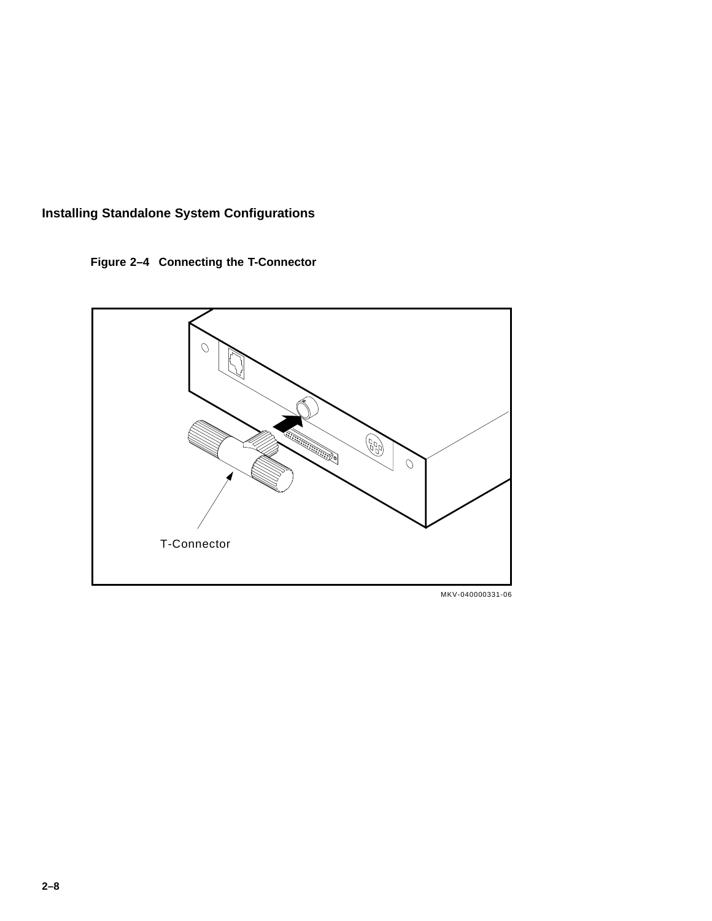**Figure 2–4 Connecting the T-Connector**

T-Connector

MKV-040000331-06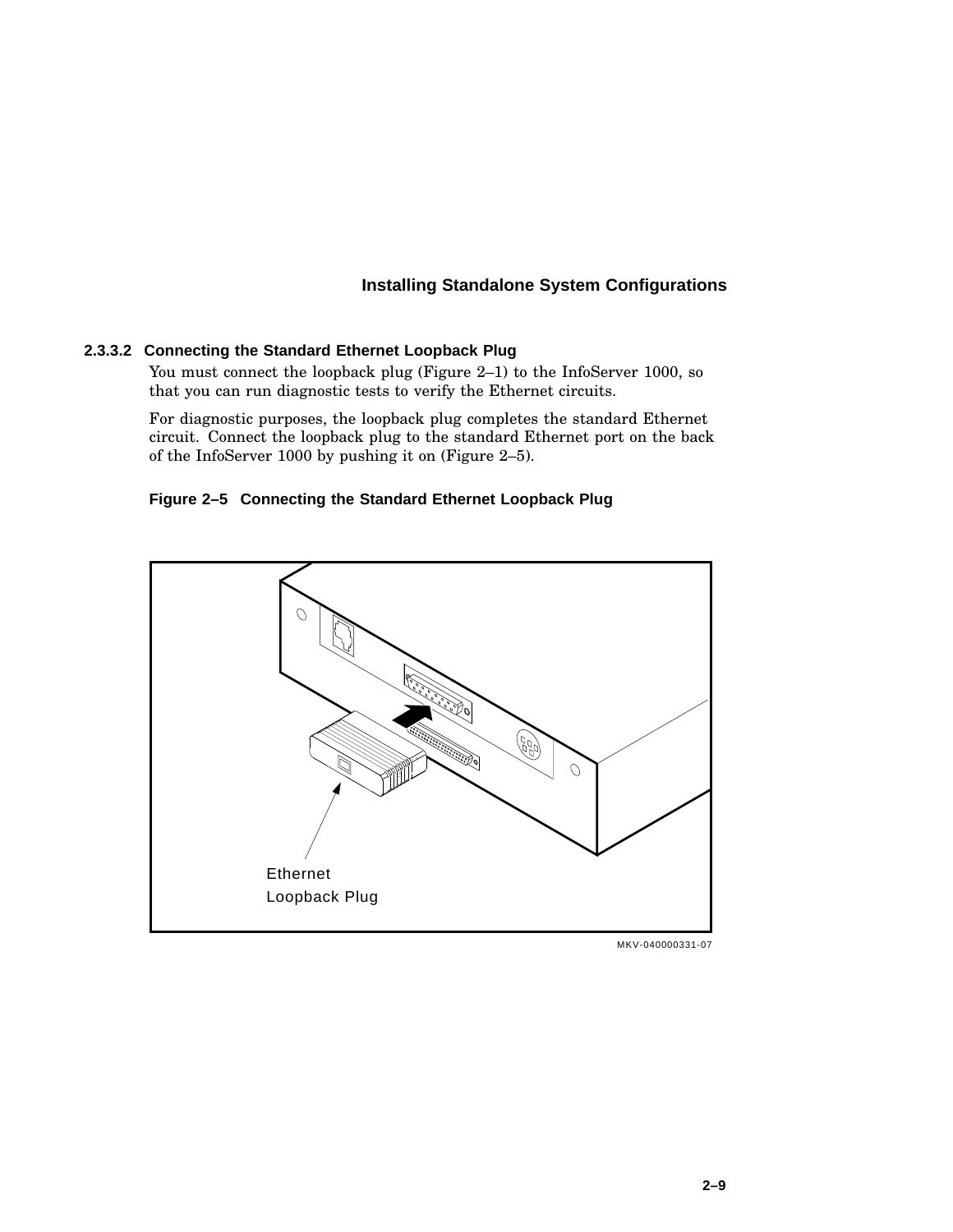### 2.3.3.2 Connecting the Standard Ethernet Loopback Plug

You must connect the loopback plug (Figure 2–1) to the InfoServer 1000, so that you can run diagnostic tests to verify the Ethernet circuits.

For diagnostic purposes, the loopback plug completes the standard Ethernet circuit. Connect the loopback plug to the standard Ethernet port on the back of the InfoServer 1000 by pushing it on (Figure 2–5).

**Figure 2–5 Connecting the Standard Ethernet Loopback Plug**

Ethernet Loopback Plug

MKV-040000331-07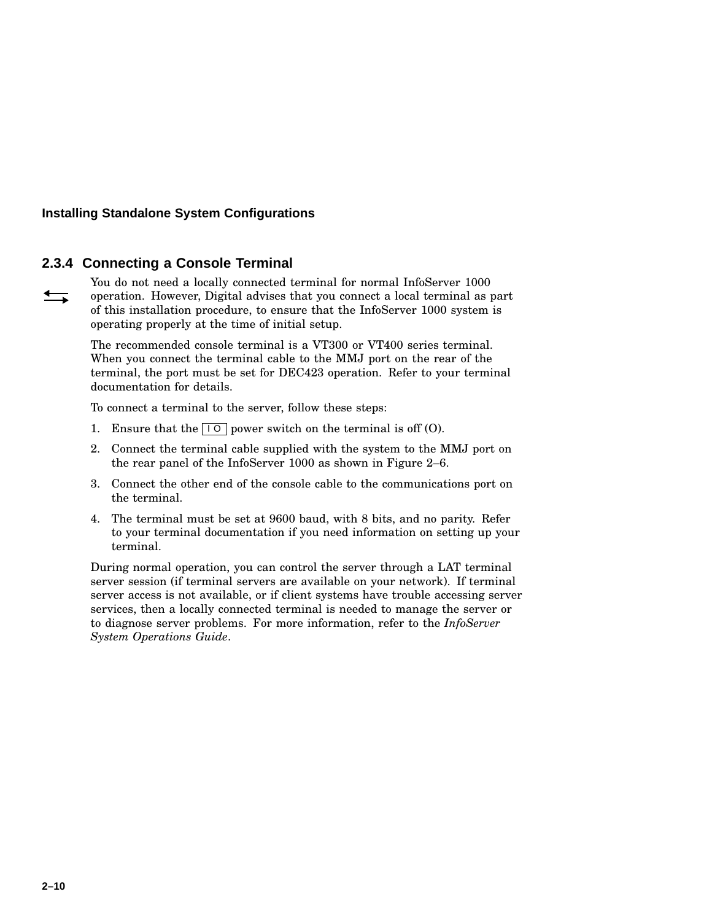### 2.3.4 Connecting a Console Terminal

You do not need a locally connected terminal for normal InfoServer 1000 operation. However, Digital advises that you connect a local terminal as part of this installation procedure, to ensure that the InfoServer 1000 system is operating properly at the time of initial setup.

The recommended console terminal is a VT300 or VT400 series terminal. When you connect the terminal cable to the MMJ port on the rear of the terminal, the port must be set for DEC423 operation. Refer to your terminal documentation for details.

To connect a terminal to the server, follow these steps:

1. Ensure that the | O power switch on the terminal is off (O).
2. Connect the terminal cable supplied with the system to the MMJ port on the rear panel of the InfoServer 1000 as shown in Figure 2–6.
3. Connect the other end of the console cable to the communications port on the terminal.
4. The terminal must be set at 9600 baud, with 8 bits, and no parity. Refer to your terminal documentation if you need information on setting up your terminal.

During normal operation, you can control the server through a LAT terminal server session (if terminal servers are available on your network). If terminal server access is not available, or if client systems have trouble accessing server services, then a locally connected terminal is needed to manage the server or to diagnose server problems. For more information, refer to the *InfoServer System Operations Guide*.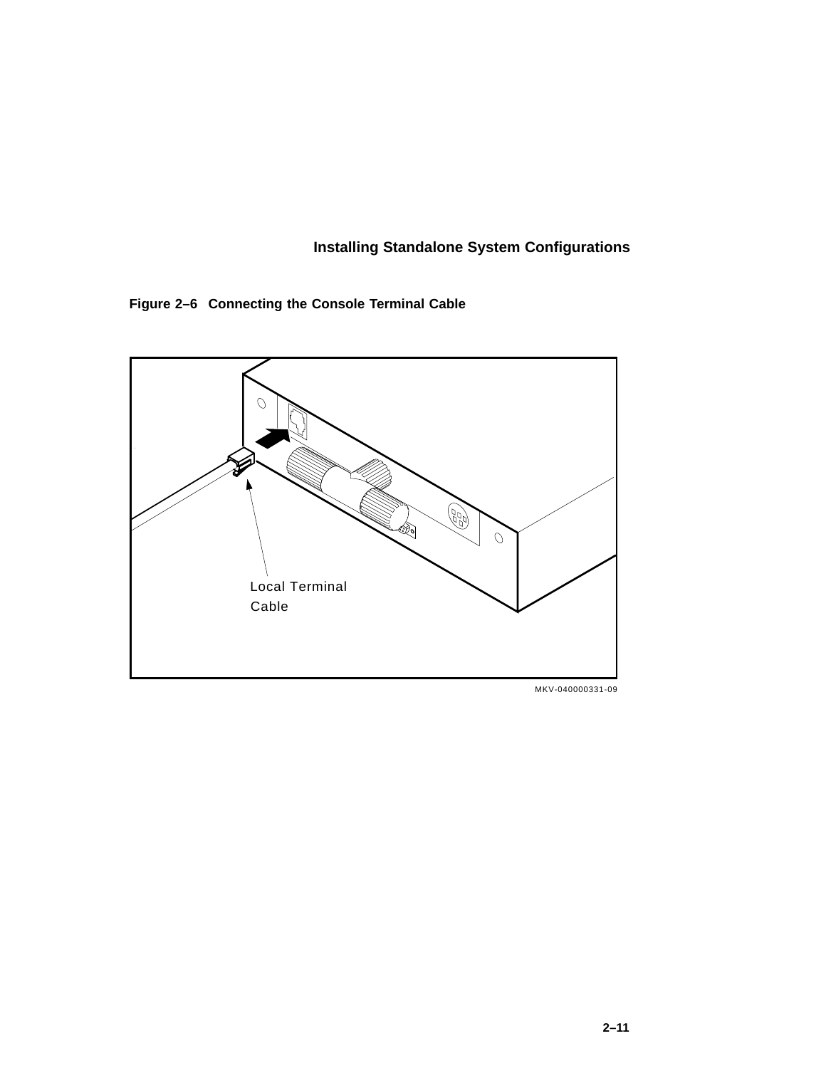**Figure 2–6 Connecting the Console Terminal Cable**

Local Terminal Cable

MKV-040000331-09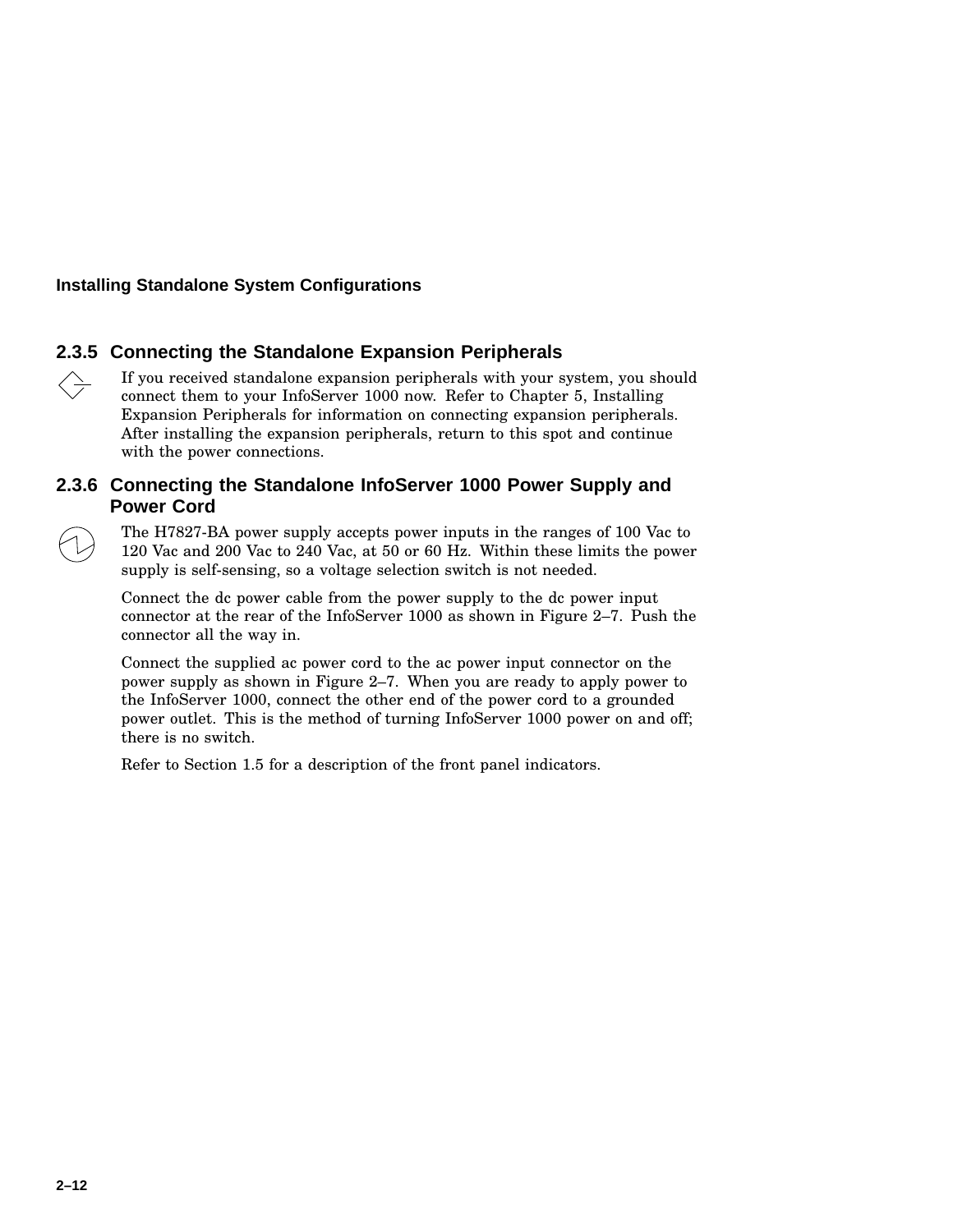## 2.3.5 Connecting the Standalone Expansion Peripherals

If you received standalone expansion peripherals with your system, you should connect them to your InfoServer 1000 now. Refer to Chapter 5, Installing Expansion Peripherals for information on connecting expansion peripherals. After installing the expansion peripherals, return to this spot and continue with the power connections.

## 2.3.6 Connecting the Standalone InfoServer 1000 Power Supply and Power Cord

The H7827-BA power supply accepts power inputs in the ranges of 100 Vac to 120 Vac and 200 Vac to 240 Vac, at 50 or 60 Hz. Within these limits the power supply is self-sensing, so a voltage selection switch is not needed.

Connect the dc power cable from the power supply to the dc power input connector at the rear of the InfoServer 1000 as shown in Figure 2–7. Push the connector all the way in.

Connect the supplied ac power cord to the ac power input connector on the power supply as shown in Figure 2–7. When you are ready to apply power to the InfoServer 1000, connect the other end of the power cord to a grounded power outlet. This is the method of turning InfoServer 1000 power on and off; there is no switch.

Refer to Section 1.5 for a description of the front panel indicators.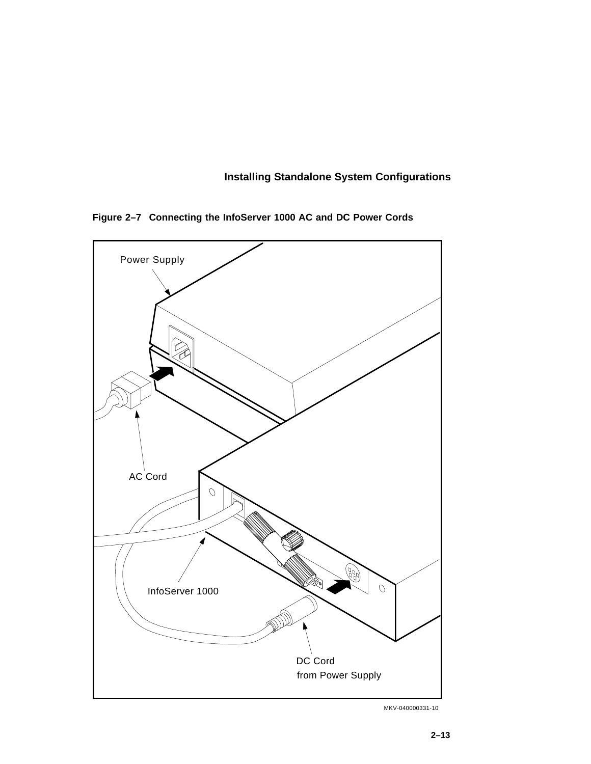**Figure 2–7 Connecting the InfoServer 1000 AC and DC Power Cords**

Power Supply

AC Cord

InfoServer 1000

DC Cord
from Power Supply

MKV-040000331-10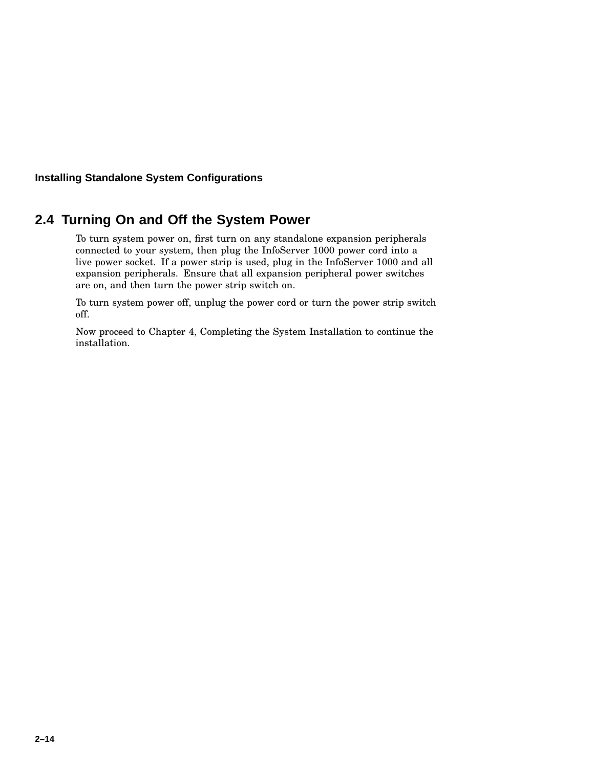## 2.4 Turning On and Off the System Power

To turn system power on, first turn on any standalone expansion peripherals connected to your system, then plug the InfoServer 1000 power cord into a live power socket. If a power strip is used, plug in the InfoServer 1000 and all expansion peripherals. Ensure that all expansion peripheral power switches are on, and then turn the power strip switch on.

To turn system power off, unplug the power cord or turn the power strip switch off.

Now proceed to Chapter 4, Completing the System Installation to continue the installation.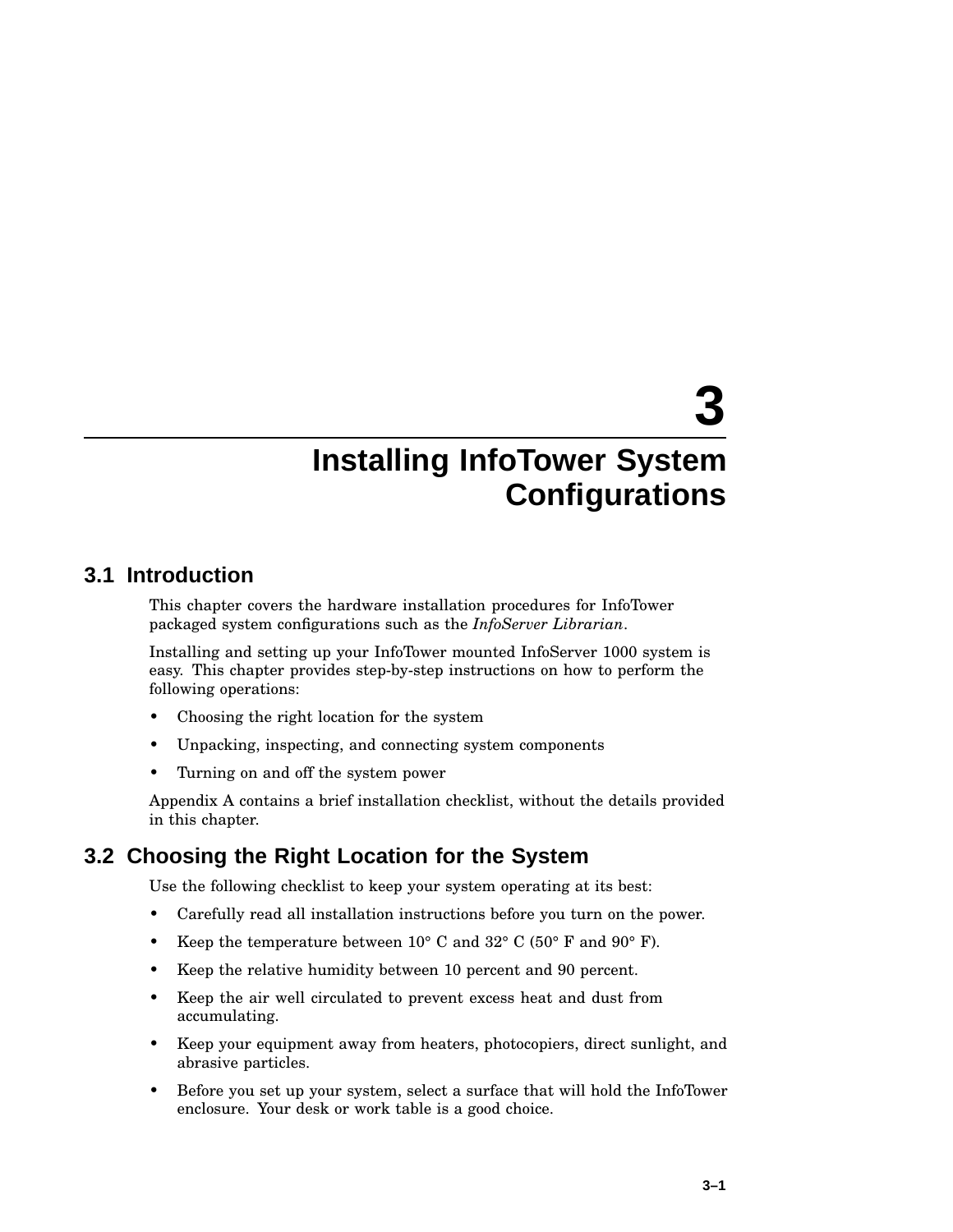# 3 Installing InfoTower System Configurations

## 3.1 Introduction

This chapter covers the hardware installation procedures for InfoTower packaged system configurations such as the *InfoServer Librarian*.

Installing and setting up your InfoTower mounted InfoServer 1000 system is easy. This chapter provides step-by-step instructions on how to perform the following operations:

- Choosing the right location for the system
- Unpacking, inspecting, and connecting system components
- Turning on and off the system power

Appendix A contains a brief installation checklist, without the details provided in this chapter.

## 3.2 Choosing the Right Location for the System

Use the following checklist to keep your system operating at its best:

- Carefully read all installation instructions before you turn on the power.
- Keep the temperature between 10° C and 32° C (50° F and 90° F).
- Keep the relative humidity between 10 percent and 90 percent.
- Keep the air well circulated to prevent excess heat and dust from accumulating.
- Keep your equipment away from heaters, photocopiers, direct sunlight, and abrasive particles.
- Before you set up your system, select a surface that will hold the InfoTower enclosure. Your desk or work table is a good choice.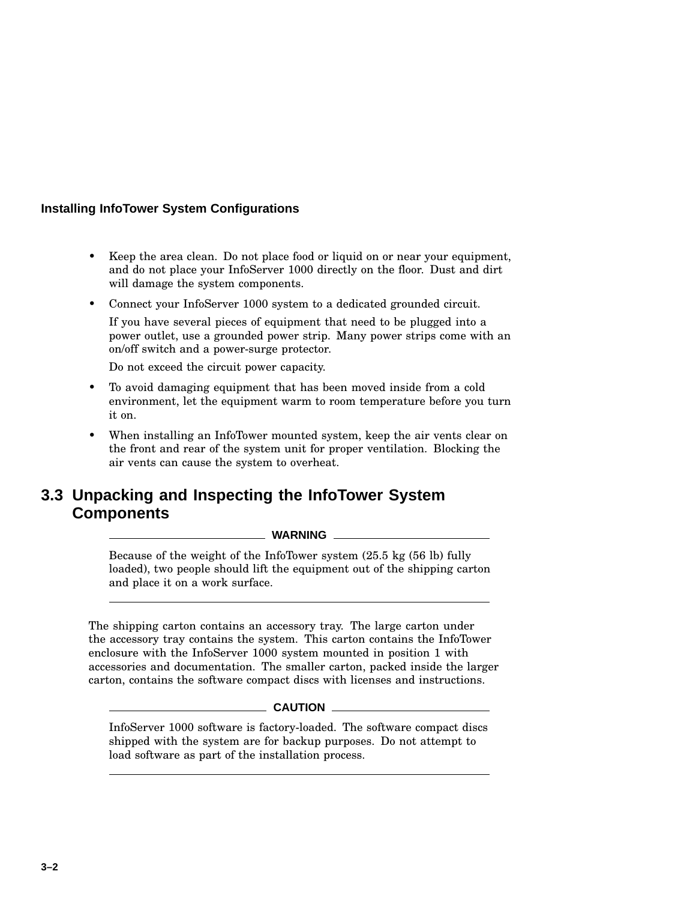- Keep the area clean. Do not place food or liquid on or near your equipment, and do not place your InfoServer 1000 directly on the floor. Dust and dirt will damage the system components.
- Connect your InfoServer 1000 system to a dedicated grounded circuit.

  If you have several pieces of equipment that need to be plugged into a power outlet, use a grounded power strip. Many power strips come with an on/off switch and a power-surge protector.

  Do not exceed the circuit power capacity.
- To avoid damaging equipment that has been moved inside from a cold environment, let the equipment warm to room temperature before you turn it on.
- When installing an InfoTower mounted system, keep the air vents clear on the front and rear of the system unit for proper ventilation. Blocking the air vents can cause the system to overheat.

## 3.3 Unpacking and Inspecting the InfoTower System Components

**WARNING**

Because of the weight of the InfoTower system (25.5 kg (56 lb) fully loaded), two people should lift the equipment out of the shipping carton and place it on a work surface.

---

The shipping carton contains an accessory tray. The large carton under the accessory tray contains the system. This carton contains the InfoTower enclosure with the InfoServer 1000 system mounted in position 1 with accessories and documentation. The smaller carton, packed inside the larger carton, contains the software compact discs with licenses and instructions.

**CAUTION**

InfoServer 1000 software is factory-loaded. The software compact discs shipped with the system are for backup purposes. Do not attempt to load software as part of the installation process.

---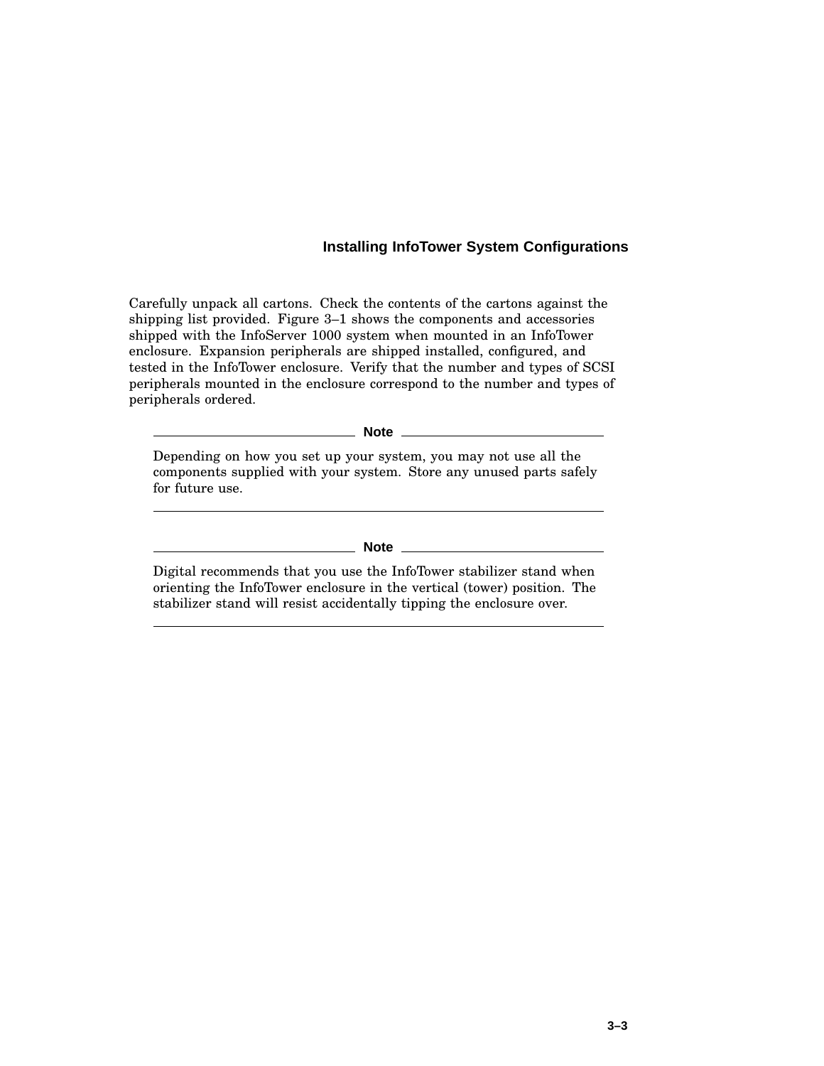Carefully unpack all cartons. Check the contents of the cartons against the shipping list provided. Figure 3–1 shows the components and accessories shipped with the InfoServer 1000 system when mounted in an InfoTower enclosure. Expansion peripherals are shipped installed, configured, and tested in the InfoTower enclosure. Verify that the number and types of SCSI peripherals mounted in the enclosure correspond to the number and types of peripherals ordered.

---

**Note**

Depending on how you set up your system, you may not use all the components supplied with your system. Store any unused parts safely for future use.

---

**Note**

Digital recommends that you use the InfoTower stabilizer stand when orienting the InfoTower enclosure in the vertical (tower) position. The stabilizer stand will resist accidentally tipping the enclosure over.

---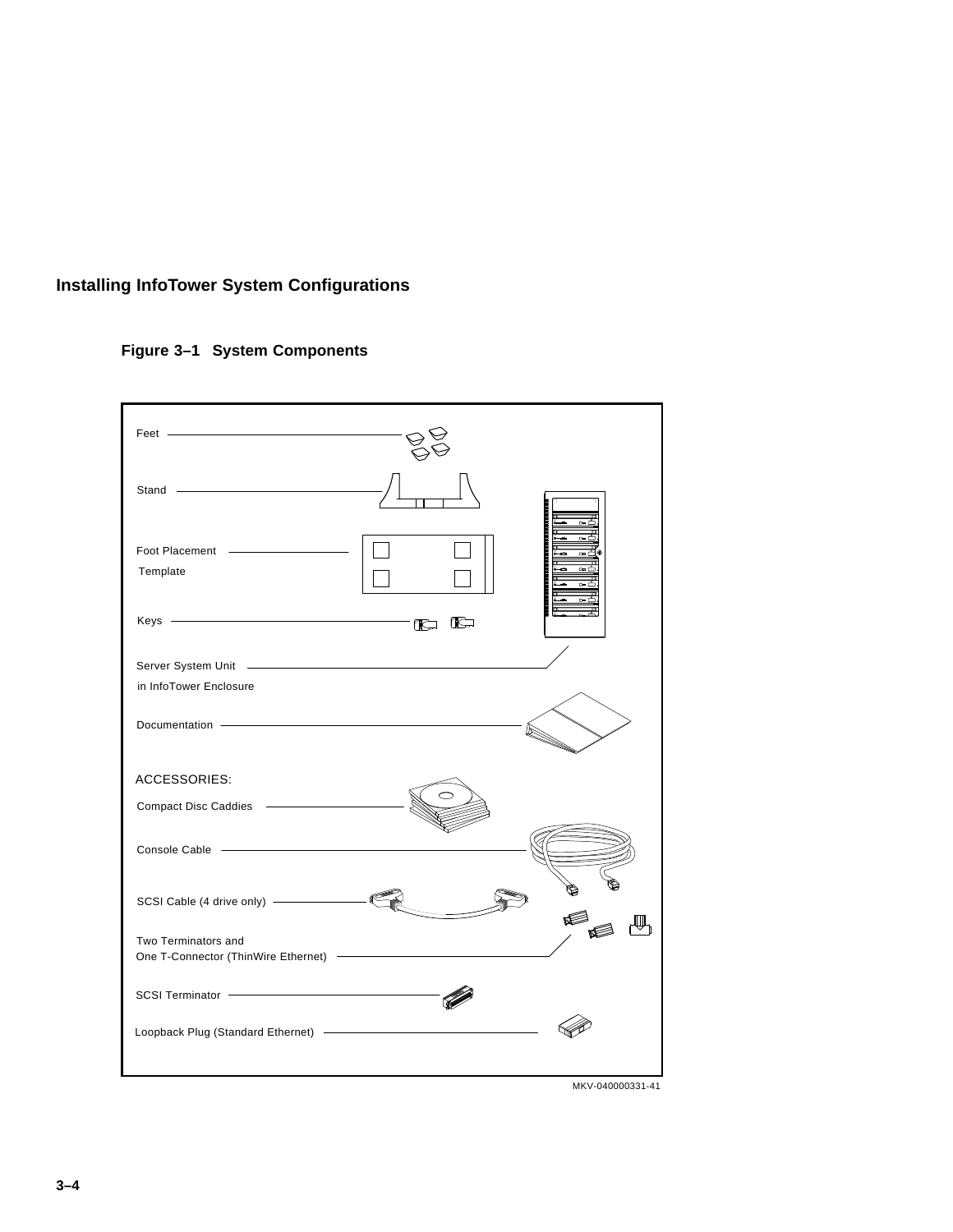## Installing InfoTower System Configurations

**Figure 3–1 System Components**

Feet

Stand

Foot Placement Template

Keys

Server System Unit in InfoTower Enclosure

Documentation

ACCESSORIES:

Compact Disc Caddies

Console Cable

SCSI Cable (4 drive only)

Two Terminators and One T-Connector (ThinWire Ethernet)

SCSI Terminator

Loopback Plug (Standard Ethernet)

MKV-040000331-41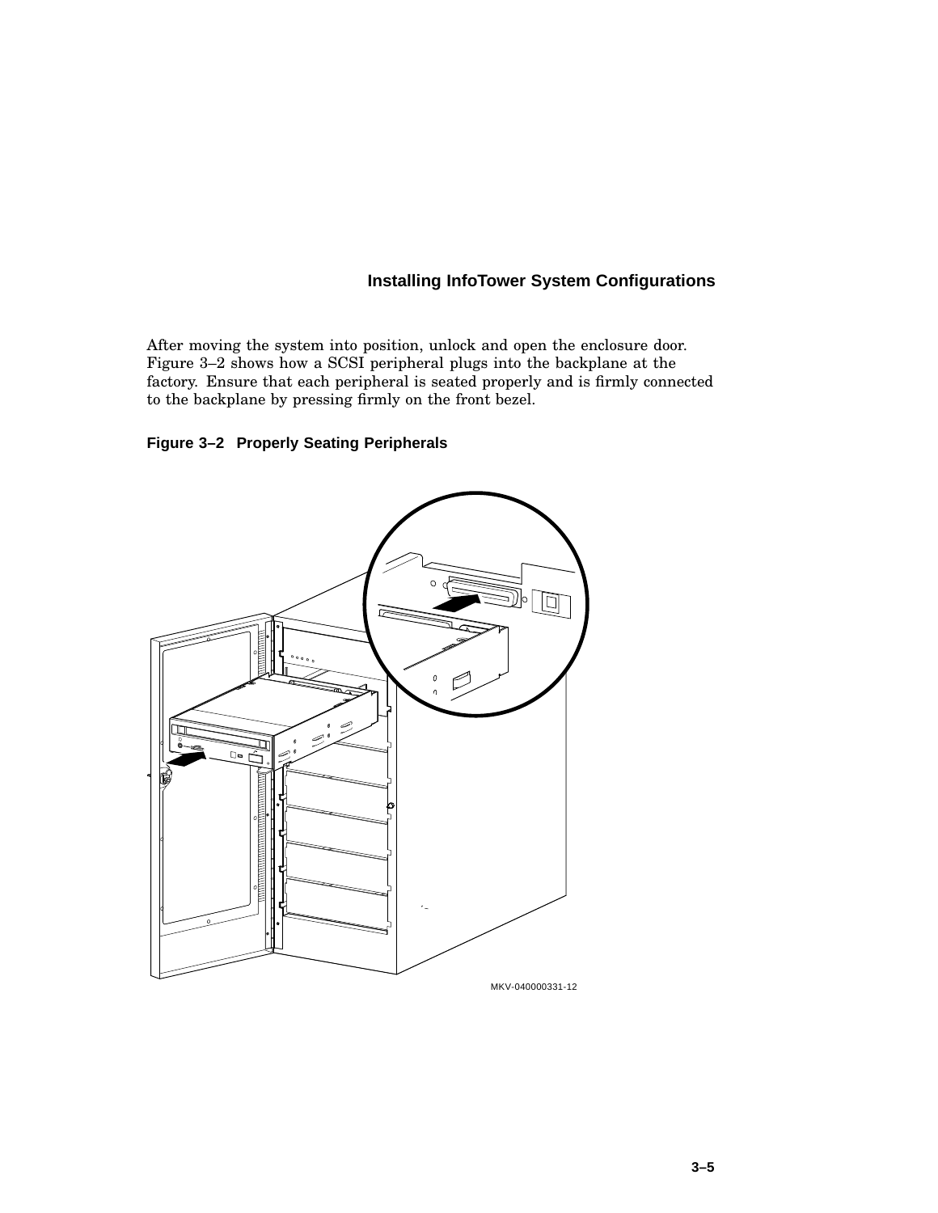After moving the system into position, unlock and open the enclosure door. Figure 3–2 shows how a SCSI peripheral plugs into the backplane at the factory. Ensure that each peripheral is seated properly and is firmly connected to the backplane by pressing firmly on the front bezel.

**Figure 3–2 Properly Seating Peripherals**

MKV-040000331-12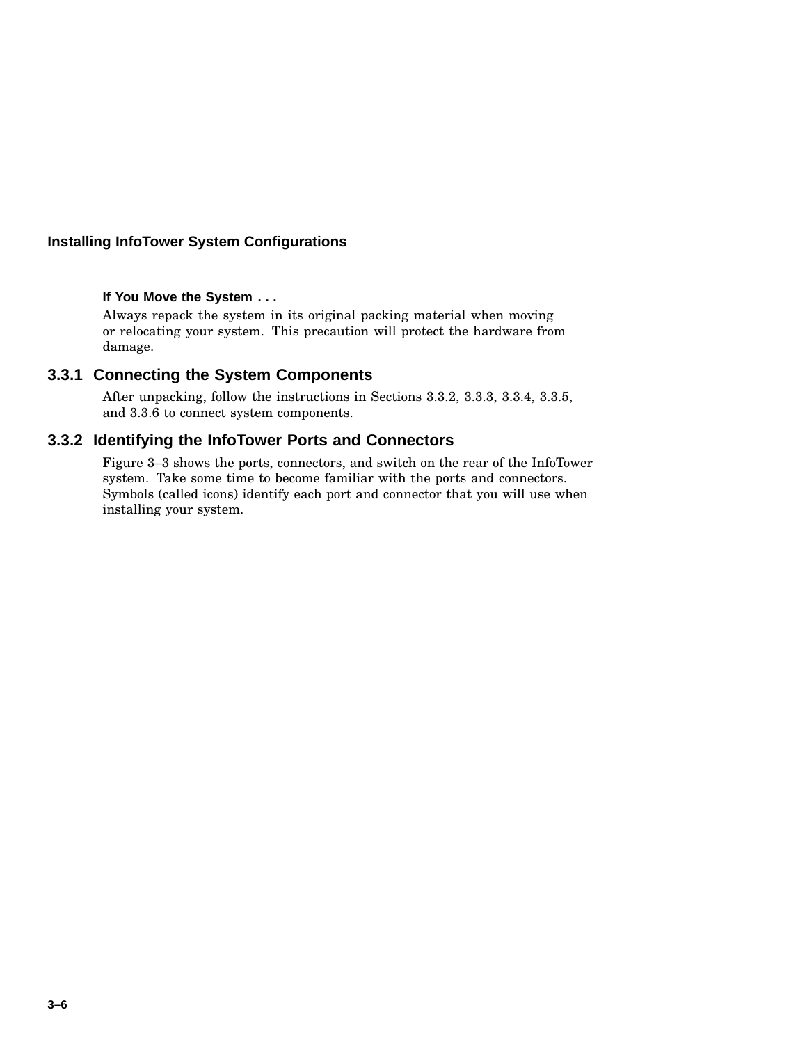#### If You Move the System . . .

Always repack the system in its original packing material when moving or relocating your system. This precaution will protect the hardware from damage.

### 3.3.1 Connecting the System Components

After unpacking, follow the instructions in Sections 3.3.2, 3.3.3, 3.3.4, 3.3.5, and 3.3.6 to connect system components.

### 3.3.2 Identifying the InfoTower Ports and Connectors

Figure 3–3 shows the ports, connectors, and switch on the rear of the InfoTower system. Take some time to become familiar with the ports and connectors. Symbols (called icons) identify each port and connector that you will use when installing your system.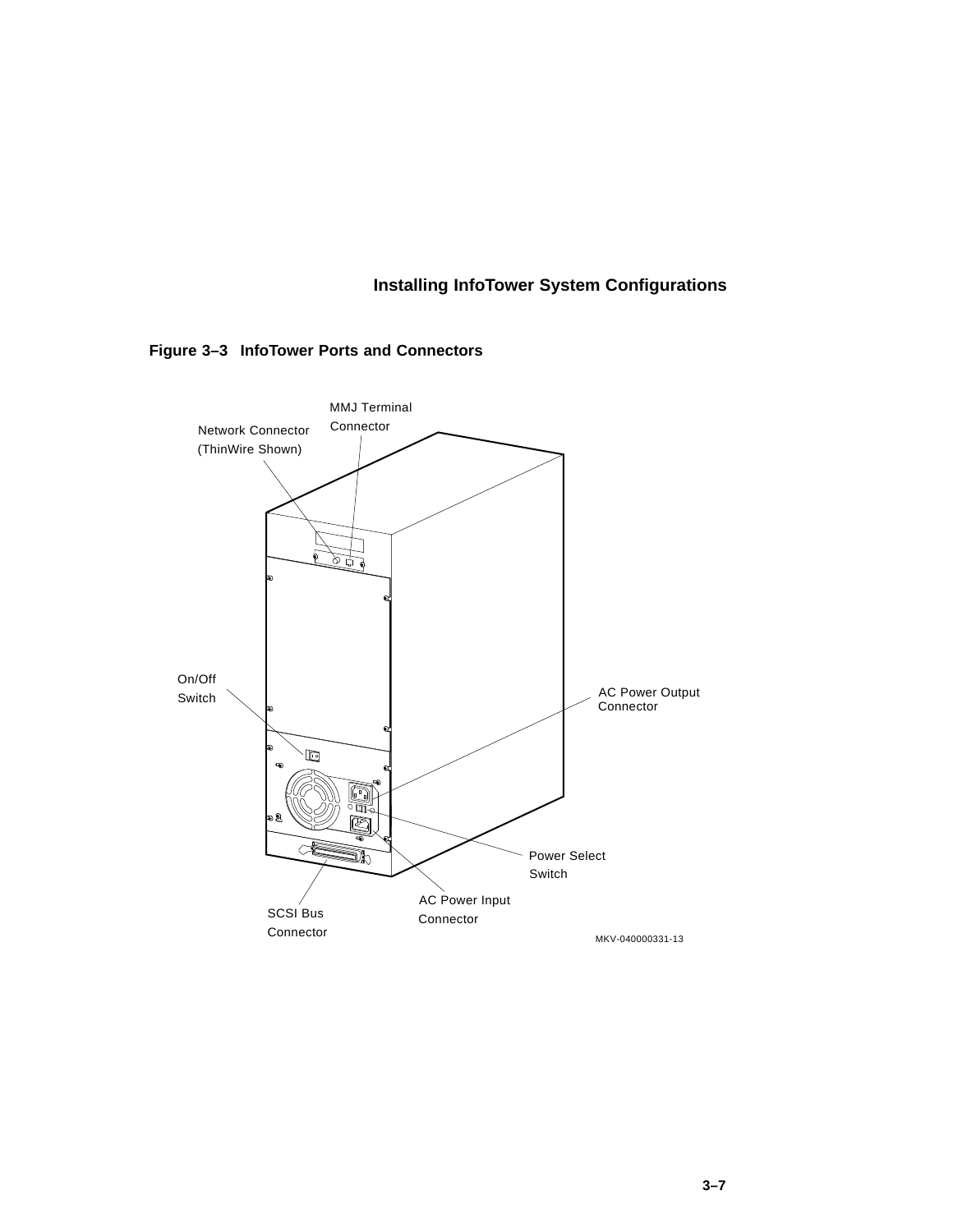**Figure 3–3 InfoTower Ports and Connectors**

MMJ Terminal Connector

Network Connector (ThinWire Shown)

On/Off Switch

AC Power Output Connector

Power Select Switch

AC Power Input Connector

SCSI Bus Connector

MKV-040000331-13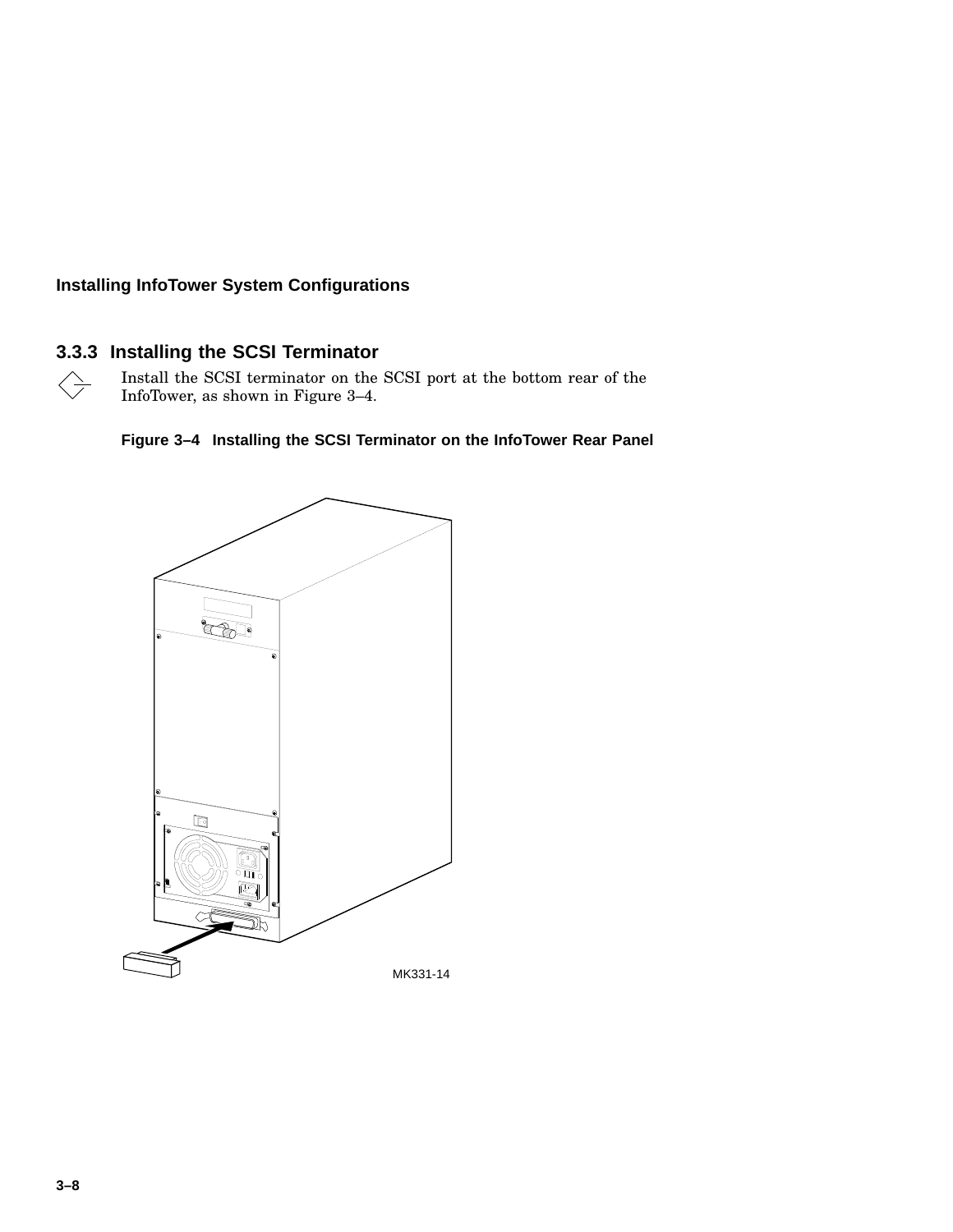### 3.3.3 Installing the SCSI Terminator

Install the SCSI terminator on the SCSI port at the bottom rear of the InfoTower, as shown in Figure 3–4.

**Figure 3–4 Installing the SCSI Terminator on the InfoTower Rear Panel**

MK331-14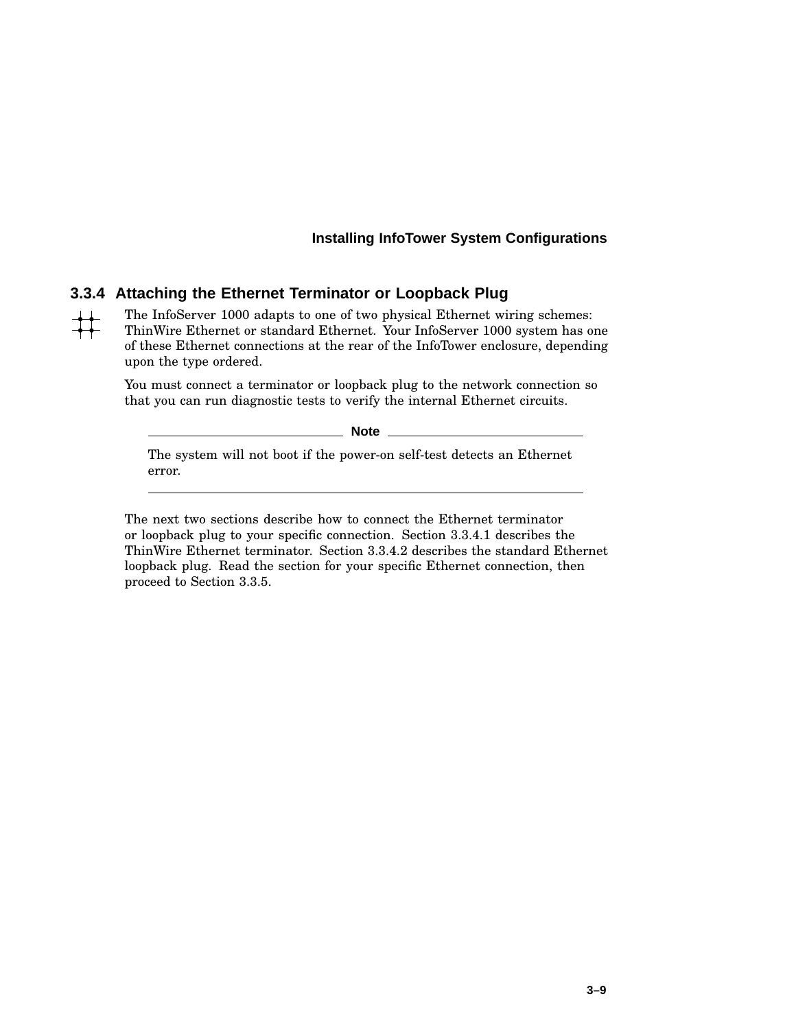### 3.3.4 Attaching the Ethernet Terminator or Loopback Plug

The InfoServer 1000 adapts to one of two physical Ethernet wiring schemes: ThinWire Ethernet or standard Ethernet. Your InfoServer 1000 system has one of these Ethernet connections at the rear of the InfoTower enclosure, depending upon the type ordered.

You must connect a terminator or loopback plug to the network connection so that you can run diagnostic tests to verify the internal Ethernet circuits.

**Note**

The system will not boot if the power-on self-test detects an Ethernet error.

---

The next two sections describe how to connect the Ethernet terminator or loopback plug to your specific connection. Section 3.3.4.1 describes the ThinWire Ethernet terminator. Section 3.3.4.2 describes the standard Ethernet loopback plug. Read the section for your specific Ethernet connection, then proceed to Section 3.3.5.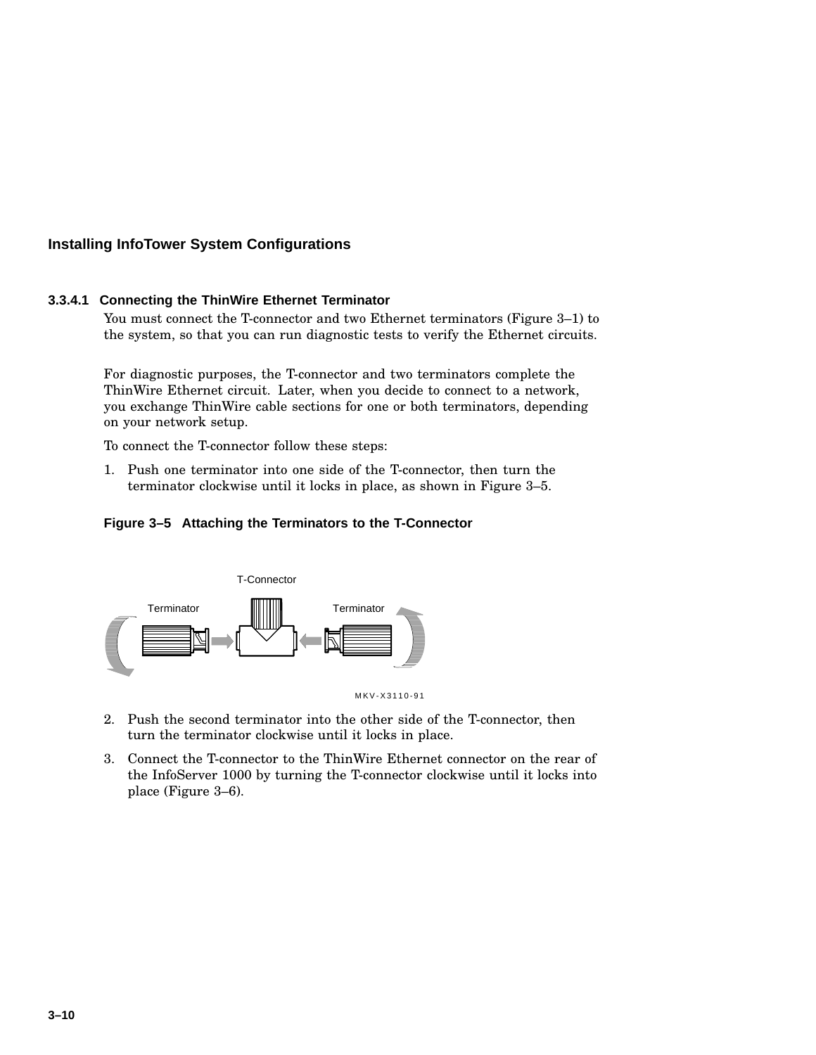#### 3.3.4.1 Connecting the ThinWire Ethernet Terminator

You must connect the T-connector and two Ethernet terminators (Figure 3–1) to the system, so that you can run diagnostic tests to verify the Ethernet circuits.

For diagnostic purposes, the T-connector and two terminators complete the ThinWire Ethernet circuit. Later, when you decide to connect to a network, you exchange ThinWire cable sections for one or both terminators, depending on your network setup.

To connect the T-connector follow these steps:

1. Push one terminator into one side of the T-connector, then turn the terminator clockwise until it locks in place, as shown in Figure 3–5.

**Figure 3–5 Attaching the Terminators to the T-Connector**

T-Connector

Terminator Terminator

MKV-X3110-91

2. Push the second terminator into the other side of the T-connector, then turn the terminator clockwise until it locks in place.
3. Connect the T-connector to the ThinWire Ethernet connector on the rear of the InfoServer 1000 by turning the T-connector clockwise until it locks into place (Figure 3–6).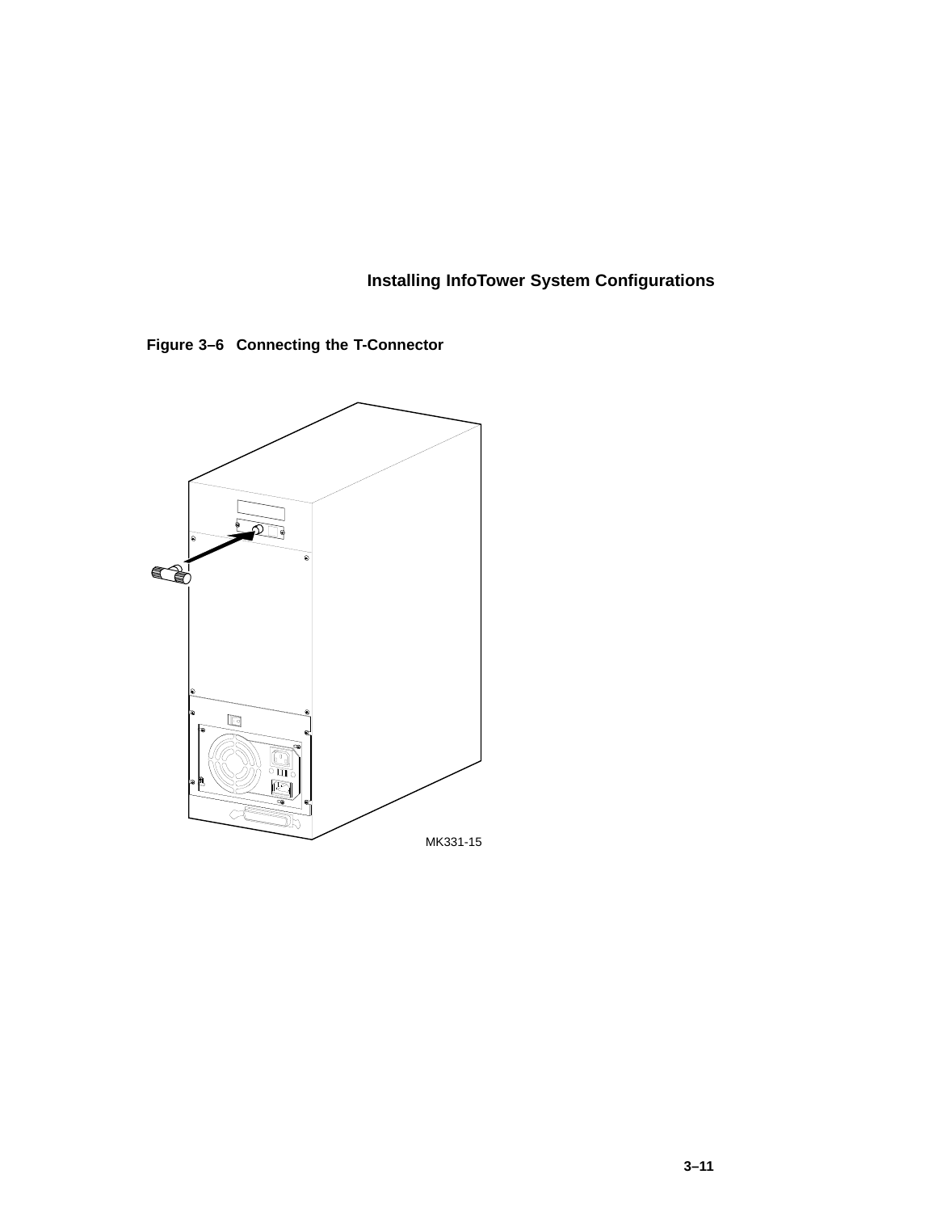**Figure 3–6 Connecting the T-Connector**

MK331-15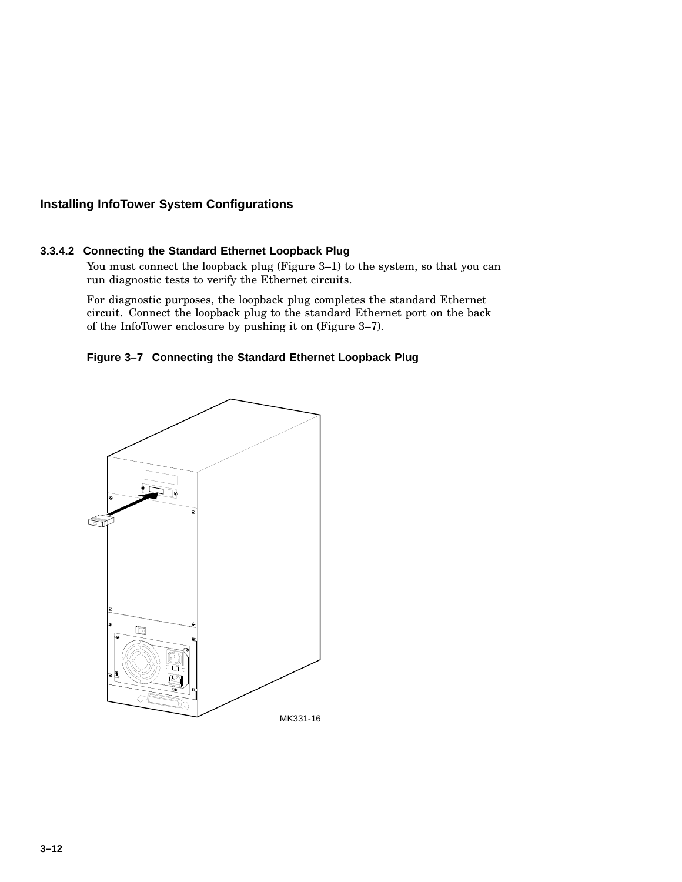### 3.3.4.2 Connecting the Standard Ethernet Loopback Plug

You must connect the loopback plug (Figure 3–1) to the system, so that you can run diagnostic tests to verify the Ethernet circuits.

For diagnostic purposes, the loopback plug completes the standard Ethernet circuit. Connect the loopback plug to the standard Ethernet port on the back of the InfoTower enclosure by pushing it on (Figure 3–7).

**Figure 3–7 Connecting the Standard Ethernet Loopback Plug**

MK331-16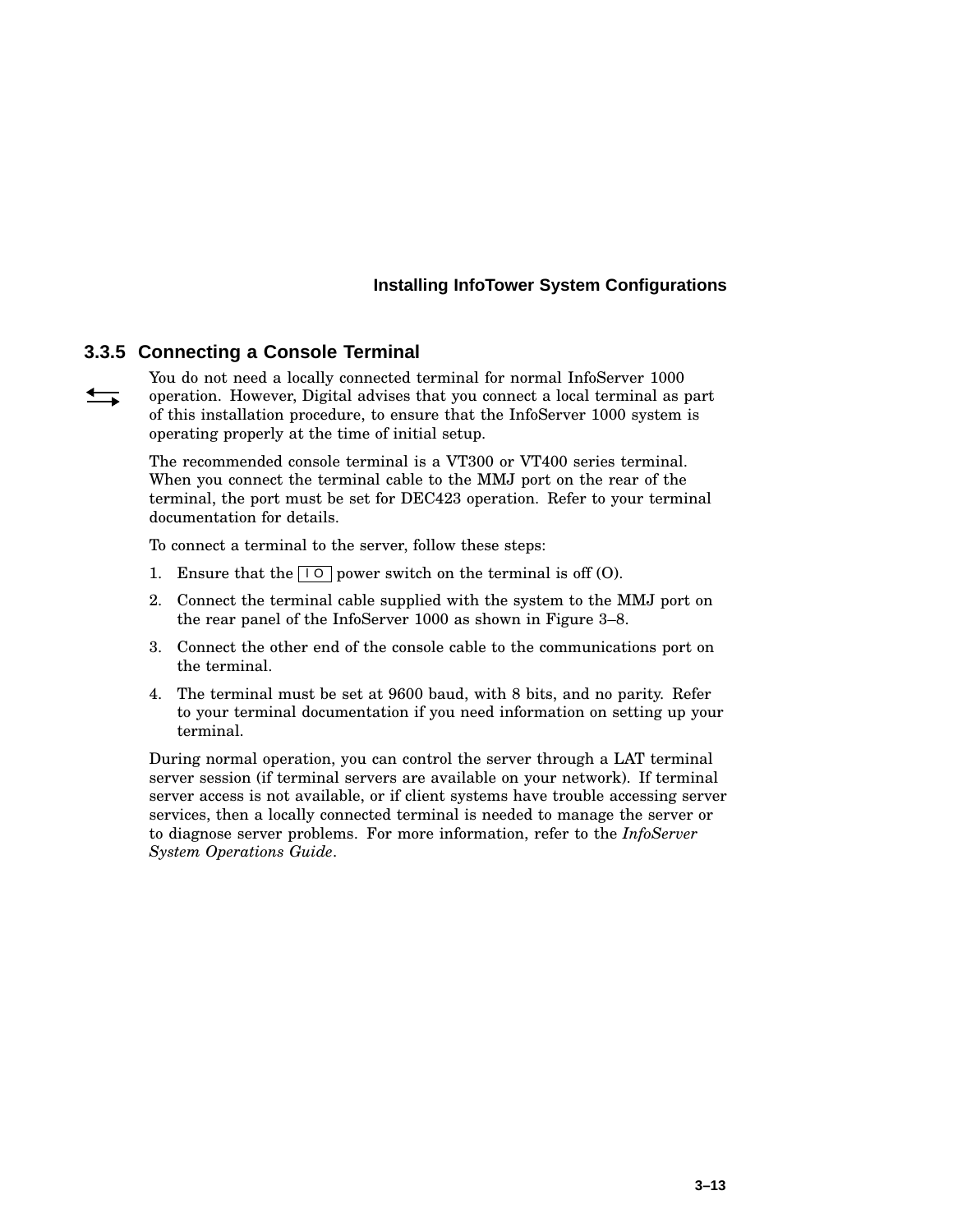### 3.3.5 Connecting a Console Terminal

You do not need a locally connected terminal for normal InfoServer 1000 operation. However, Digital advises that you connect a local terminal as part of this installation procedure, to ensure that the InfoServer 1000 system is operating properly at the time of initial setup.

The recommended console terminal is a VT300 or VT400 series terminal. When you connect the terminal cable to the MMJ port on the rear of the terminal, the port must be set for DEC423 operation. Refer to your terminal documentation for details.

To connect a terminal to the server, follow these steps:

1. Ensure that the | O power switch on the terminal is off (O).
2. Connect the terminal cable supplied with the system to the MMJ port on the rear panel of the InfoServer 1000 as shown in Figure 3–8.
3. Connect the other end of the console cable to the communications port on the terminal.
4. The terminal must be set at 9600 baud, with 8 bits, and no parity. Refer to your terminal documentation if you need information on setting up your terminal.

During normal operation, you can control the server through a LAT terminal server session (if terminal servers are available on your network). If terminal server access is not available, or if client systems have trouble accessing server services, then a locally connected terminal is needed to manage the server or to diagnose server problems. For more information, refer to the *InfoServer System Operations Guide*.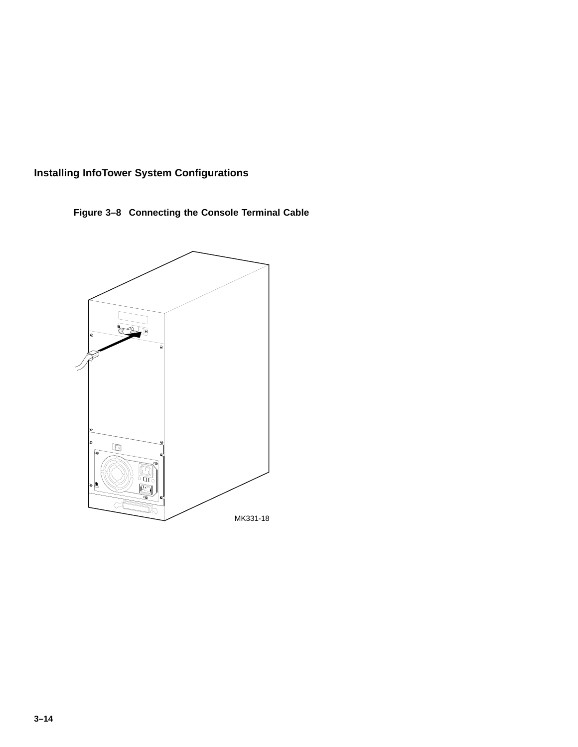**Figure 3–8 Connecting the Console Terminal Cable**

MK331-18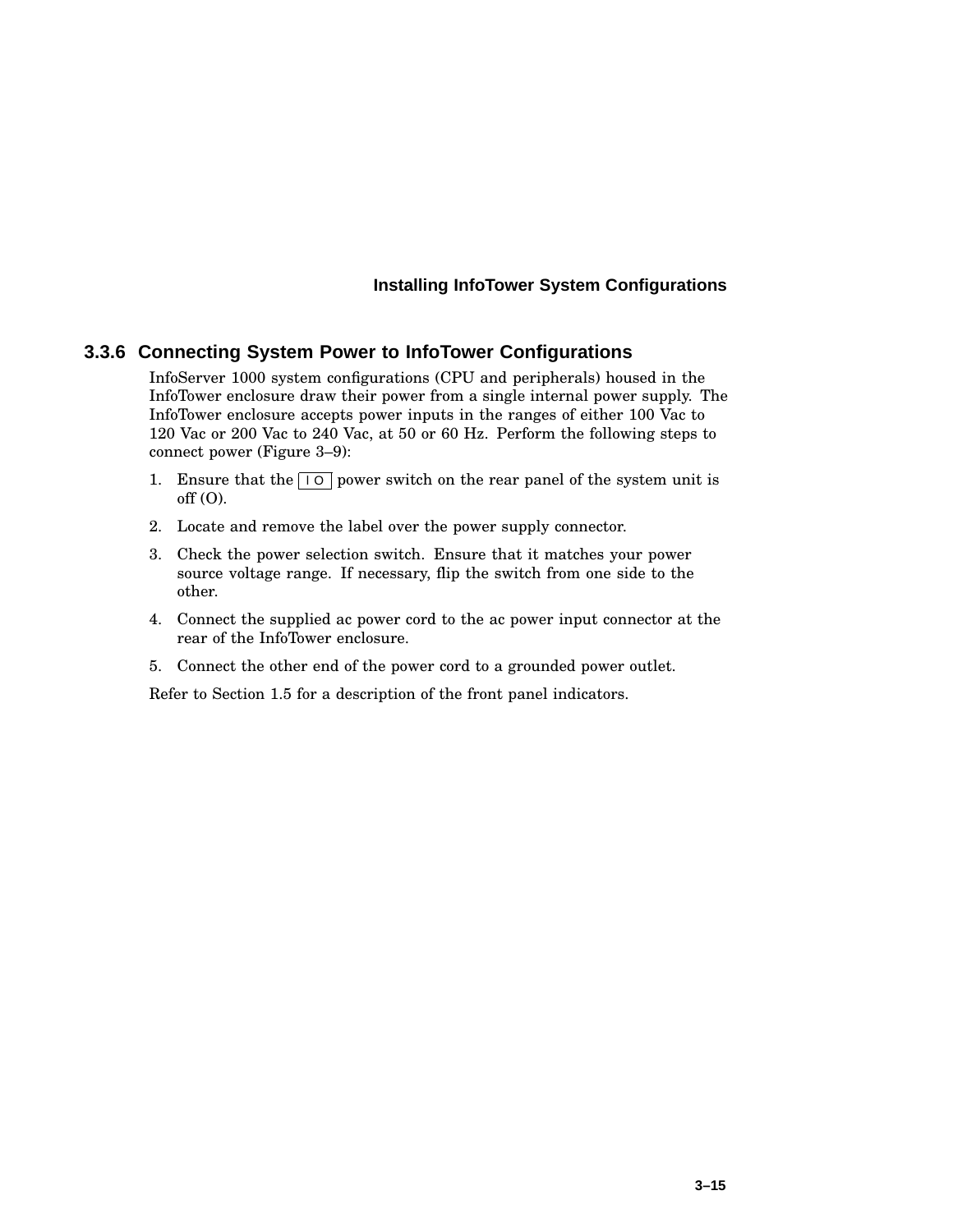### 3.3.6 Connecting System Power to InfoTower Configurations

InfoServer 1000 system configurations (CPU and peripherals) housed in the InfoTower enclosure draw their power from a single internal power supply. The InfoTower enclosure accepts power inputs in the ranges of either 100 Vac to 120 Vac or 200 Vac to 240 Vac, at 50 or 60 Hz. Perform the following steps to connect power (Figure 3–9):

1. Ensure that the | O power switch on the rear panel of the system unit is off (O).
2. Locate and remove the label over the power supply connector.
3. Check the power selection switch. Ensure that it matches your power source voltage range. If necessary, flip the switch from one side to the other.
4. Connect the supplied ac power cord to the ac power input connector at the rear of the InfoTower enclosure.
5. Connect the other end of the power cord to a grounded power outlet.

Refer to Section 1.5 for a description of the front panel indicators.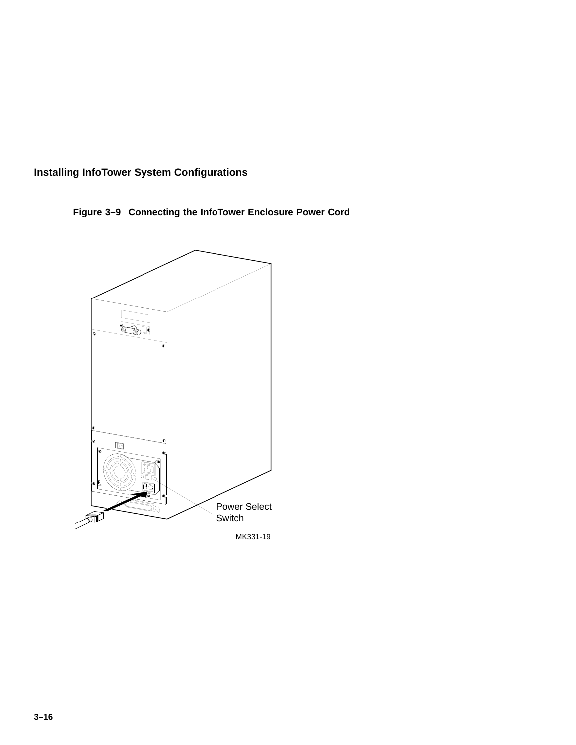**Figure 3–9 Connecting the InfoTower Enclosure Power Cord**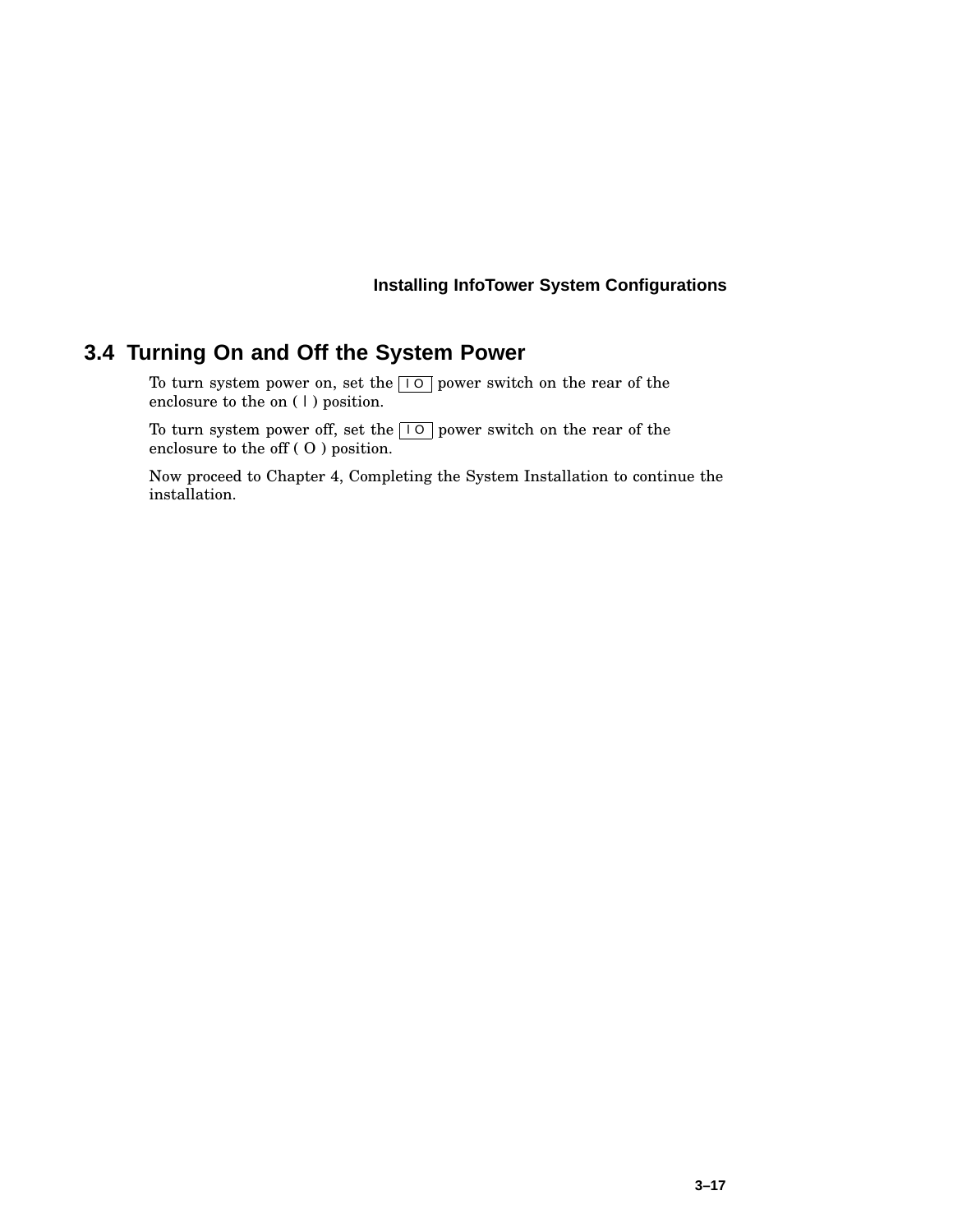## 3.4 Turning On and Off the System Power

To turn system power on, set the I O power switch on the rear of the enclosure to the on ( I ) position.

To turn system power off, set the I O power switch on the rear of the enclosure to the off ( O ) position.

Now proceed to Chapter 4, Completing the System Installation to continue the installation.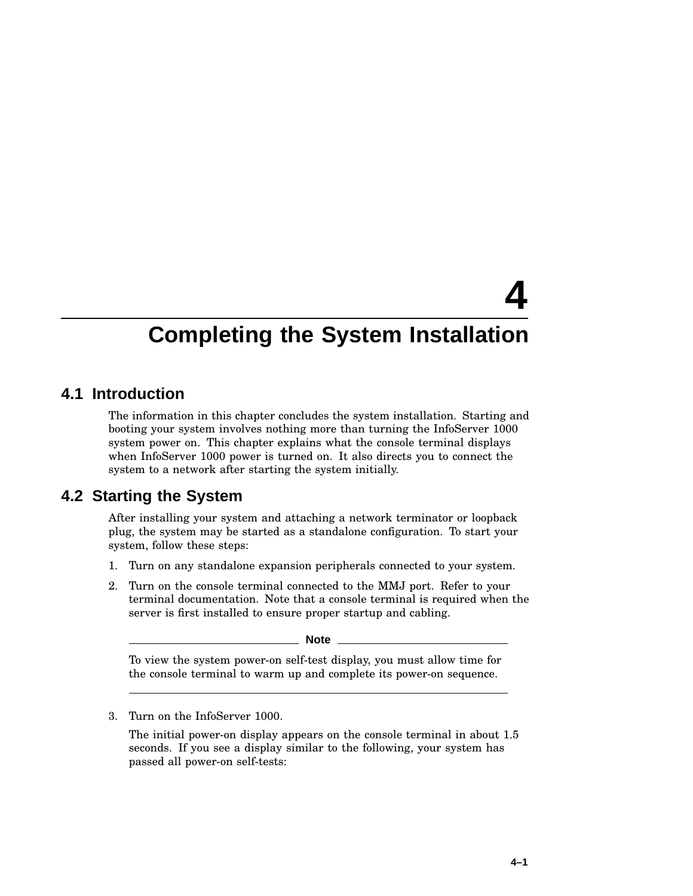# 4 Completing the System Installation

## 4.1 Introduction

The information in this chapter concludes the system installation. Starting and booting your system involves nothing more than turning the InfoServer 1000 system power on. This chapter explains what the console terminal displays when InfoServer 1000 power is turned on. It also directs you to connect the system to a network after starting the system initially.

## 4.2 Starting the System

After installing your system and attaching a network terminator or loopback plug, the system may be started as a standalone configuration. To start your system, follow these steps:

1. Turn on any standalone expansion peripherals connected to your system.
2. Turn on the console terminal connected to the MMJ port. Refer to your terminal documentation. Note that a console terminal is required when the server is first installed to ensure proper startup and cabling.

   **Note**

   To view the system power-on self-test display, you must allow time for the console terminal to warm up and complete its power-on sequence.

3. Turn on the InfoServer 1000.

   The initial power-on display appears on the console terminal in about 1.5 seconds. If you see a display similar to the following, your system has passed all power-on self-tests: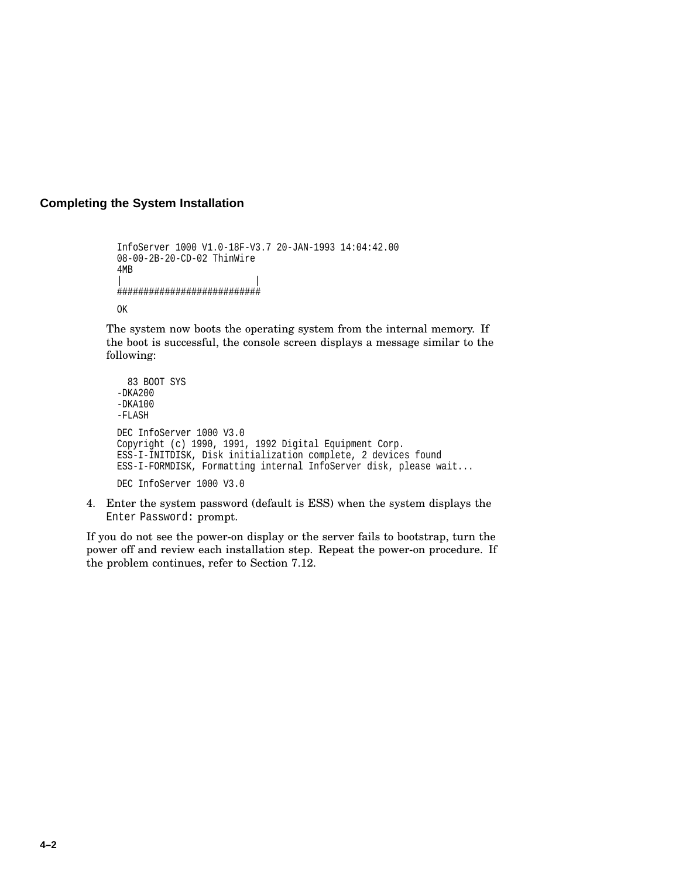```
InfoServer 1000 V1.0-18F-V3.7 20-JAN-1993 14:04:42.00
08-00-2B-20-CD-02 ThinWire
4MB
|                         |
###########################

OK
```

The system now boots the operating system from the internal memory. If the boot is successful, the console screen displays a message similar to the following:

```
  83 BOOT SYS
-DKA200
-DKA100
-FLASH

DEC InfoServer 1000 V3.0
Copyright (c) 1990, 1991, 1992 Digital Equipment Corp.
ESS-I-INITDISK, Disk initialization complete, 2 devices found
ESS-I-FORMDISK, Formatting internal InfoServer disk, please wait...

DEC InfoServer 1000 V3.0
```

4. Enter the system password (default is ESS) when the system displays the `Enter Password:` prompt.

If you do not see the power-on display or the server fails to bootstrap, turn the power off and review each installation step. Repeat the power-on procedure. If the problem continues, refer to Section 7.12.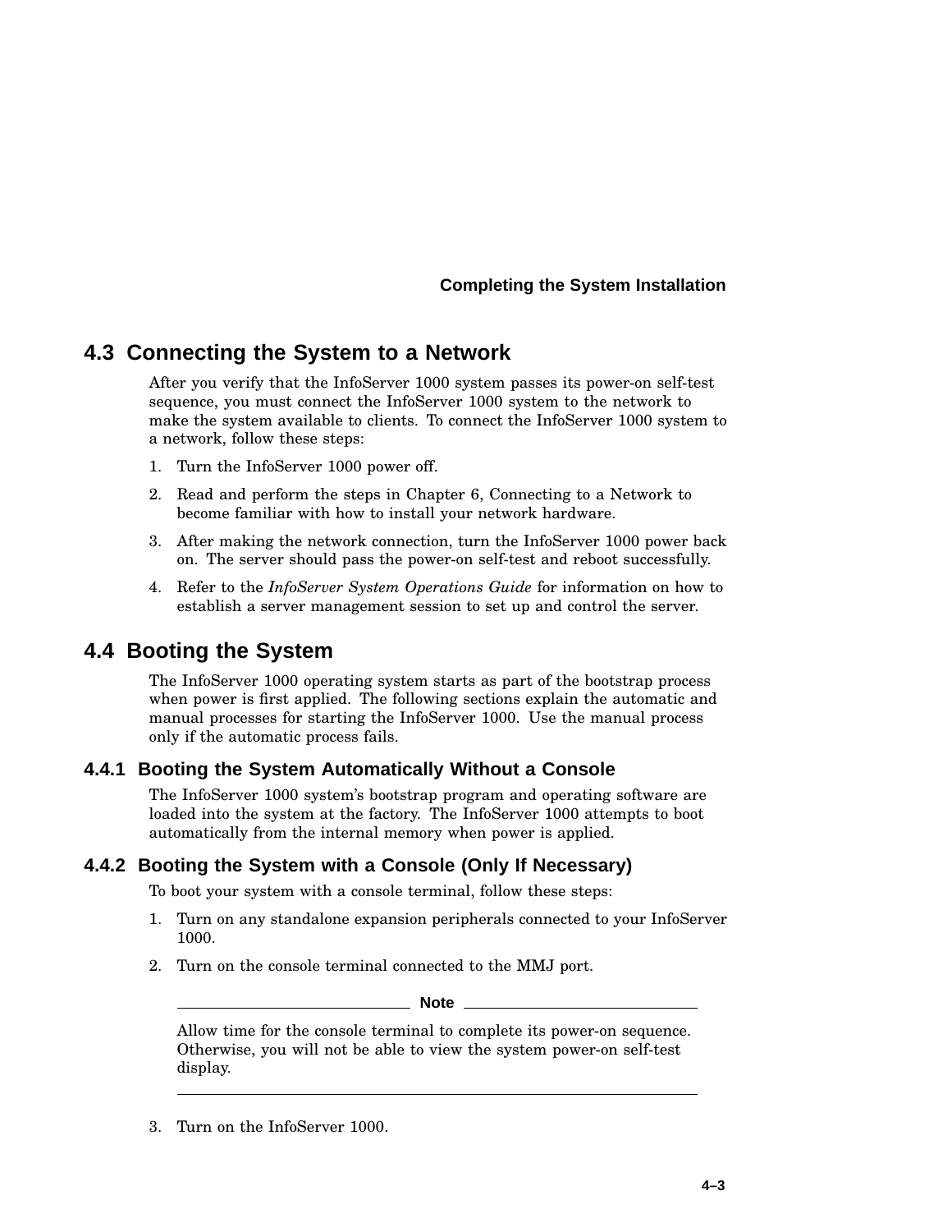## 4.3 Connecting the System to a Network

After you verify that the InfoServer 1000 system passes its power-on self-test sequence, you must connect the InfoServer 1000 system to the network to make the system available to clients. To connect the InfoServer 1000 system to a network, follow these steps:

1. Turn the InfoServer 1000 power off.
2. Read and perform the steps in Chapter 6, Connecting to a Network to become familiar with how to install your network hardware.
3. After making the network connection, turn the InfoServer 1000 power back on. The server should pass the power-on self-test and reboot successfully.
4. Refer to the *InfoServer System Operations Guide* for information on how to establish a server management session to set up and control the server.

## 4.4 Booting the System

The InfoServer 1000 operating system starts as part of the bootstrap process when power is first applied. The following sections explain the automatic and manual processes for starting the InfoServer 1000. Use the manual process only if the automatic process fails.

### 4.4.1 Booting the System Automatically Without a Console

The InfoServer 1000 system's bootstrap program and operating software are loaded into the system at the factory. The InfoServer 1000 attempts to boot automatically from the internal memory when power is applied.

### 4.4.2 Booting the System with a Console (Only If Necessary)

To boot your system with a console terminal, follow these steps:

1. Turn on any standalone expansion peripherals connected to your InfoServer 1000.
2. Turn on the console terminal connected to the MMJ port.

   **Note**

   Allow time for the console terminal to complete its power-on sequence. Otherwise, you will not be able to view the system power-on self-test display.

3. Turn on the InfoServer 1000.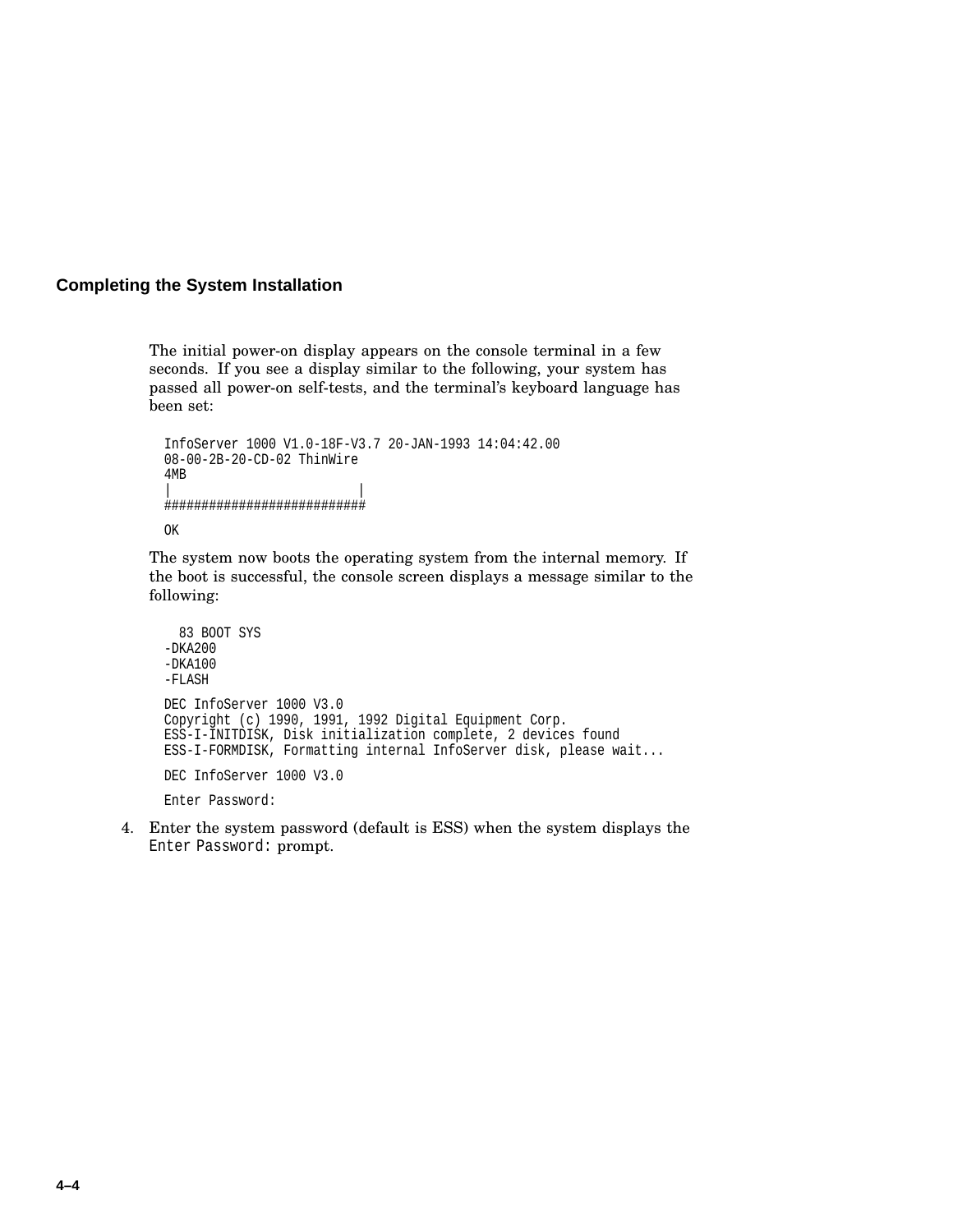The initial power-on display appears on the console terminal in a few seconds. If you see a display similar to the following, your system has passed all power-on self-tests, and the terminal's keyboard language has been set:

```
InfoServer 1000 V1.0-18F-V3.7 20-JAN-1993 14:04:42.00
08-00-2B-20-CD-02 ThinWire
4MB
|                          |
###########################

OK
```

The system now boots the operating system from the internal memory. If the boot is successful, the console screen displays a message similar to the following:

```
  83 BOOT SYS
-DKA200
-DKA100
-FLASH

DEC InfoServer 1000 V3.0
Copyright (c) 1990, 1991, 1992 Digital Equipment Corp.
ESS-I-INITDISK, Disk initialization complete, 2 devices found
ESS-I-FORMDISK, Formatting internal InfoServer disk, please wait...

DEC InfoServer 1000 V3.0

Enter Password:
```

4. Enter the system password (default is ESS) when the system displays the `Enter Password:` prompt.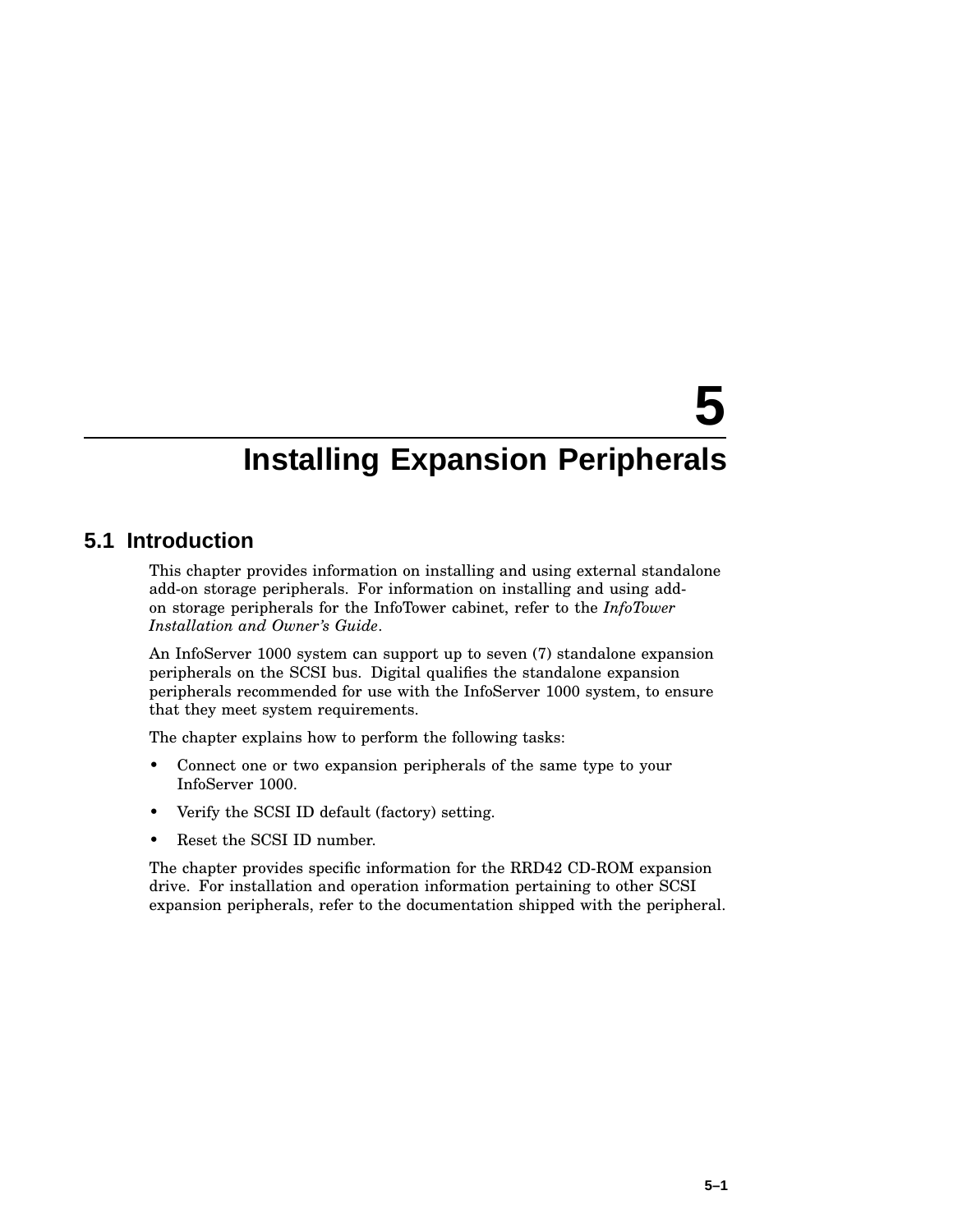# 5 Installing Expansion Peripherals

## 5.1 Introduction

This chapter provides information on installing and using external standalone add-on storage peripherals. For information on installing and using add-on storage peripherals for the InfoTower cabinet, refer to the *InfoTower Installation and Owner's Guide*.

An InfoServer 1000 system can support up to seven (7) standalone expansion peripherals on the SCSI bus. Digital qualifies the standalone expansion peripherals recommended for use with the InfoServer 1000 system, to ensure that they meet system requirements.

The chapter explains how to perform the following tasks:

- Connect one or two expansion peripherals of the same type to your InfoServer 1000.
- Verify the SCSI ID default (factory) setting.
- Reset the SCSI ID number.

The chapter provides specific information for the RRD42 CD-ROM expansion drive. For installation and operation information pertaining to other SCSI expansion peripherals, refer to the documentation shipped with the peripheral.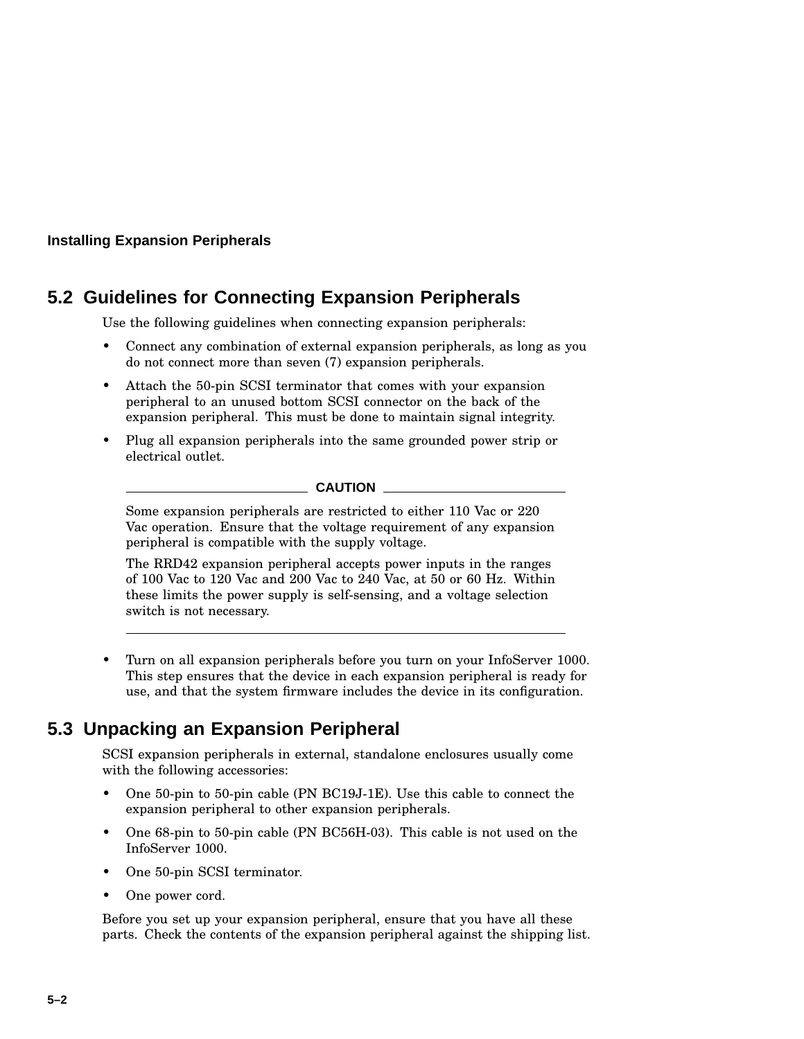## 5.2 Guidelines for Connecting Expansion Peripherals

Use the following guidelines when connecting expansion peripherals:

- Connect any combination of external expansion peripherals, as long as you do not connect more than seven (7) expansion peripherals.
- Attach the 50-pin SCSI terminator that comes with your expansion peripheral to an unused bottom SCSI connector on the back of the expansion peripheral. This must be done to maintain signal integrity.
- Plug all expansion peripherals into the same grounded power strip or electrical outlet.

**CAUTION**

Some expansion peripherals are restricted to either 110 Vac or 220 Vac operation. Ensure that the voltage requirement of any expansion peripheral is compatible with the supply voltage.

The RRD42 expansion peripheral accepts power inputs in the ranges of 100 Vac to 120 Vac and 200 Vac to 240 Vac, at 50 or 60 Hz. Within these limits the power supply is self-sensing, and a voltage selection switch is not necessary.

---

- Turn on all expansion peripherals before you turn on your InfoServer 1000. This step ensures that the device in each expansion peripheral is ready for use, and that the system firmware includes the device in its configuration.

## 5.3 Unpacking an Expansion Peripheral

SCSI expansion peripherals in external, standalone enclosures usually come with the following accessories:

- One 50-pin to 50-pin cable (PN BC19J-1E). Use this cable to connect the expansion peripheral to other expansion peripherals.
- One 68-pin to 50-pin cable (PN BC56H-03). This cable is not used on the InfoServer 1000.
- One 50-pin SCSI terminator.
- One power cord.

Before you set up your expansion peripheral, ensure that you have all these parts. Check the contents of the expansion peripheral against the shipping list.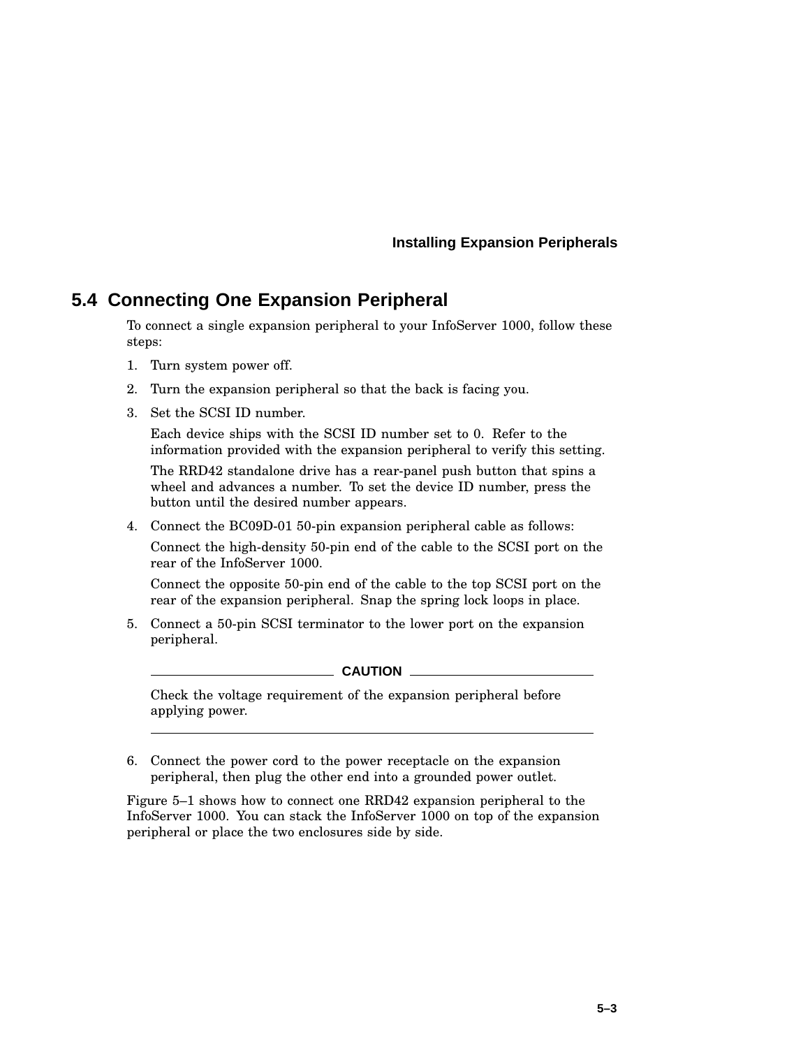## 5.4 Connecting One Expansion Peripheral

To connect a single expansion peripheral to your InfoServer 1000, follow these steps:

1. Turn system power off.
2. Turn the expansion peripheral so that the back is facing you.
3. Set the SCSI ID number.

   Each device ships with the SCSI ID number set to 0. Refer to the information provided with the expansion peripheral to verify this setting.

   The RRD42 standalone drive has a rear-panel push button that spins a wheel and advances a number. To set the device ID number, press the button until the desired number appears.
4. Connect the BC09D-01 50-pin expansion peripheral cable as follows:

   Connect the high-density 50-pin end of the cable to the SCSI port on the rear of the InfoServer 1000.

   Connect the opposite 50-pin end of the cable to the top SCSI port on the rear of the expansion peripheral. Snap the spring lock loops in place.
5. Connect a 50-pin SCSI terminator to the lower port on the expansion peripheral.

   **CAUTION**

   Check the voltage requirement of the expansion peripheral before applying power.

6. Connect the power cord to the power receptacle on the expansion peripheral, then plug the other end into a grounded power outlet.

Figure 5–1 shows how to connect one RRD42 expansion peripheral to the InfoServer 1000. You can stack the InfoServer 1000 on top of the expansion peripheral or place the two enclosures side by side.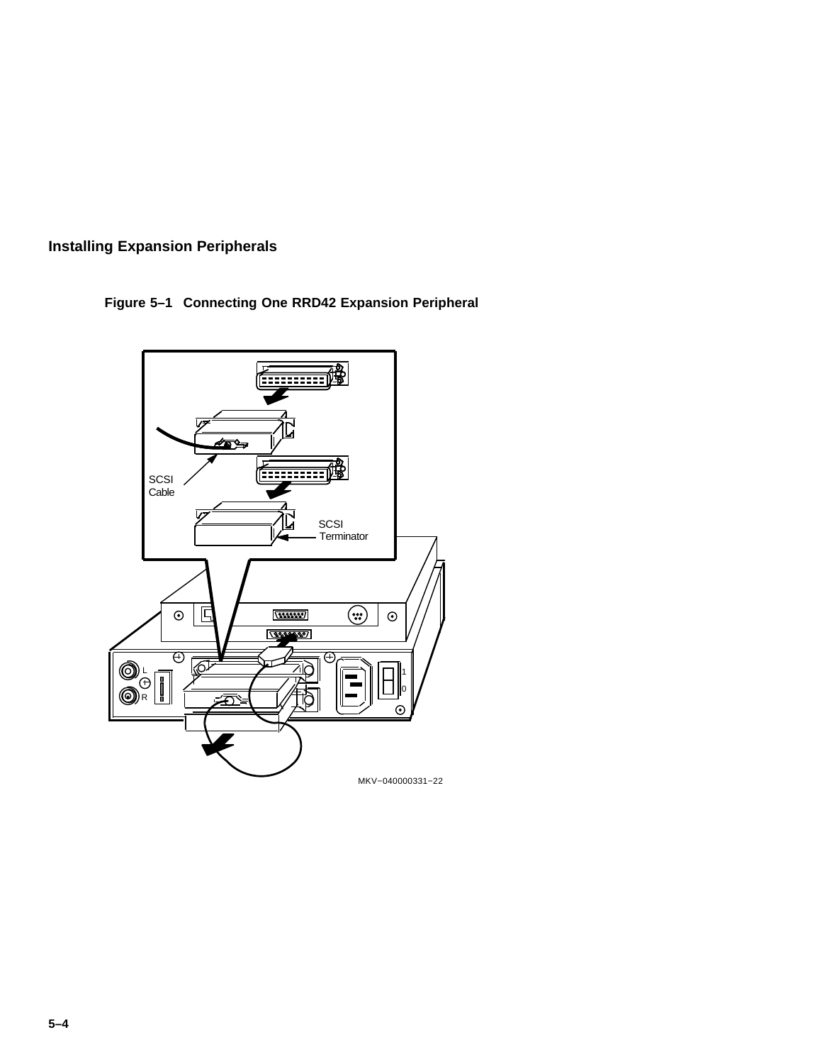## Installing Expansion Peripherals

**Figure 5–1 Connecting One RRD42 Expansion Peripheral**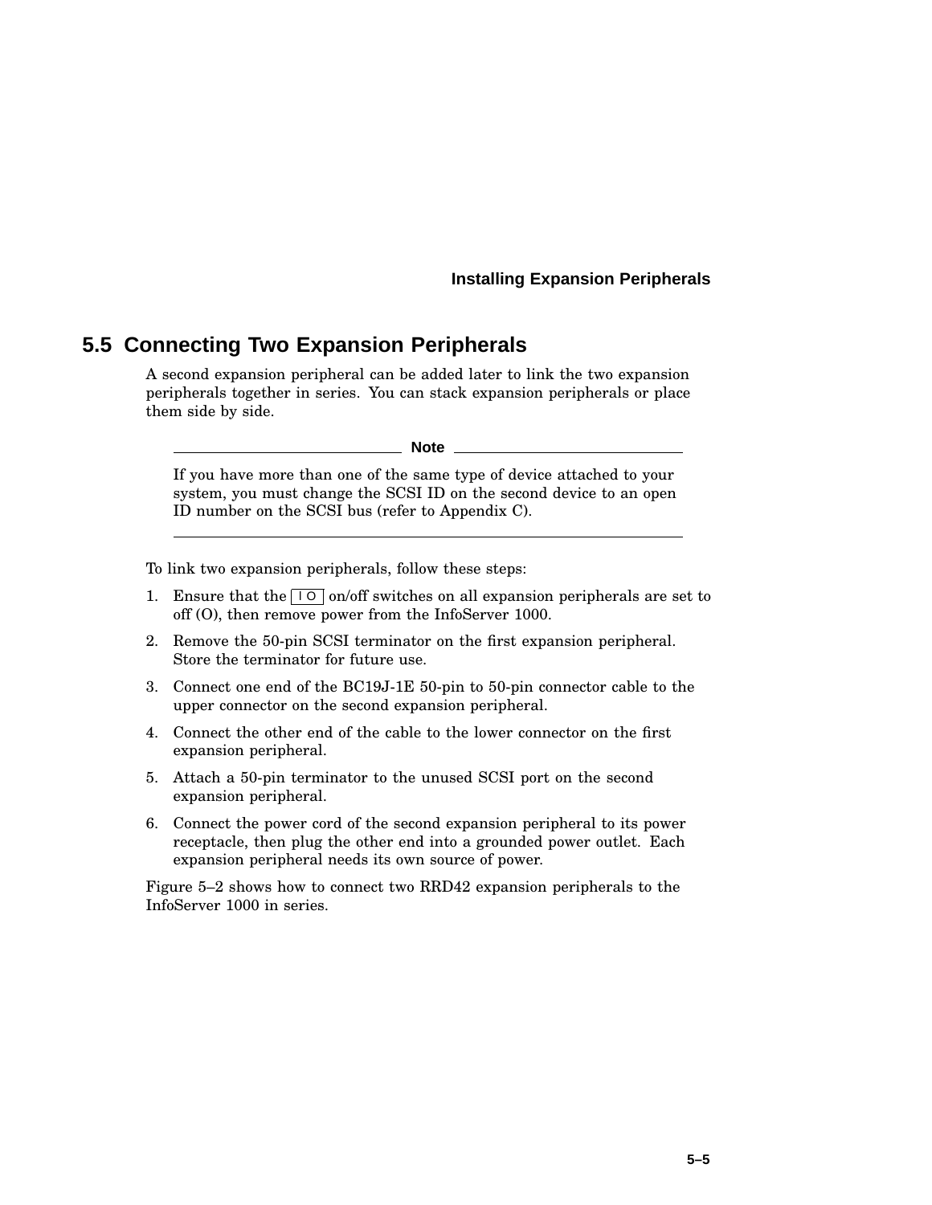## 5.5 Connecting Two Expansion Peripherals

A second expansion peripheral can be added later to link the two expansion peripherals together in series. You can stack expansion peripherals or place them side by side.

---

**Note**

If you have more than one of the same type of device attached to your system, you must change the SCSI ID on the second device to an open ID number on the SCSI bus (refer to Appendix C).

---

To link two expansion peripherals, follow these steps:

1. Ensure that the | O on/off switches on all expansion peripherals are set to off (O), then remove power from the InfoServer 1000.
2. Remove the 50-pin SCSI terminator on the first expansion peripheral. Store the terminator for future use.
3. Connect one end of the BC19J-1E 50-pin to 50-pin connector cable to the upper connector on the second expansion peripheral.
4. Connect the other end of the cable to the lower connector on the first expansion peripheral.
5. Attach a 50-pin terminator to the unused SCSI port on the second expansion peripheral.
6. Connect the power cord of the second expansion peripheral to its power receptacle, then plug the other end into a grounded power outlet. Each expansion peripheral needs its own source of power.

Figure 5–2 shows how to connect two RRD42 expansion peripherals to the InfoServer 1000 in series.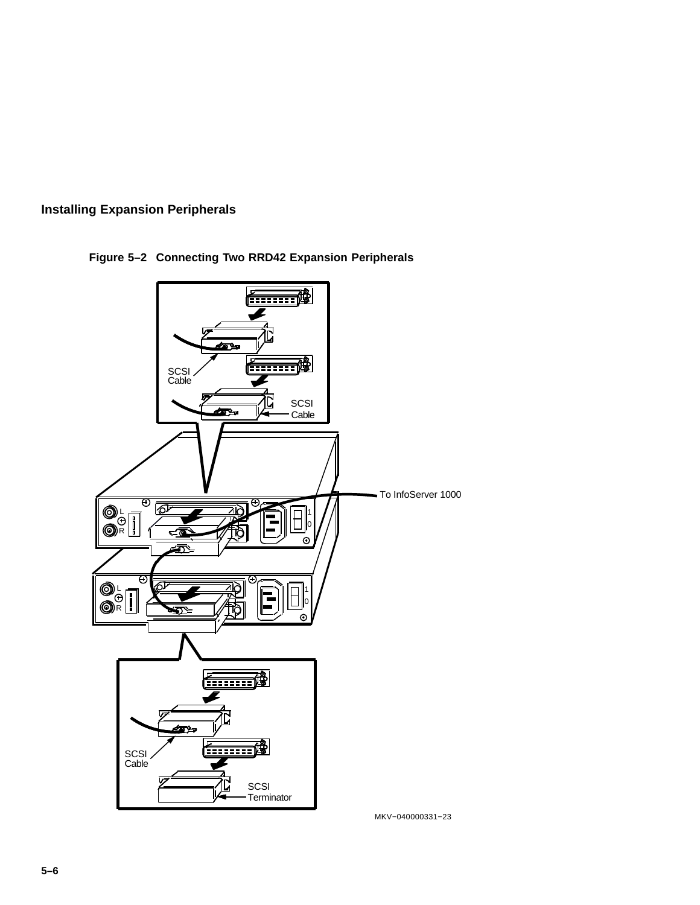**Installing Expansion Peripherals**

**Figure 5–2 Connecting Two RRD42 Expansion Peripherals**

SCSI Cable

SCSI Cable

To InfoServer 1000

SCSI Cable

SCSI Terminator

MKV−040000331−23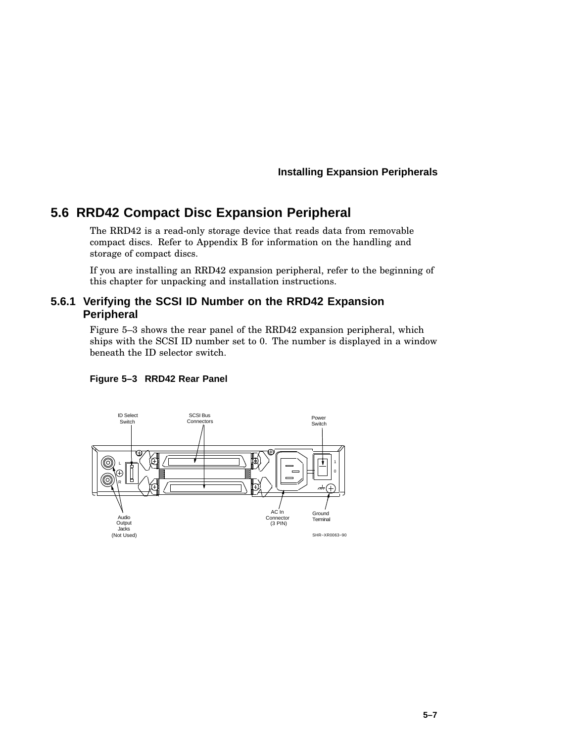## 5.6 RRD42 Compact Disc Expansion Peripheral

The RRD42 is a read-only storage device that reads data from removable compact discs. Refer to Appendix B for information on the handling and storage of compact discs.

If you are installing an RRD42 expansion peripheral, refer to the beginning of this chapter for unpacking and installation instructions.

### 5.6.1 Verifying the SCSI ID Number on the RRD42 Expansion Peripheral

Figure 5–3 shows the rear panel of the RRD42 expansion peripheral, which ships with the SCSI ID number set to 0. The number is displayed in a window beneath the ID selector switch.

**Figure 5–3 RRD42 Rear Panel**

ID Select Switch
SCSI Bus Connectors
Power Switch
Audio Output Jacks (Not Used)
AC In Connector (3 PIN)
Ground Terminal
SHR–XR0063–90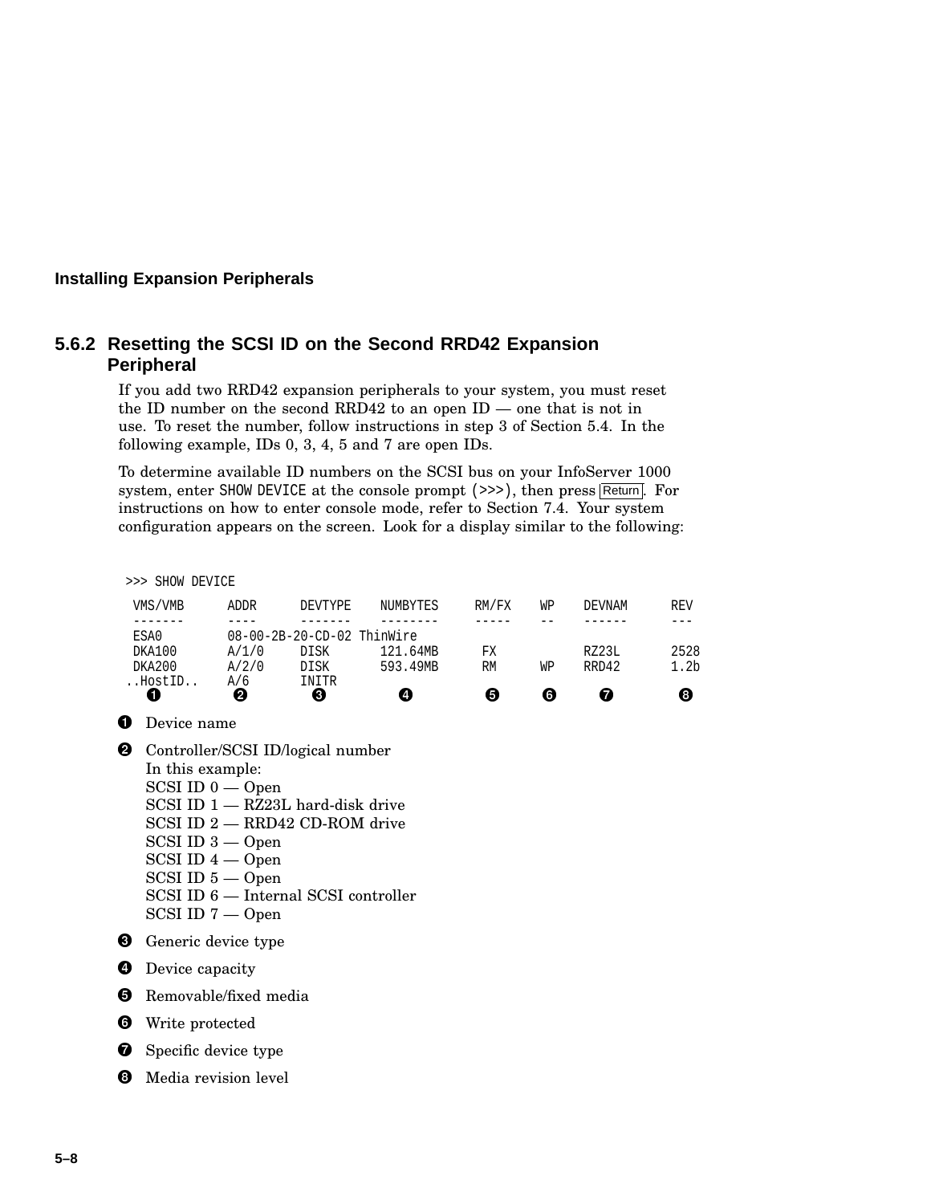### 5.6.2 Resetting the SCSI ID on the Second RRD42 Expansion Peripheral

If you add two RRD42 expansion peripherals to your system, you must reset the ID number on the second RRD42 to an open ID — one that is not in use. To reset the number, follow instructions in step 3 of Section 5.4. In the following example, IDs 0, 3, 4, 5 and 7 are open IDs.

To determine available ID numbers on the SCSI bus on your InfoServer 1000 system, enter `SHOW DEVICE` at the console prompt (`>>>`), then press Return. For instructions on how to enter console mode, refer to Section 7.4. Your system configuration appears on the screen. Look for a display similar to the following:

```
>>> SHOW DEVICE
 VMS/VMB      ADDR      DEVTYPE    NUMBYTES     RM/FX    WP    DEVNAM      REV
 -------      ----      -------    --------     -----    --    ------      ---
 ESA0         08-00-2B-20-CD-02 ThinWire
 DKA100       A/1/0     DISK       121.64MB      FX            RZ23L       2528
 DKA200       A/2/0     DISK       593.49MB      RM      WP    RRD42       1.2b
..HostID..    A/6       INITR
   ❶           ❷          ❸           ❹            ❺       ❻      ❼           ❽
```

❶ Device name

❷ Controller/SCSI ID/logical number
In this example:
SCSI ID 0 — Open
SCSI ID 1 — RZ23L hard-disk drive
SCSI ID 2 — RRD42 CD-ROM drive
SCSI ID 3 — Open
SCSI ID 4 — Open
SCSI ID 5 — Open
SCSI ID 6 — Internal SCSI controller
SCSI ID 7 — Open

❸ Generic device type

❹ Device capacity

❺ Removable/fixed media

❻ Write protected

❼ Specific device type

❽ Media revision level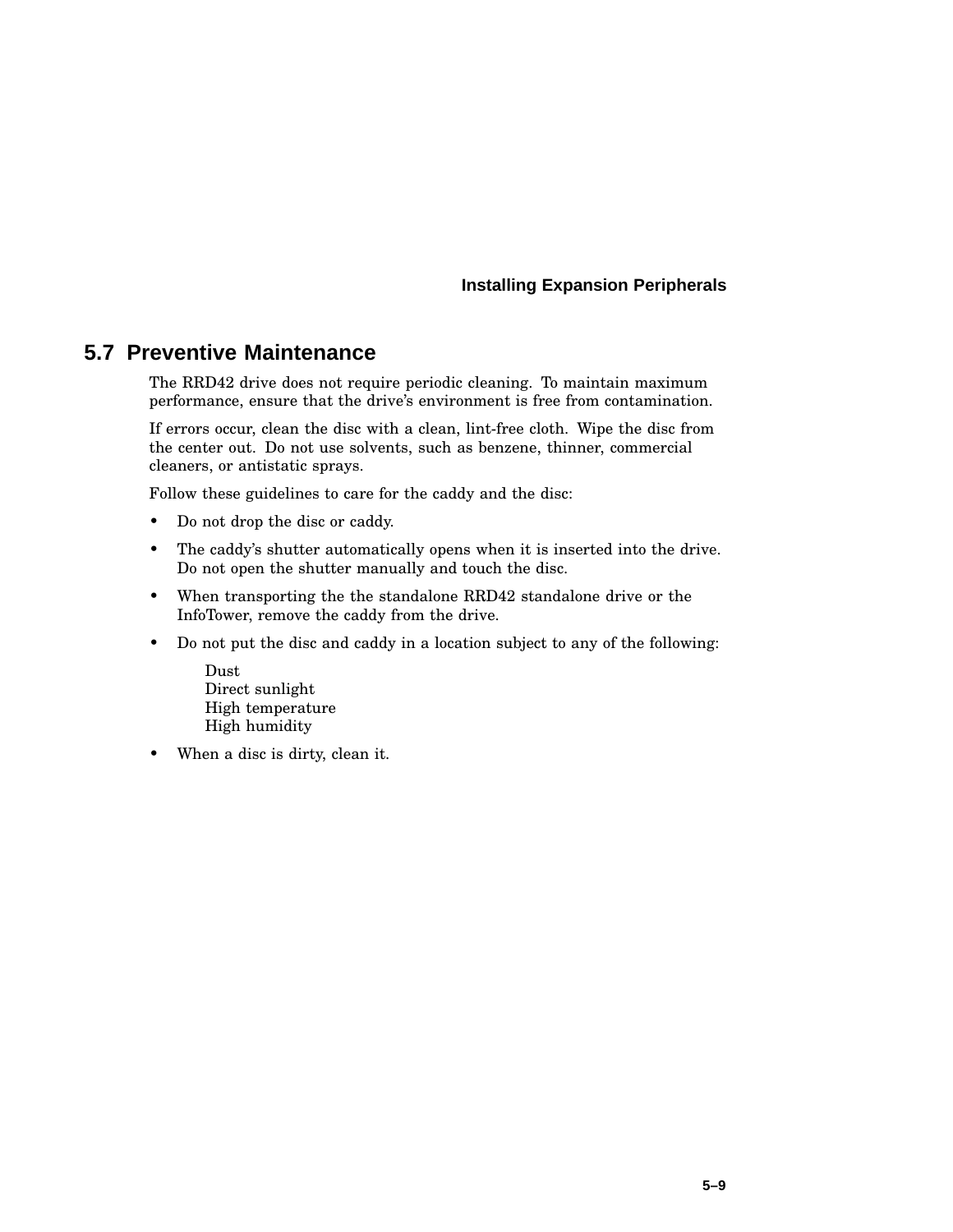## 5.7 Preventive Maintenance

The RRD42 drive does not require periodic cleaning. To maintain maximum performance, ensure that the drive's environment is free from contamination.

If errors occur, clean the disc with a clean, lint-free cloth. Wipe the disc from the center out. Do not use solvents, such as benzene, thinner, commercial cleaners, or antistatic sprays.

Follow these guidelines to care for the caddy and the disc:

- Do not drop the disc or caddy.
- The caddy's shutter automatically opens when it is inserted into the drive. Do not open the shutter manually and touch the disc.
- When transporting the the standalone RRD42 standalone drive or the InfoTower, remove the caddy from the drive.
- Do not put the disc and caddy in a location subject to any of the following:

  Dust
  Direct sunlight
  High temperature
  High humidity

- When a disc is dirty, clean it.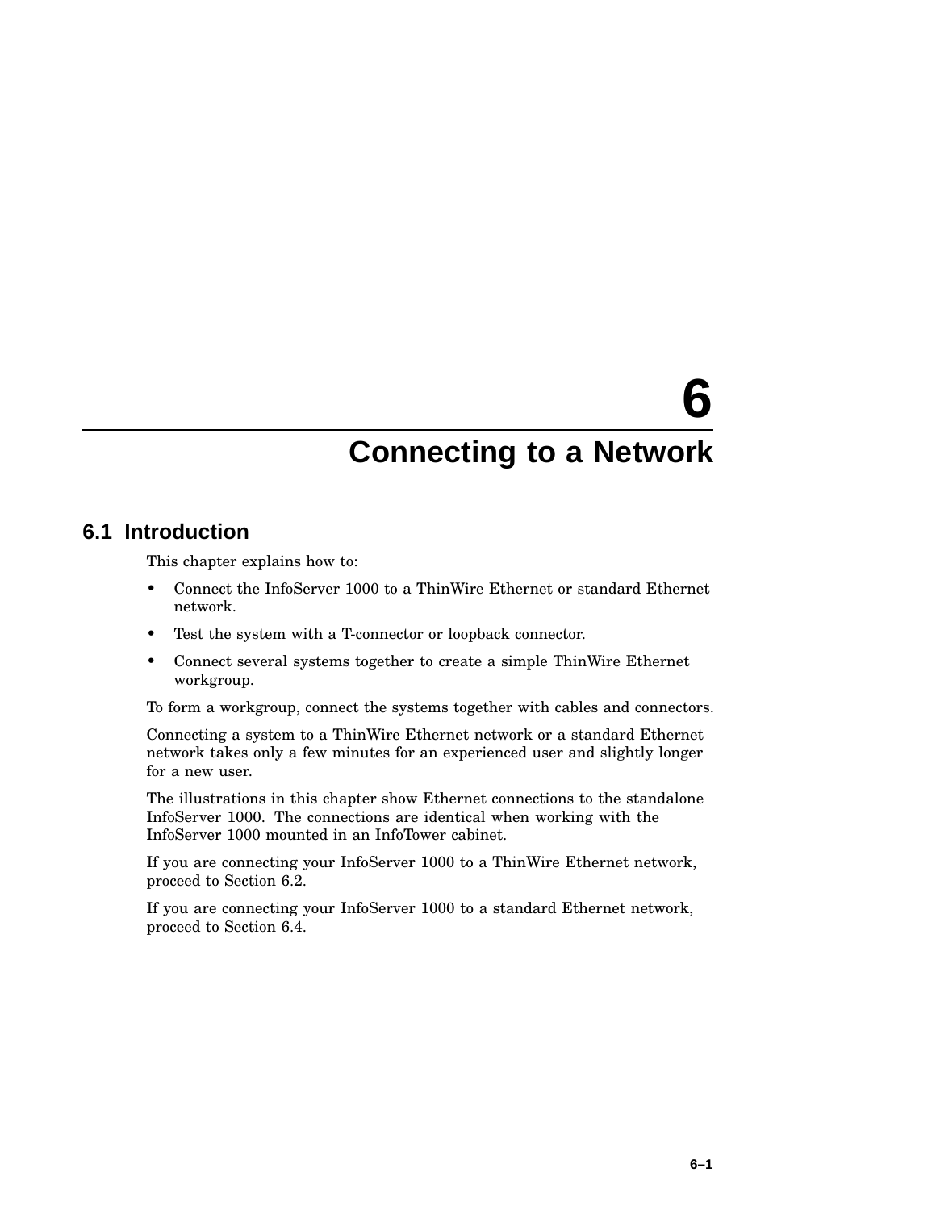# 6 Connecting to a Network

## 6.1 Introduction

This chapter explains how to:

- Connect the InfoServer 1000 to a ThinWire Ethernet or standard Ethernet network.
- Test the system with a T-connector or loopback connector.
- Connect several systems together to create a simple ThinWire Ethernet workgroup.

To form a workgroup, connect the systems together with cables and connectors.

Connecting a system to a ThinWire Ethernet network or a standard Ethernet network takes only a few minutes for an experienced user and slightly longer for a new user.

The illustrations in this chapter show Ethernet connections to the standalone InfoServer 1000. The connections are identical when working with the InfoServer 1000 mounted in an InfoTower cabinet.

If you are connecting your InfoServer 1000 to a ThinWire Ethernet network, proceed to Section 6.2.

If you are connecting your InfoServer 1000 to a standard Ethernet network, proceed to Section 6.4.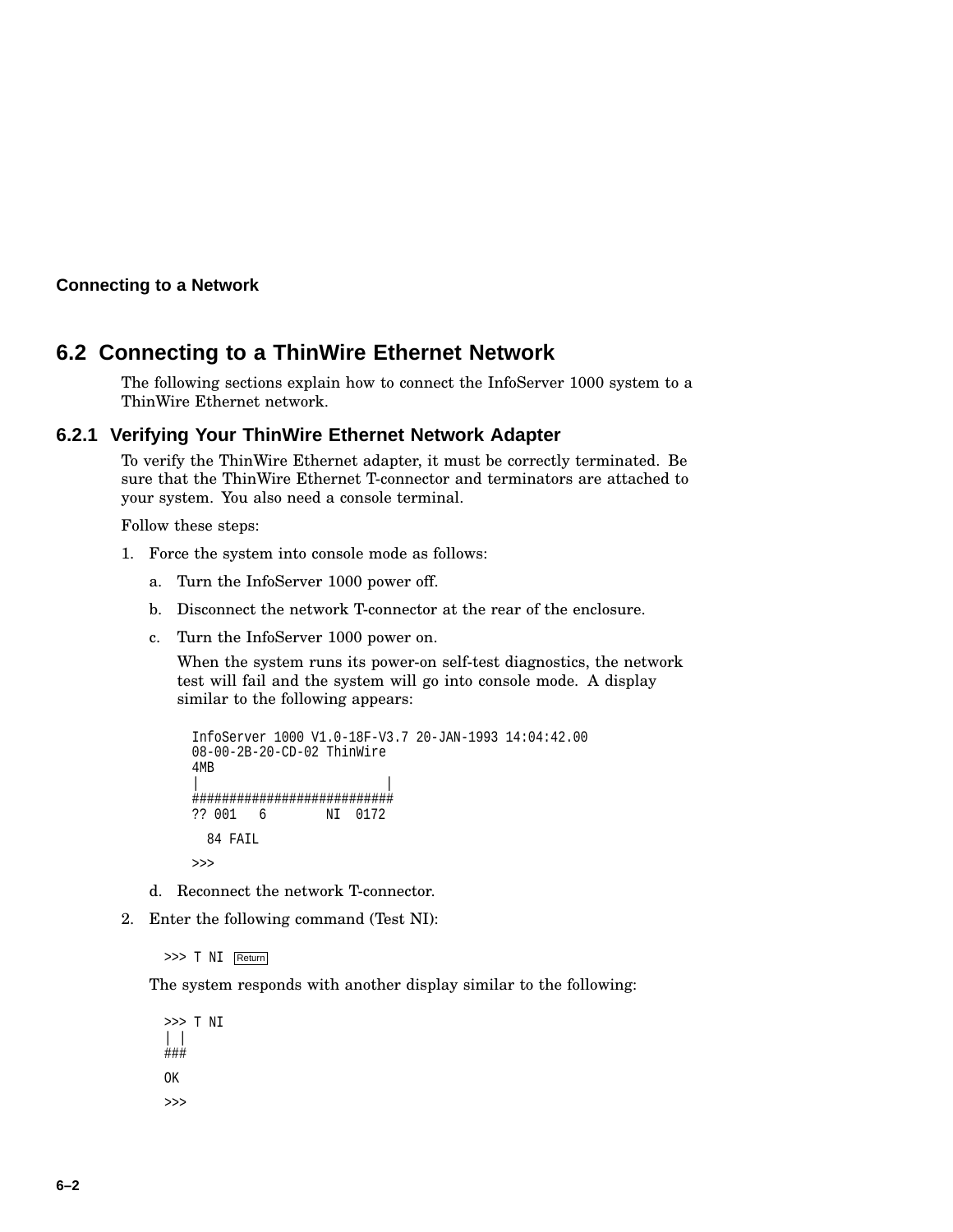## 6.2 Connecting to a ThinWire Ethernet Network

The following sections explain how to connect the InfoServer 1000 system to a ThinWire Ethernet network.

### 6.2.1 Verifying Your ThinWire Ethernet Network Adapter

To verify the ThinWire Ethernet adapter, it must be correctly terminated. Be sure that the ThinWire Ethernet T-connector and terminators are attached to your system. You also need a console terminal.

Follow these steps:

1. Force the system into console mode as follows:
   a. Turn the InfoServer 1000 power off.
   b. Disconnect the network T-connector at the rear of the enclosure.
   c. Turn the InfoServer 1000 power on.

      When the system runs its power-on self-test diagnostics, the network test will fail and the system will go into console mode. A display similar to the following appears:

      ```
      InfoServer 1000 V1.0-18F-V3.7 20-JAN-1993 14:04:42.00
      08-00-2B-20-CD-02 ThinWire
      4MB
      |                        |
      ###########################
      ?? 001   6        NI  0172

        84 FAIL

      >>>
      ```

   d. Reconnect the network T-connector.
2. Enter the following command (Test NI):

   ```
   >>> T NI Return
   ```

   The system responds with another display similar to the following:

   ```
   >>> T NI
   | |
   ###

   OK

   >>>
   ```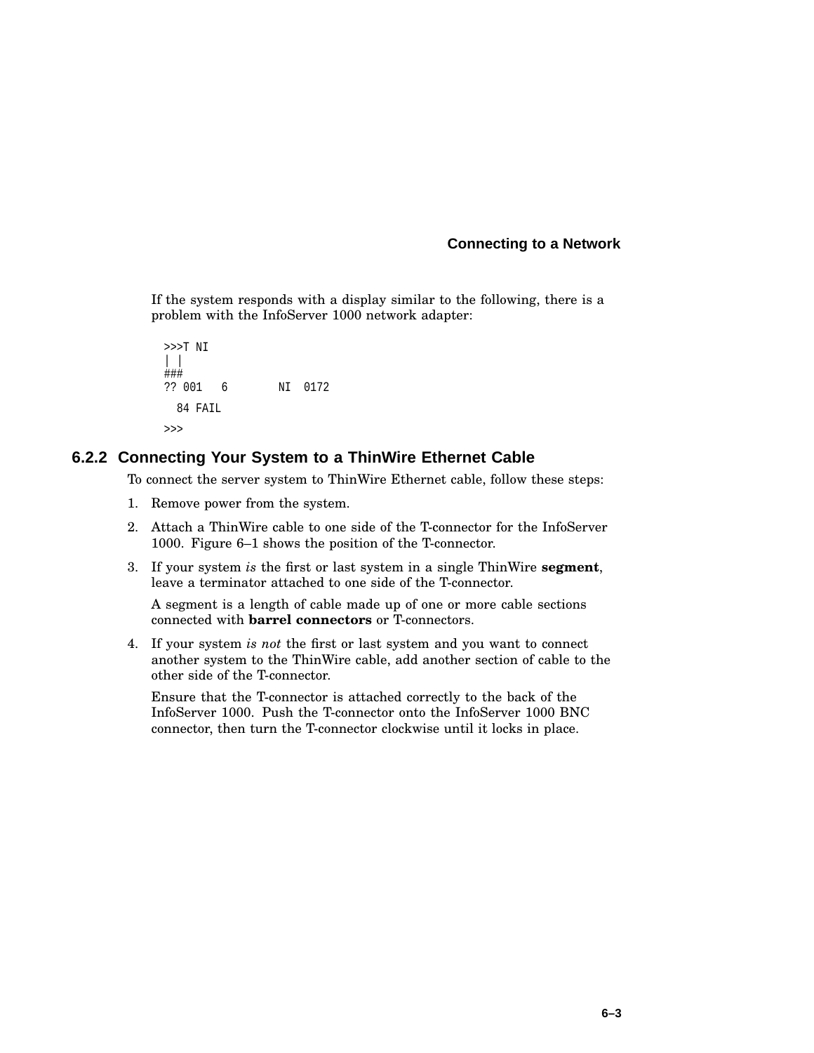If the system responds with a display similar to the following, there is a problem with the InfoServer 1000 network adapter:

```
>>>T NI
| |
###
?? 001   6        NI  0172

  84 FAIL

>>>
```

### 6.2.2 Connecting Your System to a ThinWire Ethernet Cable

To connect the server system to ThinWire Ethernet cable, follow these steps:

1. Remove power from the system.
2. Attach a ThinWire cable to one side of the T-connector for the InfoServer 1000. Figure 6–1 shows the position of the T-connector.
3. If your system *is* the first or last system in a single ThinWire **segment**, leave a terminator attached to one side of the T-connector.

   A segment is a length of cable made up of one or more cable sections connected with **barrel connectors** or T-connectors.
4. If your system *is not* the first or last system and you want to connect another system to the ThinWire cable, add another section of cable to the other side of the T-connector.

   Ensure that the T-connector is attached correctly to the back of the InfoServer 1000. Push the T-connector onto the InfoServer 1000 BNC connector, then turn the T-connector clockwise until it locks in place.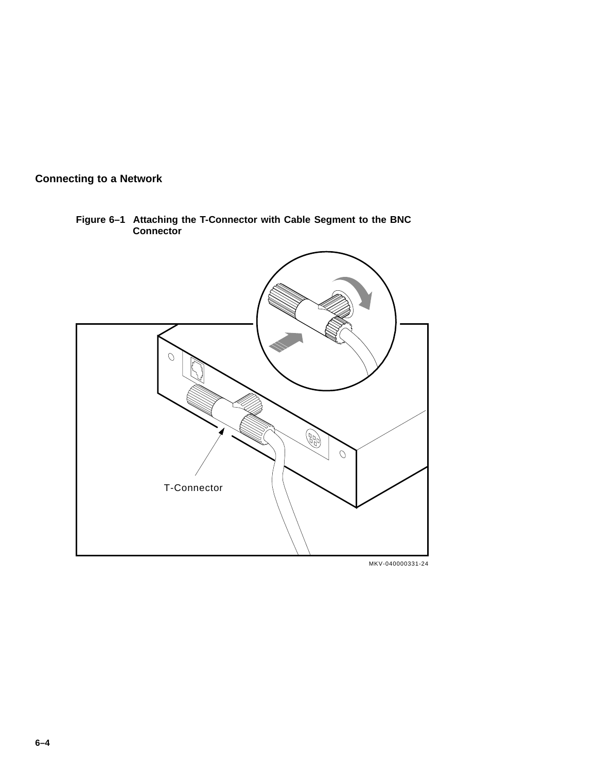Figure 6–1 Attaching the T-Connector with Cable Segment to the BNC Connector

T-Connector

MKV-040000331-24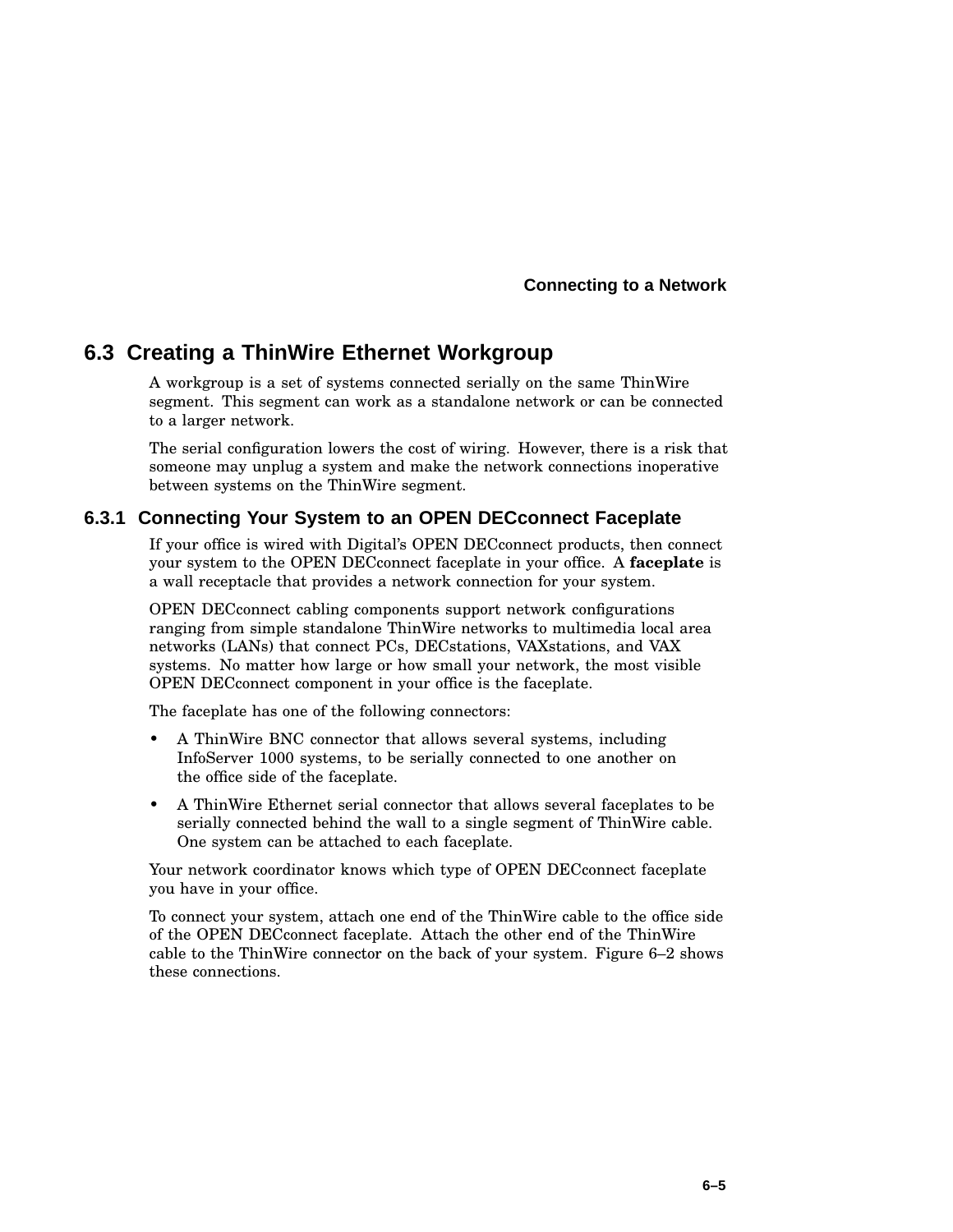## 6.3 Creating a ThinWire Ethernet Workgroup

A workgroup is a set of systems connected serially on the same ThinWire segment. This segment can work as a standalone network or can be connected to a larger network.

The serial configuration lowers the cost of wiring. However, there is a risk that someone may unplug a system and make the network connections inoperative between systems on the ThinWire segment.

### 6.3.1 Connecting Your System to an OPEN DECconnect Faceplate

If your office is wired with Digital's OPEN DECconnect products, then connect your system to the OPEN DECconnect faceplate in your office. A **faceplate** is a wall receptacle that provides a network connection for your system.

OPEN DECconnect cabling components support network configurations ranging from simple standalone ThinWire networks to multimedia local area networks (LANs) that connect PCs, DECstations, VAXstations, and VAX systems. No matter how large or how small your network, the most visible OPEN DECconnect component in your office is the faceplate.

The faceplate has one of the following connectors:

- A ThinWire BNC connector that allows several systems, including InfoServer 1000 systems, to be serially connected to one another on the office side of the faceplate.
- A ThinWire Ethernet serial connector that allows several faceplates to be serially connected behind the wall to a single segment of ThinWire cable. One system can be attached to each faceplate.

Your network coordinator knows which type of OPEN DECconnect faceplate you have in your office.

To connect your system, attach one end of the ThinWire cable to the office side of the OPEN DECconnect faceplate. Attach the other end of the ThinWire cable to the ThinWire connector on the back of your system. Figure 6–2 shows these connections.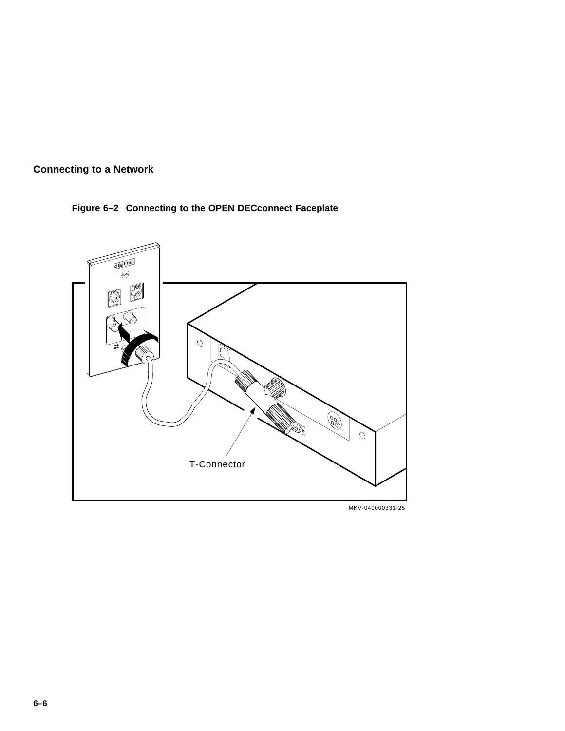## Connecting to a Network

**Figure 6–2 Connecting to the OPEN DECconnect Faceplate**

T-Connector

MKV-040000331-25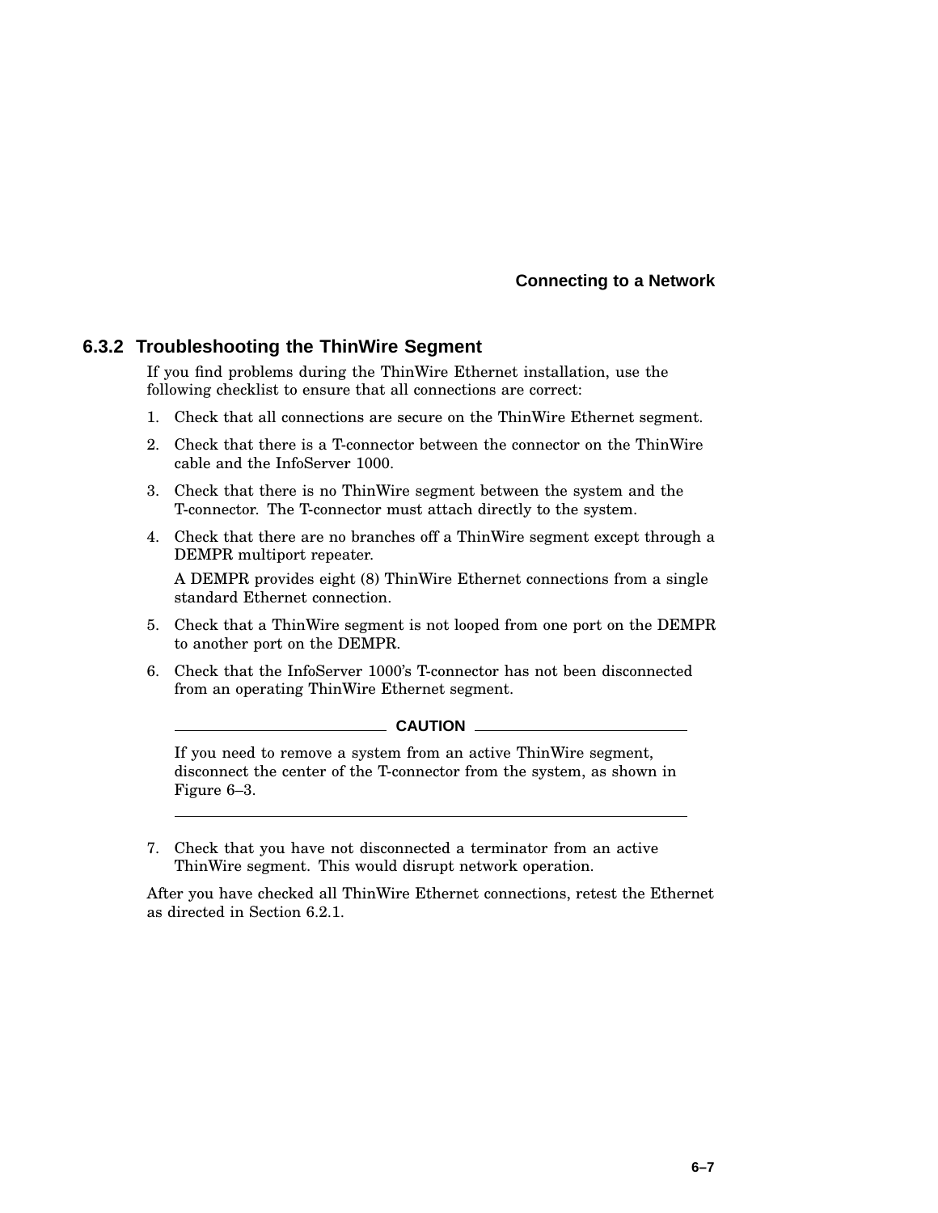### 6.3.2 Troubleshooting the ThinWire Segment

If you find problems during the ThinWire Ethernet installation, use the following checklist to ensure that all connections are correct:

1. Check that all connections are secure on the ThinWire Ethernet segment.
2. Check that there is a T-connector between the connector on the ThinWire cable and the InfoServer 1000.
3. Check that there is no ThinWire segment between the system and the T-connector. The T-connector must attach directly to the system.
4. Check that there are no branches off a ThinWire segment except through a DEMPR multiport repeater.

   A DEMPR provides eight (8) ThinWire Ethernet connections from a single standard Ethernet connection.
5. Check that a ThinWire segment is not looped from one port on the DEMPR to another port on the DEMPR.
6. Check that the InfoServer 1000's T-connector has not been disconnected from an operating ThinWire Ethernet segment.

   **CAUTION**

   If you need to remove a system from an active ThinWire segment, disconnect the center of the T-connector from the system, as shown in Figure 6–3.

7. Check that you have not disconnected a terminator from an active ThinWire segment. This would disrupt network operation.

After you have checked all ThinWire Ethernet connections, retest the Ethernet as directed in Section 6.2.1.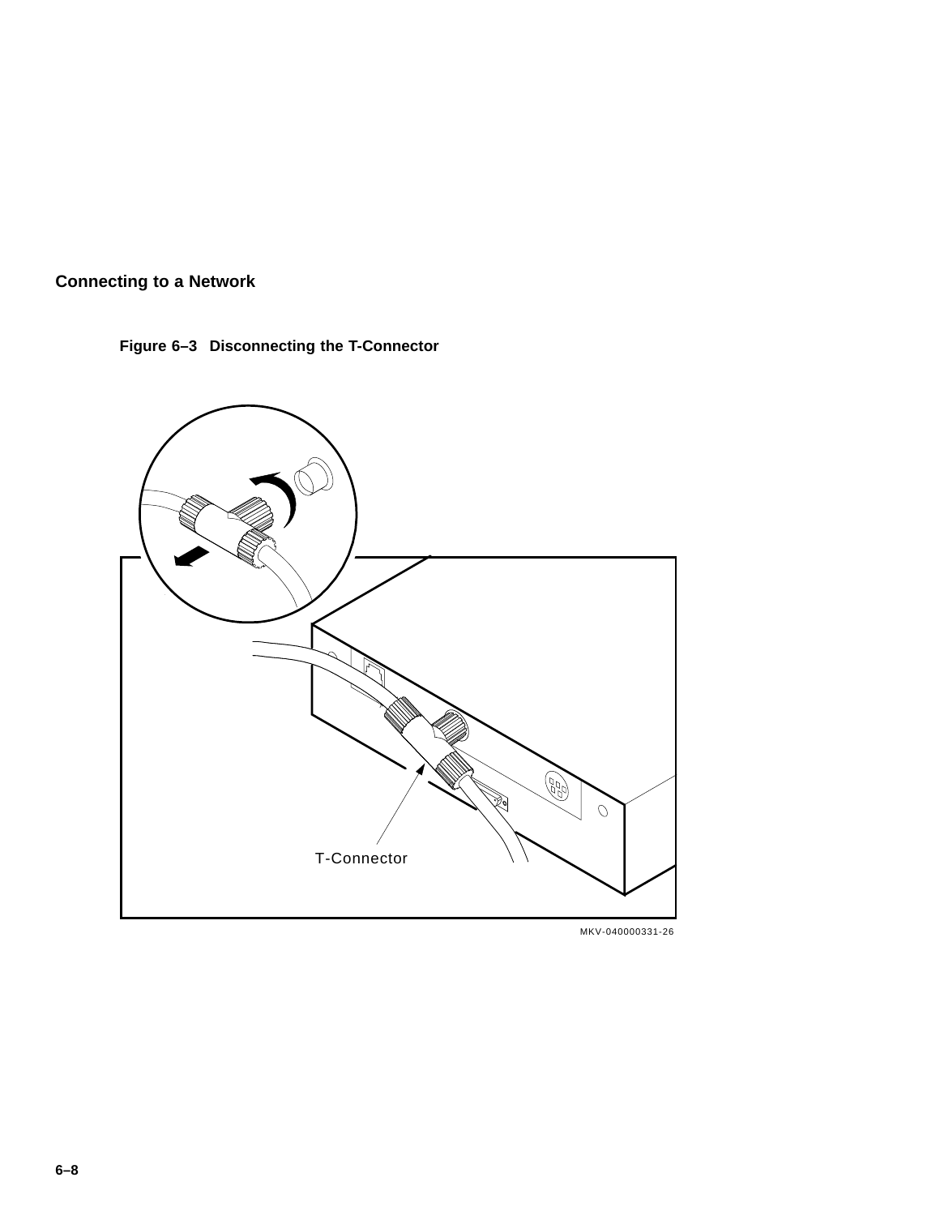## Connecting to a Network

**Figure 6–3 Disconnecting the T-Connector**

T-Connector

MKV-040000331-26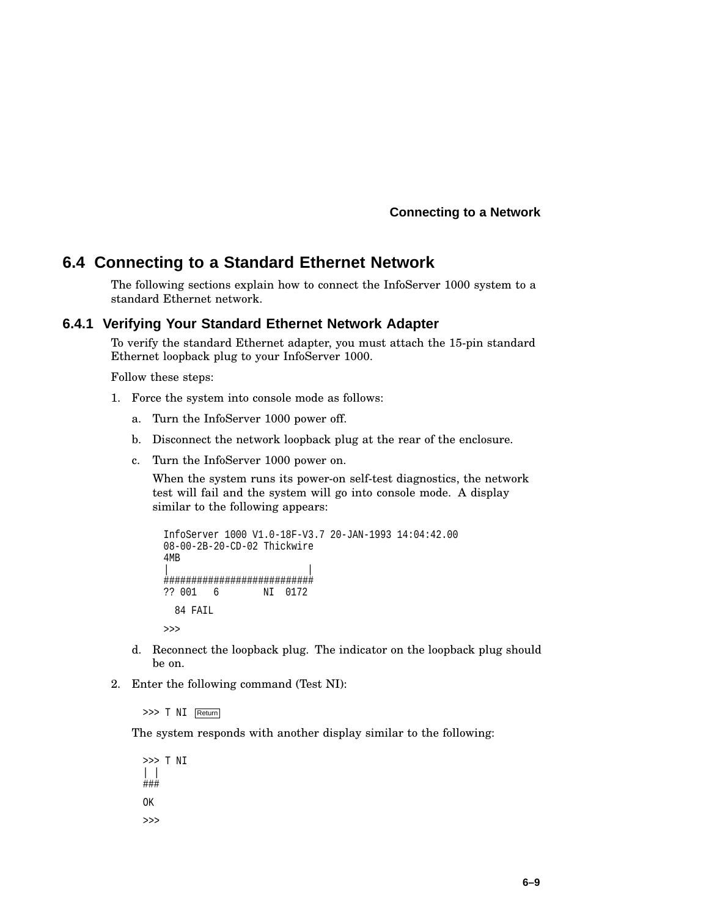## 6.4 Connecting to a Standard Ethernet Network

The following sections explain how to connect the InfoServer 1000 system to a standard Ethernet network.

### 6.4.1 Verifying Your Standard Ethernet Network Adapter

To verify the standard Ethernet adapter, you must attach the 15-pin standard Ethernet loopback plug to your InfoServer 1000.

Follow these steps:

1. Force the system into console mode as follows:
   a. Turn the InfoServer 1000 power off.
   b. Disconnect the network loopback plug at the rear of the enclosure.
   c. Turn the InfoServer 1000 power on.

      When the system runs its power-on self-test diagnostics, the network test will fail and the system will go into console mode. A display similar to the following appears:

      ```
      InfoServer 1000 V1.0-18F-V3.7 20-JAN-1993 14:04:42.00
      08-00-2B-20-CD-02 Thickwire
      4MB
      |                        |
      ##########################
      ?? 001   6       NI  0172

        84 FAIL

      >>>
      ```

   d. Reconnect the loopback plug. The indicator on the loopback plug should be on.
2. Enter the following command (Test NI):

   ```
   >>> T NI Return
   ```

   The system responds with another display similar to the following:

   ```
   >>> T NI
   | |
   ###

   OK

   >>>
   ```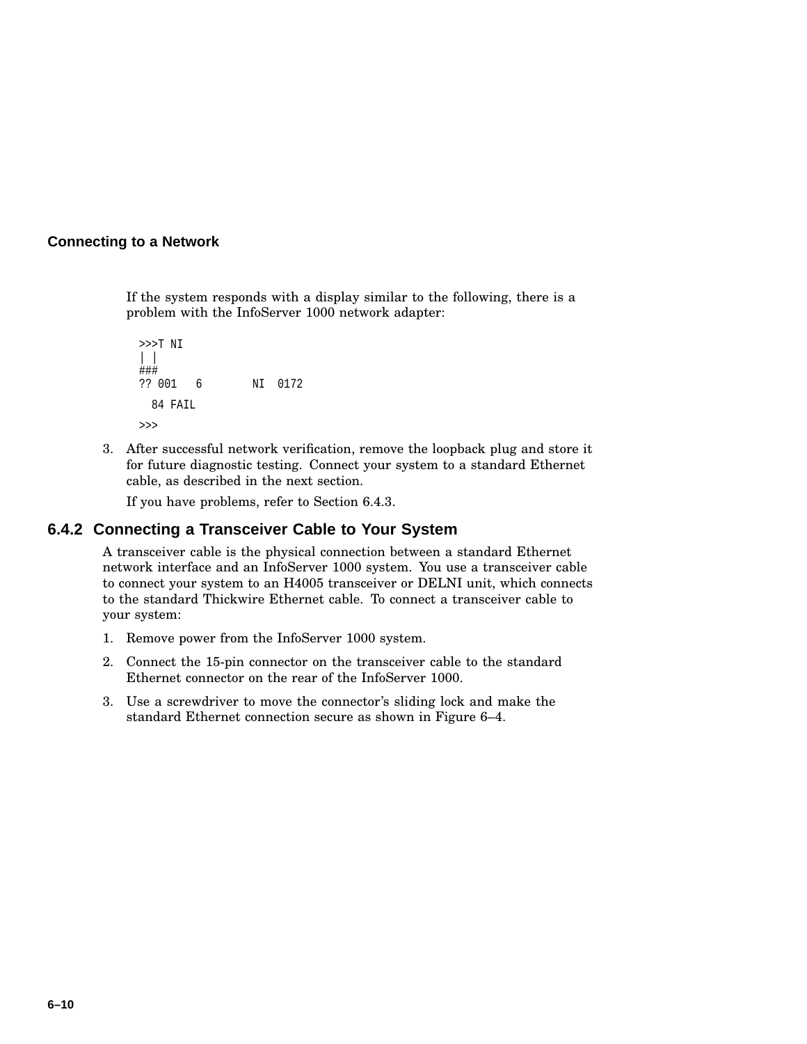If the system responds with a display similar to the following, there is a problem with the InfoServer 1000 network adapter:

```
>>>T NI
| |
###
?? 001   6        NI  0172

  84 FAIL

>>>
```

3. After successful network verification, remove the loopback plug and store it for future diagnostic testing. Connect your system to a standard Ethernet cable, as described in the next section.

   If you have problems, refer to Section 6.4.3.

### 6.4.2 Connecting a Transceiver Cable to Your System

A transceiver cable is the physical connection between a standard Ethernet network interface and an InfoServer 1000 system. You use a transceiver cable to connect your system to an H4005 transceiver or DELNI unit, which connects to the standard Thickwire Ethernet cable. To connect a transceiver cable to your system:

1. Remove power from the InfoServer 1000 system.
2. Connect the 15-pin connector on the transceiver cable to the standard Ethernet connector on the rear of the InfoServer 1000.
3. Use a screwdriver to move the connector's sliding lock and make the standard Ethernet connection secure as shown in Figure 6–4.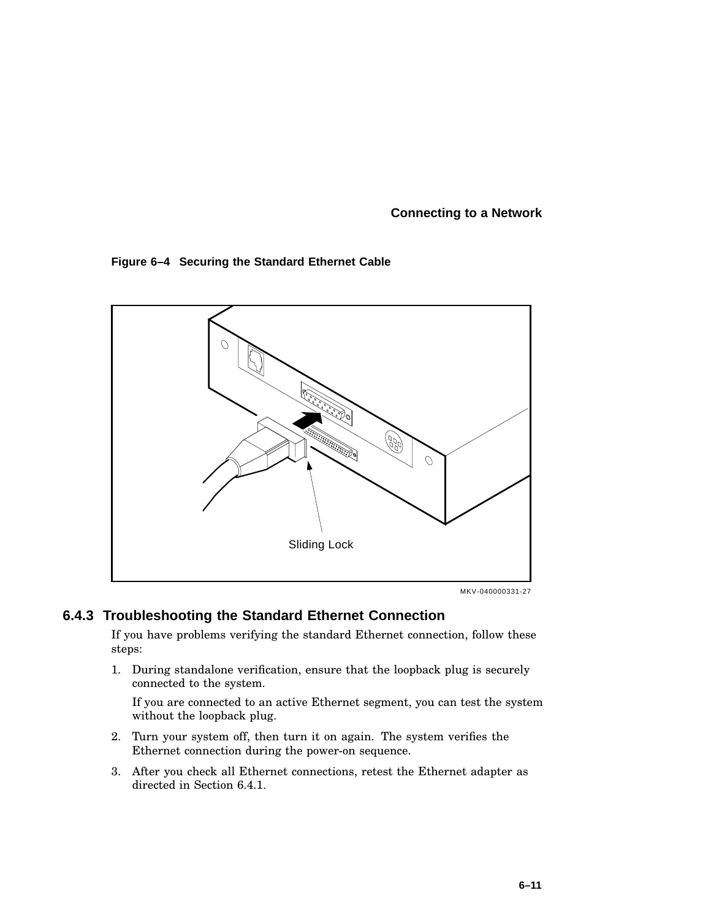**Figure 6–4 Securing the Standard Ethernet Cable**

Sliding Lock

MKV-040000331-27

### 6.4.3 Troubleshooting the Standard Ethernet Connection

If you have problems verifying the standard Ethernet connection, follow these steps:

1. During standalone verification, ensure that the loopback plug is securely connected to the system.

   If you are connected to an active Ethernet segment, you can test the system without the loopback plug.

2. Turn your system off, then turn it on again. The system verifies the Ethernet connection during the power-on sequence.
3. After you check all Ethernet connections, retest the Ethernet adapter as directed in Section 6.4.1.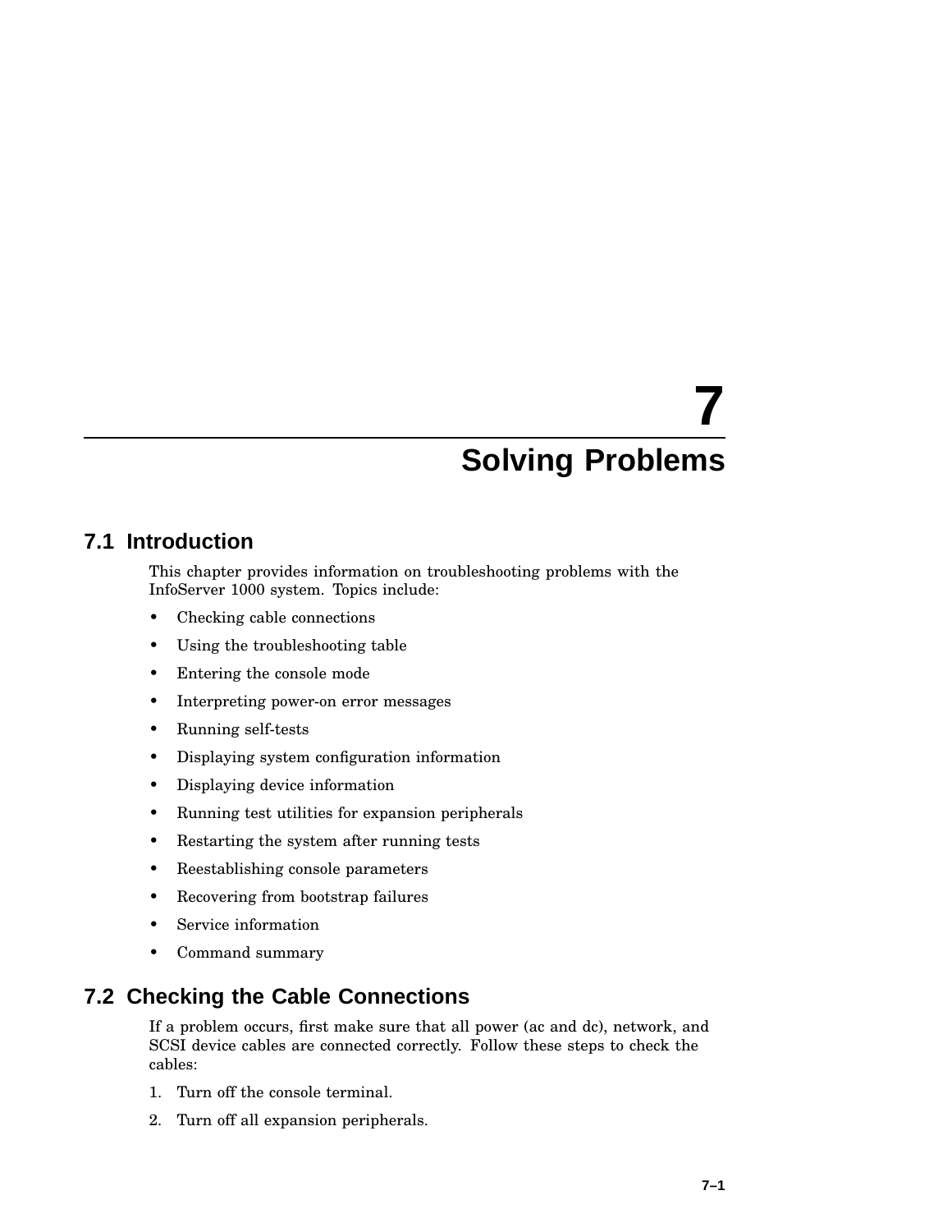# 7 Solving Problems

## 7.1 Introduction

This chapter provides information on troubleshooting problems with the InfoServer 1000 system. Topics include:

- Checking cable connections
- Using the troubleshooting table
- Entering the console mode
- Interpreting power-on error messages
- Running self-tests
- Displaying system configuration information
- Displaying device information
- Running test utilities for expansion peripherals
- Restarting the system after running tests
- Reestablishing console parameters
- Recovering from bootstrap failures
- Service information
- Command summary

## 7.2 Checking the Cable Connections

If a problem occurs, first make sure that all power (ac and dc), network, and SCSI device cables are connected correctly. Follow these steps to check the cables:

1. Turn off the console terminal.
2. Turn off all expansion peripherals.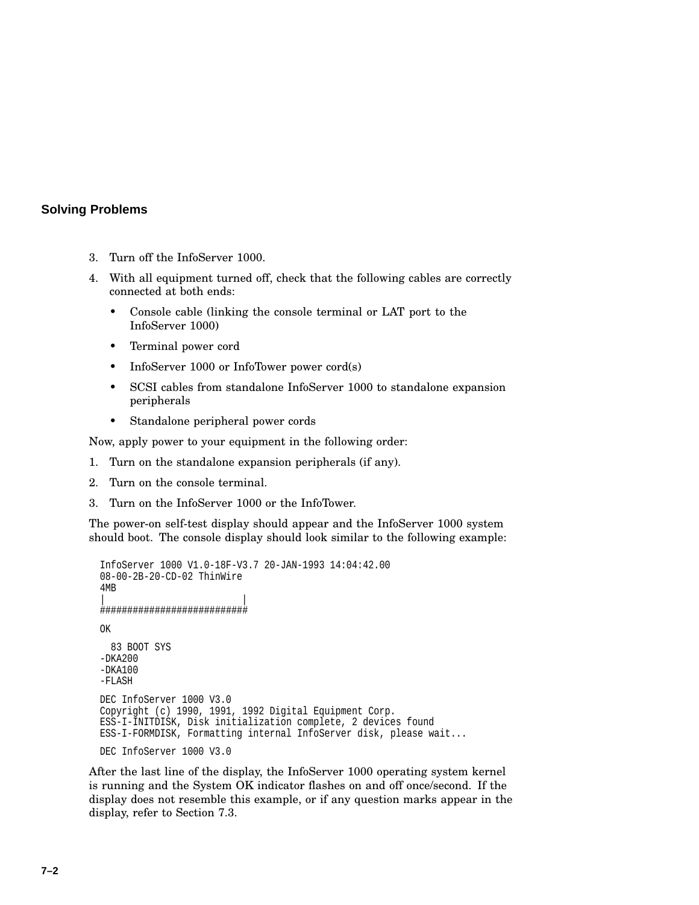3. Turn off the InfoServer 1000.
4. With all equipment turned off, check that the following cables are correctly connected at both ends:
   - Console cable (linking the console terminal or LAT port to the InfoServer 1000)
   - Terminal power cord
   - InfoServer 1000 or InfoTower power cord(s)
   - SCSI cables from standalone InfoServer 1000 to standalone expansion peripherals
   - Standalone peripheral power cords

Now, apply power to your equipment in the following order:

1. Turn on the standalone expansion peripherals (if any).
2. Turn on the console terminal.
3. Turn on the InfoServer 1000 or the InfoTower.

The power-on self-test display should appear and the InfoServer 1000 system should boot. The console display should look similar to the following example:

```
InfoServer 1000 V1.0-18F-V3.7 20-JAN-1993 14:04:42.00
08-00-2B-20-CD-02 ThinWire
4MB
|                         |
###########################

OK

  83 BOOT SYS
-DKA200
-DKA100
-FLASH

DEC InfoServer 1000 V3.0
Copyright (c) 1990, 1991, 1992 Digital Equipment Corp.
ESS-I-INITDISK, Disk initialization complete, 2 devices found
ESS-I-FORMDISK, Formatting internal InfoServer disk, please wait...

DEC InfoServer 1000 V3.0
```

After the last line of the display, the InfoServer 1000 operating system kernel is running and the System OK indicator flashes on and off once/second. If the display does not resemble this example, or if any question marks appear in the display, refer to Section 7.3.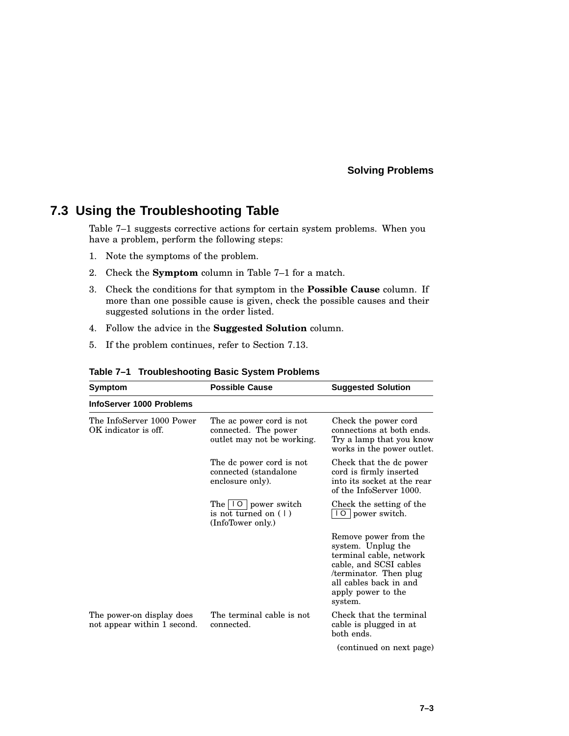## 7.3 Using the Troubleshooting Table

Table 7–1 suggests corrective actions for certain system problems. When you have a problem, perform the following steps:

1. Note the symptoms of the problem.
2. Check the **Symptom** column in Table 7–1 for a match.
3. Check the conditions for that symptom in the **Possible Cause** column. If more than one possible cause is given, check the possible causes and their suggested solutions in the order listed.
4. Follow the advice in the **Suggested Solution** column.
5. If the problem continues, refer to Section 7.13.

**Table 7–1 Troubleshooting Basic System Problems**

| Symptom | Possible Cause | Suggested Solution |
|---|---|---|
| **InfoServer 1000 Problems** | | |
| The InfoServer 1000 Power OK indicator is off. | The ac power cord is not connected. The power outlet may not be working. | Check the power cord connections at both ends. Try a lamp that you know works in the power outlet. |
| | The dc power cord is not connected (standalone enclosure only). | Check that the dc power cord is firmly inserted into its socket at the rear of the InfoServer 1000. |
| | The \| O power switch is not turned on ( \| ) (InfoTower only.) | Check the setting of the \| O power switch. |
| | | Remove power from the system. Unplug the terminal cable, network cable, and SCSI cables /terminator. Then plug all cables back in and apply power to the system. |
| The power-on display does not appear within 1 second. | The terminal cable is not connected. | Check that the terminal cable is plugged in at both ends. |

(continued on next page)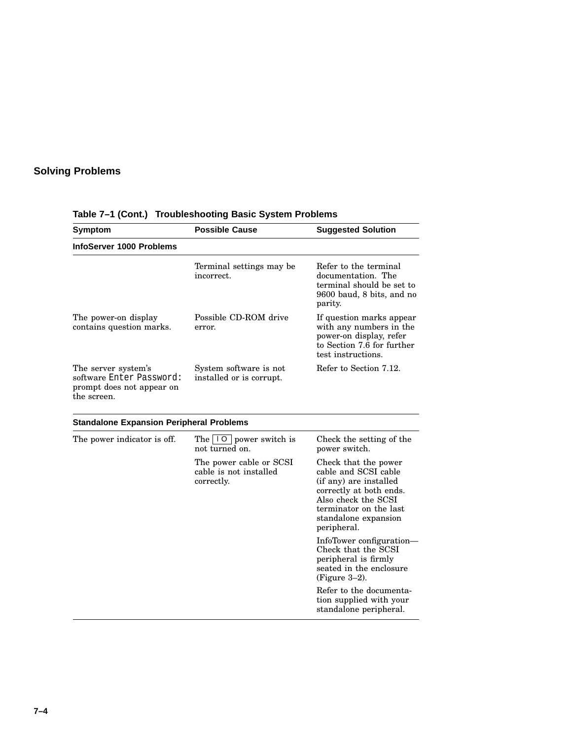## Solving Problems

**Table 7–1 (Cont.) Troubleshooting Basic System Problems**

| Symptom | Possible Cause | Suggested Solution |
|---|---|---|
| **InfoServer 1000 Problems** | | |
| | Terminal settings may be incorrect. | Refer to the terminal documentation. The terminal should be set to 9600 baud, 8 bits, and no parity. |
| The power-on display contains question marks. | Possible CD-ROM drive error. | If question marks appear with any numbers in the power-on display, refer to Section 7.6 for further test instructions. |
| The server system's software `Enter Password:` prompt does not appear on the screen. | System software is not installed or is corrupt. | Refer to Section 7.12. |
| **Standalone Expansion Peripheral Problems** | | |
| The power indicator is off. | The I O power switch is not turned on. | Check the setting of the power switch. |
| | The power cable or SCSI cable is not installed correctly. | Check that the power cable and SCSI cable (if any) are installed correctly at both ends. Also check the SCSI terminator on the last standalone expansion peripheral. |
| | | InfoTower configuration—Check that the SCSI peripheral is firmly seated in the enclosure (Figure 3–2). |
| | | Refer to the documentation supplied with your standalone peripheral. |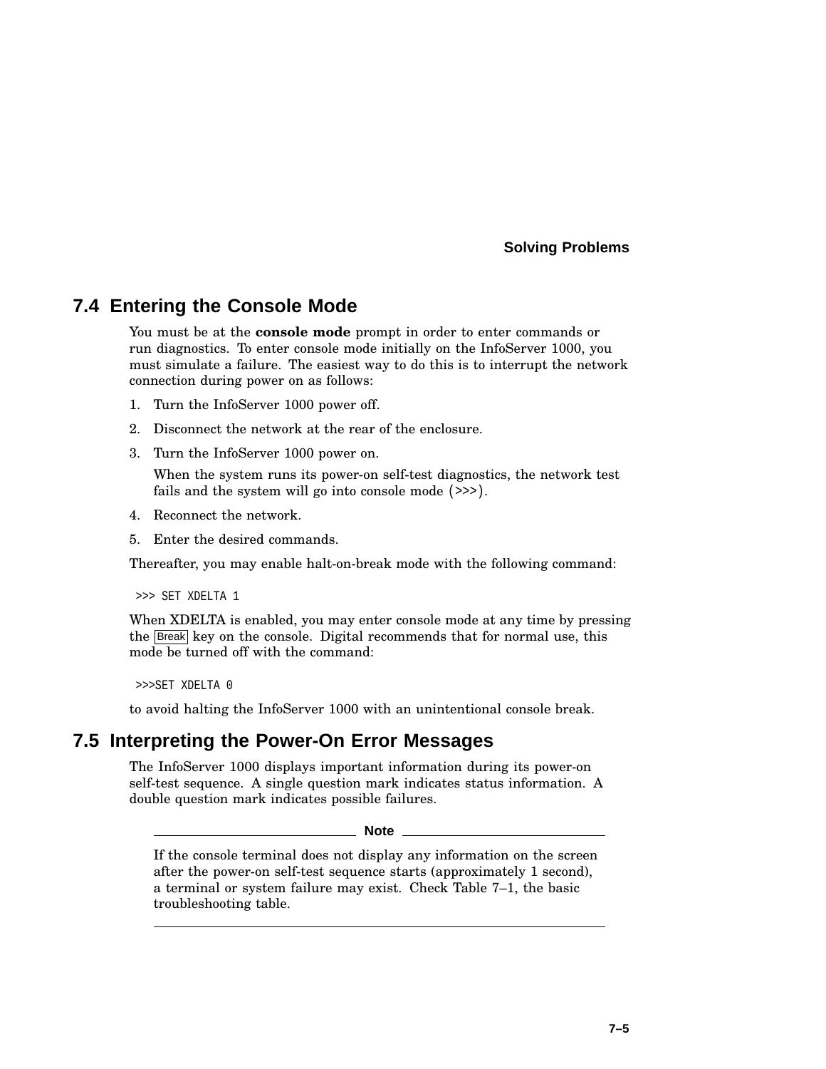## 7.4 Entering the Console Mode

You must be at the **console mode** prompt in order to enter commands or run diagnostics. To enter console mode initially on the InfoServer 1000, you must simulate a failure. The easiest way to do this is to interrupt the network connection during power on as follows:

1. Turn the InfoServer 1000 power off.
2. Disconnect the network at the rear of the enclosure.
3. Turn the InfoServer 1000 power on.

   When the system runs its power-on self-test diagnostics, the network test fails and the system will go into console mode (>>>).
4. Reconnect the network.
5. Enter the desired commands.

Thereafter, you may enable halt-on-break mode with the following command:

```
>>> SET XDELTA 1
```

When XDELTA is enabled, you may enter console mode at any time by pressing the Break key on the console. Digital recommends that for normal use, this mode be turned off with the command:

```
>>>SET XDELTA 0
```

to avoid halting the InfoServer 1000 with an unintentional console break.

## 7.5 Interpreting the Power-On Error Messages

The InfoServer 1000 displays important information during its power-on self-test sequence. A single question mark indicates status information. A double question mark indicates possible failures.

**Note**

If the console terminal does not display any information on the screen after the power-on self-test sequence starts (approximately 1 second), a terminal or system failure may exist. Check Table 7–1, the basic troubleshooting table.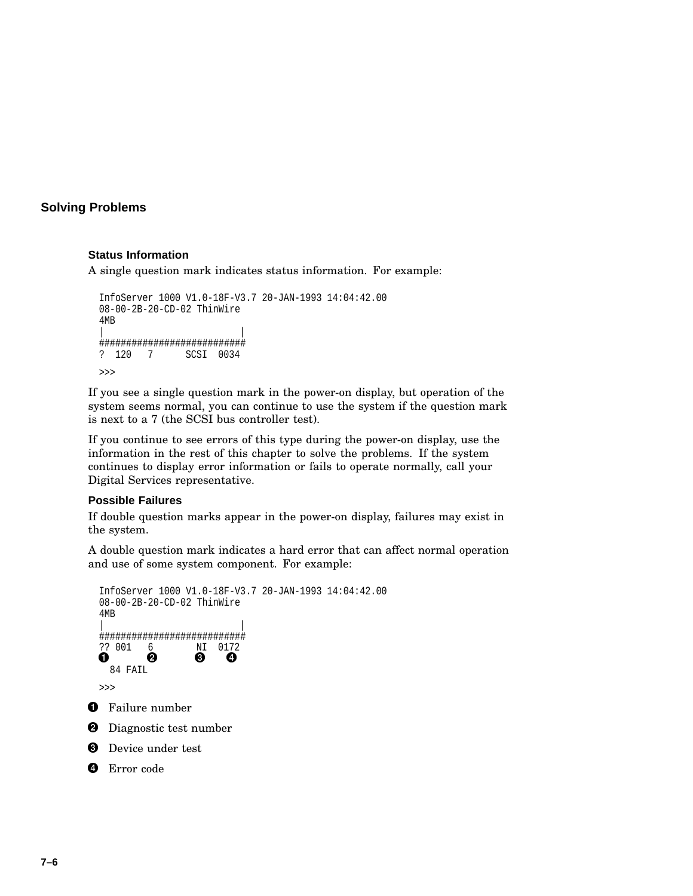## Solving Problems

### Status Information

A single question mark indicates status information. For example:

```
InfoServer 1000 V1.0-18F-V3.7 20-JAN-1993 14:04:42.00
08-00-2B-20-CD-02 ThinWire
4MB
|                         |
###########################
?  120   7      SCSI  0034

>>>
```

If you see a single question mark in the power-on display, but operation of the system seems normal, you can continue to use the system if the question mark is next to a 7 (the SCSI bus controller test).

If you continue to see errors of this type during the power-on display, use the information in the rest of this chapter to solve the problems. If the system continues to display error information or fails to operate normally, call your Digital Services representative.

### Possible Failures

If double question marks appear in the power-on display, failures may exist in the system.

A double question mark indicates a hard error that can affect normal operation and use of some system component. For example:

```
InfoServer 1000 V1.0-18F-V3.7 20-JAN-1993 14:04:42.00
08-00-2B-20-CD-02 ThinWire
4MB
|                         |
###########################
?? 001   6        NI  0172
❶        ❷        ❸    ❹
  84 FAIL

>>>
```

❶ Failure number

❷ Diagnostic test number

❸ Device under test

❹ Error code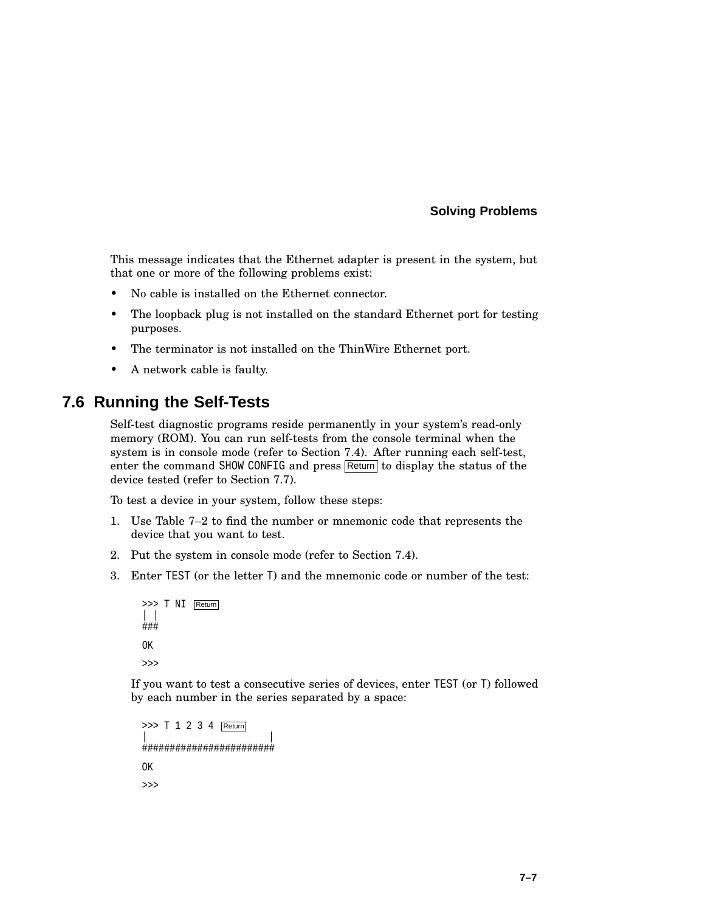This message indicates that the Ethernet adapter is present in the system, but that one or more of the following problems exist:

- No cable is installed on the Ethernet connector.
- The loopback plug is not installed on the standard Ethernet port for testing purposes.
- The terminator is not installed on the ThinWire Ethernet port.
- A network cable is faulty.

## 7.6 Running the Self-Tests

Self-test diagnostic programs reside permanently in your system's read-only memory (ROM). You can run self-tests from the console terminal when the system is in console mode (refer to Section 7.4). After running each self-test, enter the command `SHOW CONFIG` and press Return to display the status of the device tested (refer to Section 7.7).

To test a device in your system, follow these steps:

1. Use Table 7–2 to find the number or mnemonic code that represents the device that you want to test.
2. Put the system in console mode (refer to Section 7.4).
3. Enter `TEST` (or the letter `T`) and the mnemonic code or number of the test:

```
>>> T NI  Return
| |
###

OK

>>>
```

If you want to test a consecutive series of devices, enter `TEST` (or `T`) followed by each number in the series separated by a space:

```
>>> T 1 2 3 4  Return
|                     |
#######################

OK

>>>
```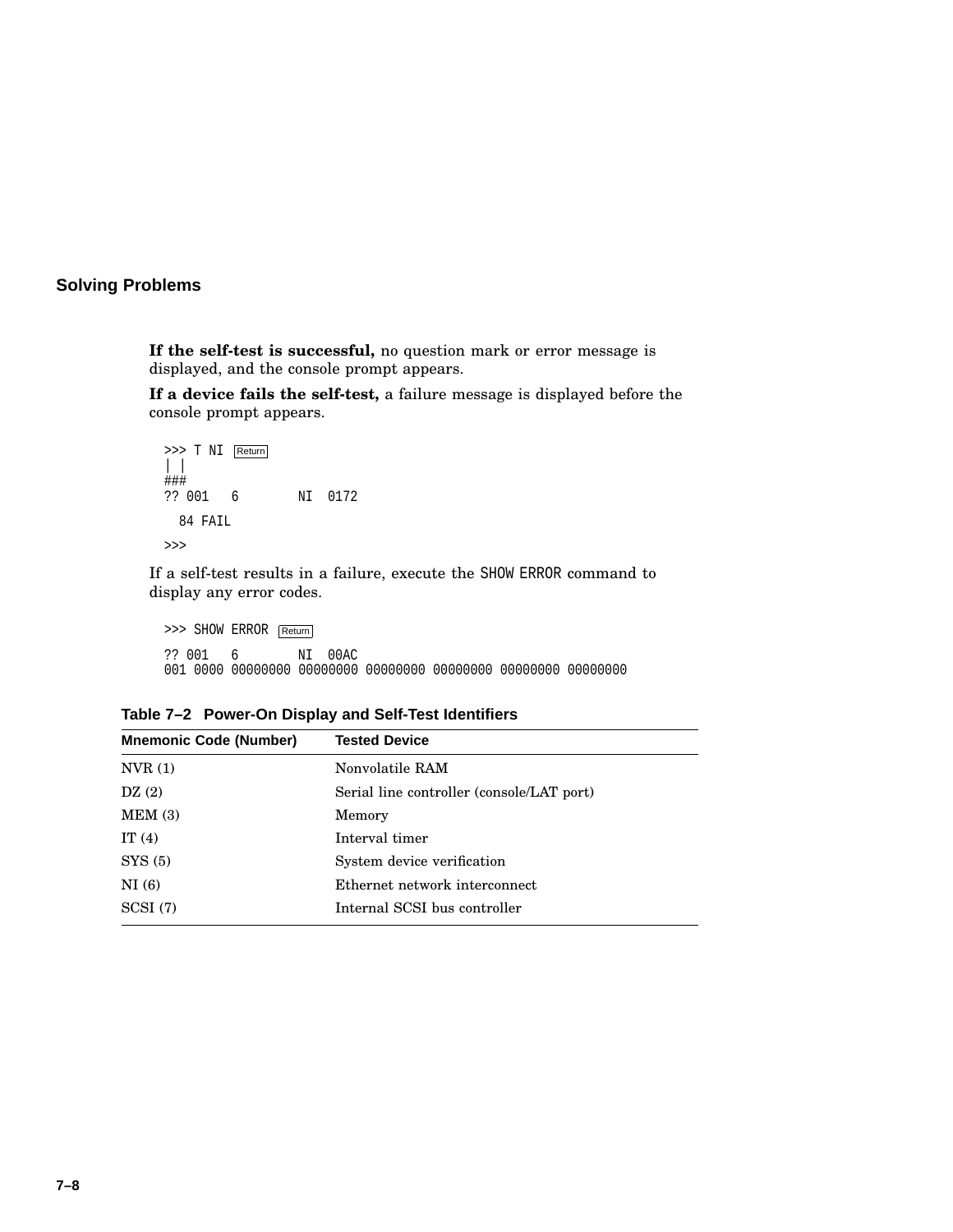**If the self-test is successful,** no question mark or error message is displayed, and the console prompt appears.

**If a device fails the self-test,** a failure message is displayed before the console prompt appears.

```
>>> T NI  Return
| |
###
?? 001   6       NI  0172

  84 FAIL

>>>
```

If a self-test results in a failure, execute the SHOW ERROR command to display any error codes.

```
>>> SHOW ERROR  Return

?? 001   6       NI  00AC
001 0000 00000000 00000000 00000000 00000000 00000000 00000000
```

**Table 7–2 Power-On Display and Self-Test Identifiers**

| Mnemonic Code (Number) | Tested Device |
|---|---|
| NVR (1) | Nonvolatile RAM |
| DZ (2) | Serial line controller (console/LAT port) |
| MEM (3) | Memory |
| IT (4) | Interval timer |
| SYS (5) | System device verification |
| NI (6) | Ethernet network interconnect |
| SCSI (7) | Internal SCSI bus controller |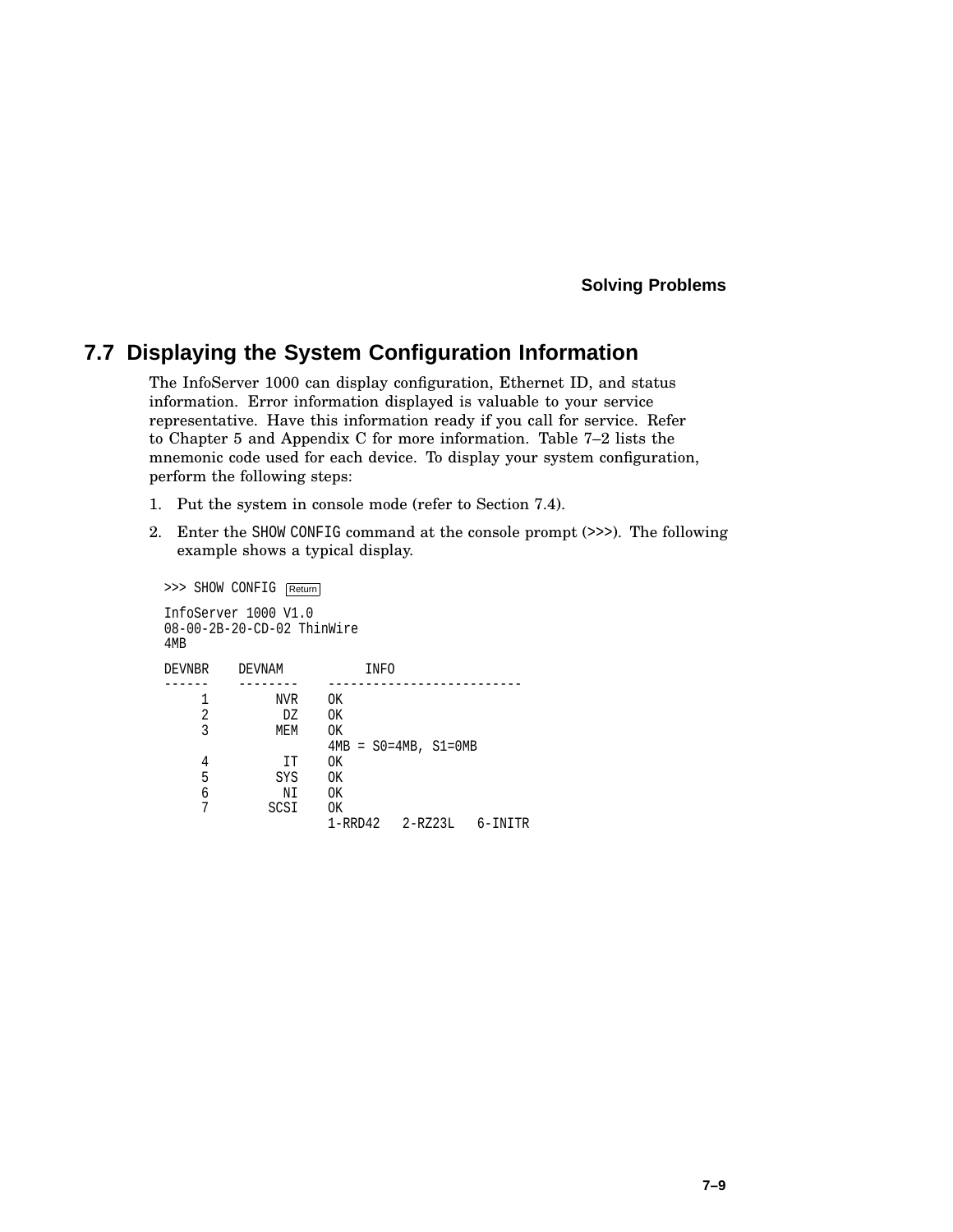## 7.7 Displaying the System Configuration Information

The InfoServer 1000 can display configuration, Ethernet ID, and status information. Error information displayed is valuable to your service representative. Have this information ready if you call for service. Refer to Chapter 5 and Appendix C for more information. Table 7–2 lists the mnemonic code used for each device. To display your system configuration, perform the following steps:

1. Put the system in console mode (refer to Section 7.4).
2. Enter the `SHOW CONFIG` command at the console prompt (>>>). The following example shows a typical display.

```
>>> SHOW CONFIG Return

InfoServer 1000 V1.0
08-00-2B-20-CD-02 ThinWire
4MB

DEVNBR    DEVNAM          INFO
------    --------    -------------------------
     1         NVR    OK
     2          DZ    OK
     3         MEM    OK
                      4MB = S0=4MB, S1=0MB
     4          IT    OK
     5         SYS    OK
     6          NI    OK
     7        SCSI    OK
                      1-RRD42   2-RZ23L   6-INITR
```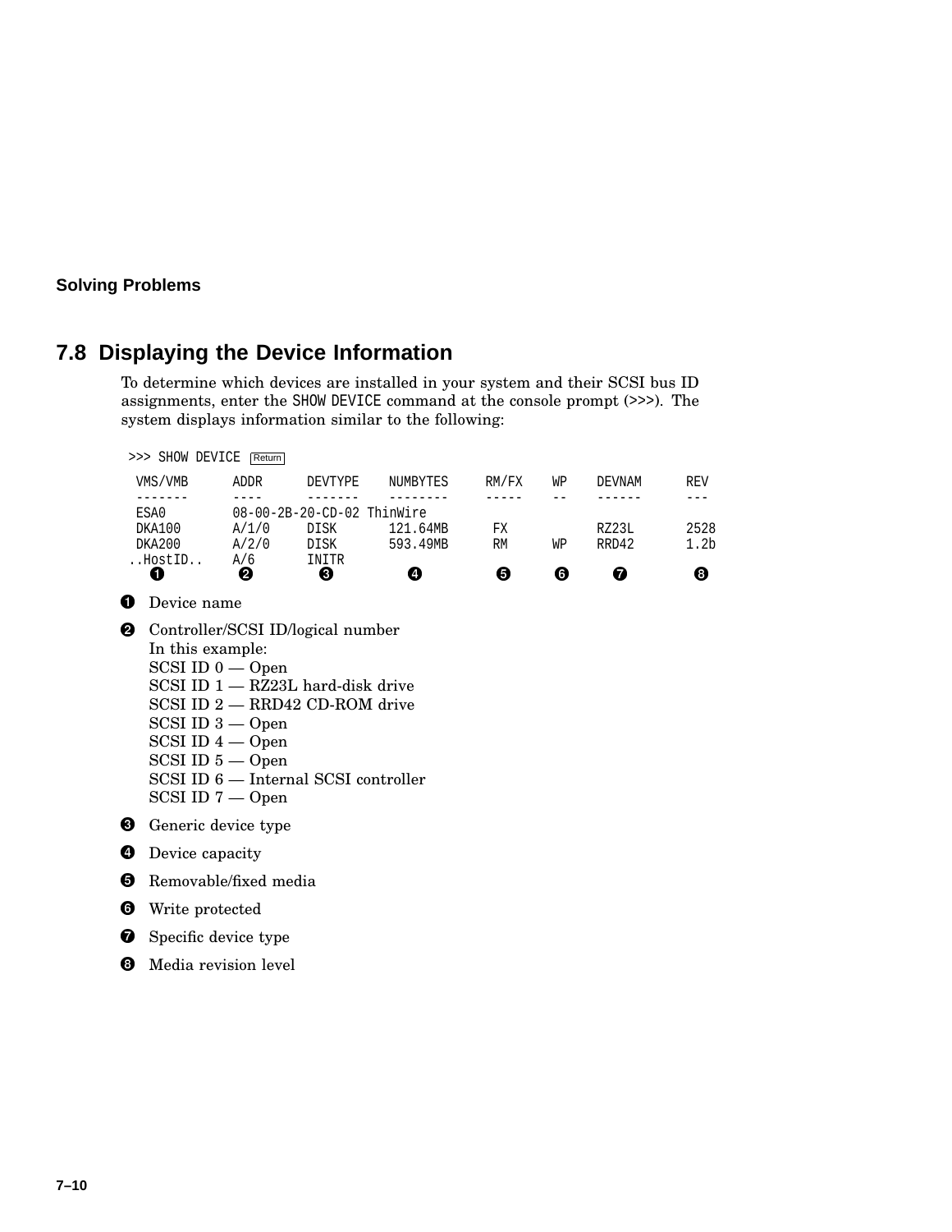## 7.8 Displaying the Device Information

To determine which devices are installed in your system and their SCSI bus ID assignments, enter the SHOW DEVICE command at the console prompt (>>>). The system displays information similar to the following:

```
>>> SHOW DEVICE  Return
 VMS/VMB     ADDR     DEVTYPE    NUMBYTES     RM/FX    WP    DEVNAM      REV
 -------     ----     -------    --------     -----    --    ------      ---
 ESA0        08-00-2B-20-CD-02 ThinWire
 DKA100      A/1/0    DISK       121.64MB      FX            RZ23L       2528
 DKA200      A/2/0    DISK       593.49MB      RM      WP    RRD42       1.2b
..HostID..   A/6      INITR
   ❶           ❷        ❸           ❹           ❺      ❻       ❼           ❽
```

❶ Device name

❷ Controller/SCSI ID/logical number
In this example:
SCSI ID 0 — Open
SCSI ID 1 — RZ23L hard-disk drive
SCSI ID 2 — RRD42 CD-ROM drive
SCSI ID 3 — Open
SCSI ID 4 — Open
SCSI ID 5 — Open
SCSI ID 6 — Internal SCSI controller
SCSI ID 7 — Open

❸ Generic device type

❹ Device capacity

❺ Removable/fixed media

❻ Write protected

❼ Specific device type

❽ Media revision level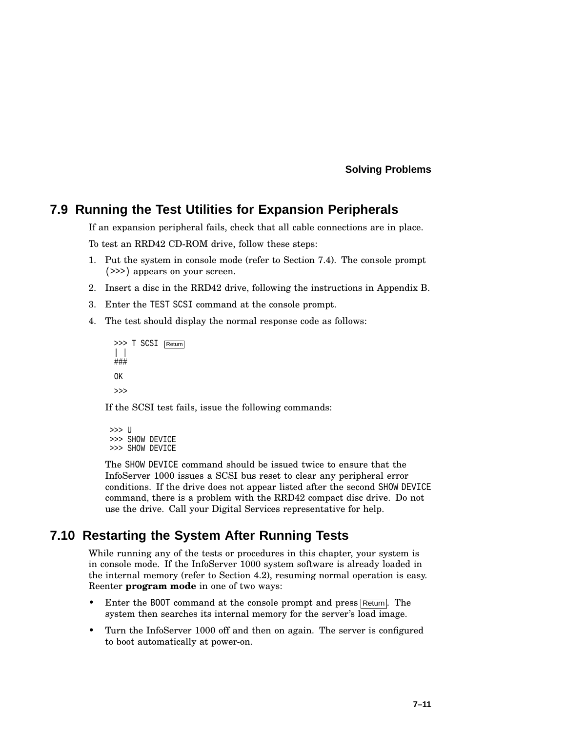## 7.9 Running the Test Utilities for Expansion Peripherals

If an expansion peripheral fails, check that all cable connections are in place.

To test an RRD42 CD-ROM drive, follow these steps:

1. Put the system in console mode (refer to Section 7.4). The console prompt (>>>) appears on your screen.
2. Insert a disc in the RRD42 drive, following the instructions in Appendix B.
3. Enter the TEST SCSI command at the console prompt.
4. The test should display the normal response code as follows:

```
>>> T SCSI  Return
| |
###

OK

>>>
```

If the SCSI test fails, issue the following commands:

```
>>> U
>>> SHOW DEVICE
>>> SHOW DEVICE
```

The SHOW DEVICE command should be issued twice to ensure that the InfoServer 1000 issues a SCSI bus reset to clear any peripheral error conditions. If the drive does not appear listed after the second SHOW DEVICE command, there is a problem with the RRD42 compact disc drive. Do not use the drive. Call your Digital Services representative for help.

## 7.10 Restarting the System After Running Tests

While running any of the tests or procedures in this chapter, your system is in console mode. If the InfoServer 1000 system software is already loaded in the internal memory (refer to Section 4.2), resuming normal operation is easy. Reenter **program mode** in one of two ways:

- Enter the BOOT command at the console prompt and press Return. The system then searches its internal memory for the server's load image.
- Turn the InfoServer 1000 off and then on again. The server is configured to boot automatically at power-on.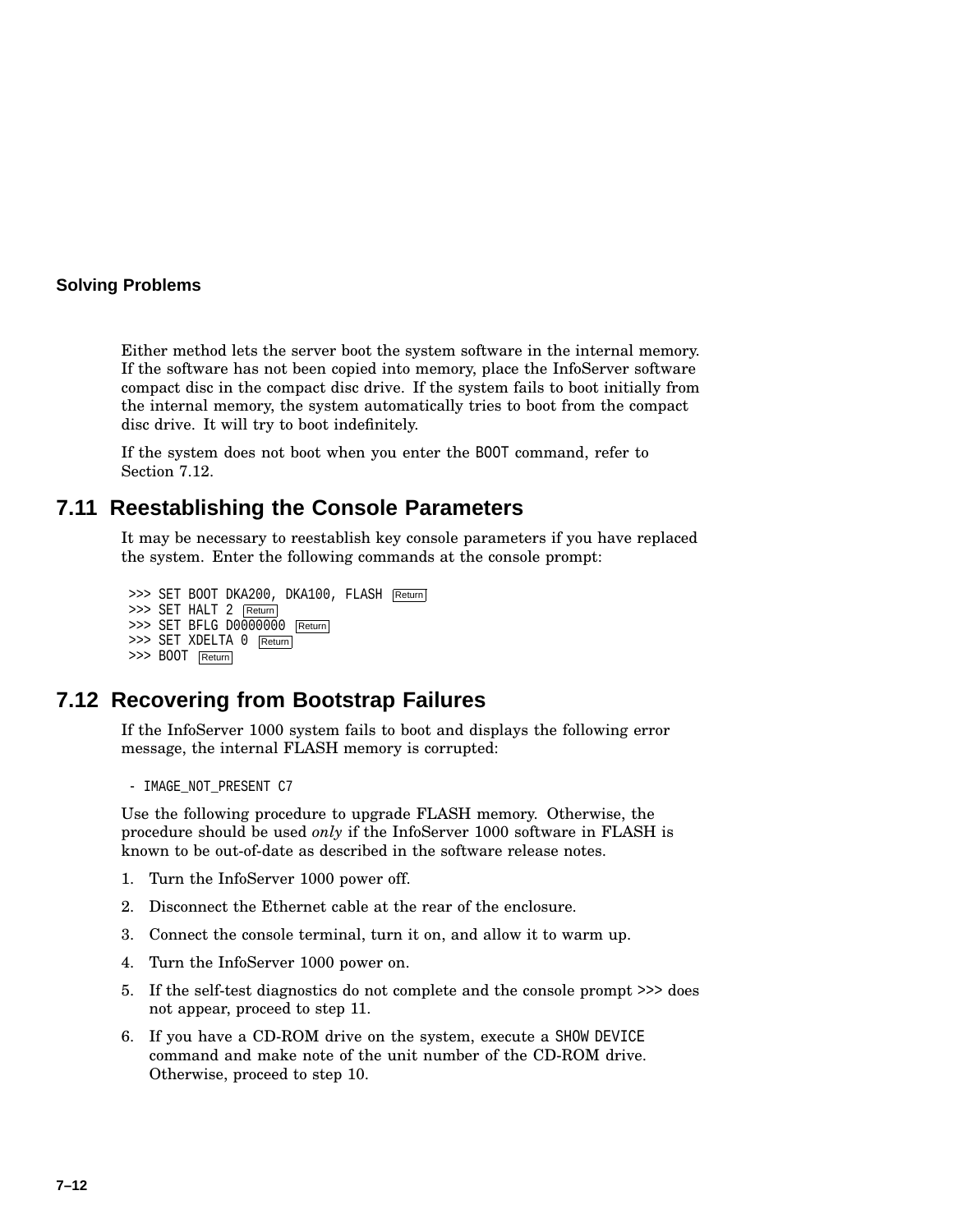Either method lets the server boot the system software in the internal memory. If the software has not been copied into memory, place the InfoServer software compact disc in the compact disc drive. If the system fails to boot initially from the internal memory, the system automatically tries to boot from the compact disc drive. It will try to boot indefinitely.

If the system does not boot when you enter the BOOT command, refer to Section 7.12.

## 7.11 Reestablishing the Console Parameters

It may be necessary to reestablish key console parameters if you have replaced the system. Enter the following commands at the console prompt:

```
>>> SET BOOT DKA200, DKA100, FLASH Return
>>> SET HALT 2 Return
>>> SET BFLG D0000000 Return
>>> SET XDELTA 0 Return
>>> BOOT Return
```

## 7.12 Recovering from Bootstrap Failures

If the InfoServer 1000 system fails to boot and displays the following error message, the internal FLASH memory is corrupted:

```
- IMAGE_NOT_PRESENT C7
```

Use the following procedure to upgrade FLASH memory. Otherwise, the procedure should be used *only* if the InfoServer 1000 software in FLASH is known to be out-of-date as described in the software release notes.

1. Turn the InfoServer 1000 power off.
2. Disconnect the Ethernet cable at the rear of the enclosure.
3. Connect the console terminal, turn it on, and allow it to warm up.
4. Turn the InfoServer 1000 power on.
5. If the self-test diagnostics do not complete and the console prompt >>> does not appear, proceed to step 11.
6. If you have a CD-ROM drive on the system, execute a SHOW DEVICE command and make note of the unit number of the CD-ROM drive. Otherwise, proceed to step 10.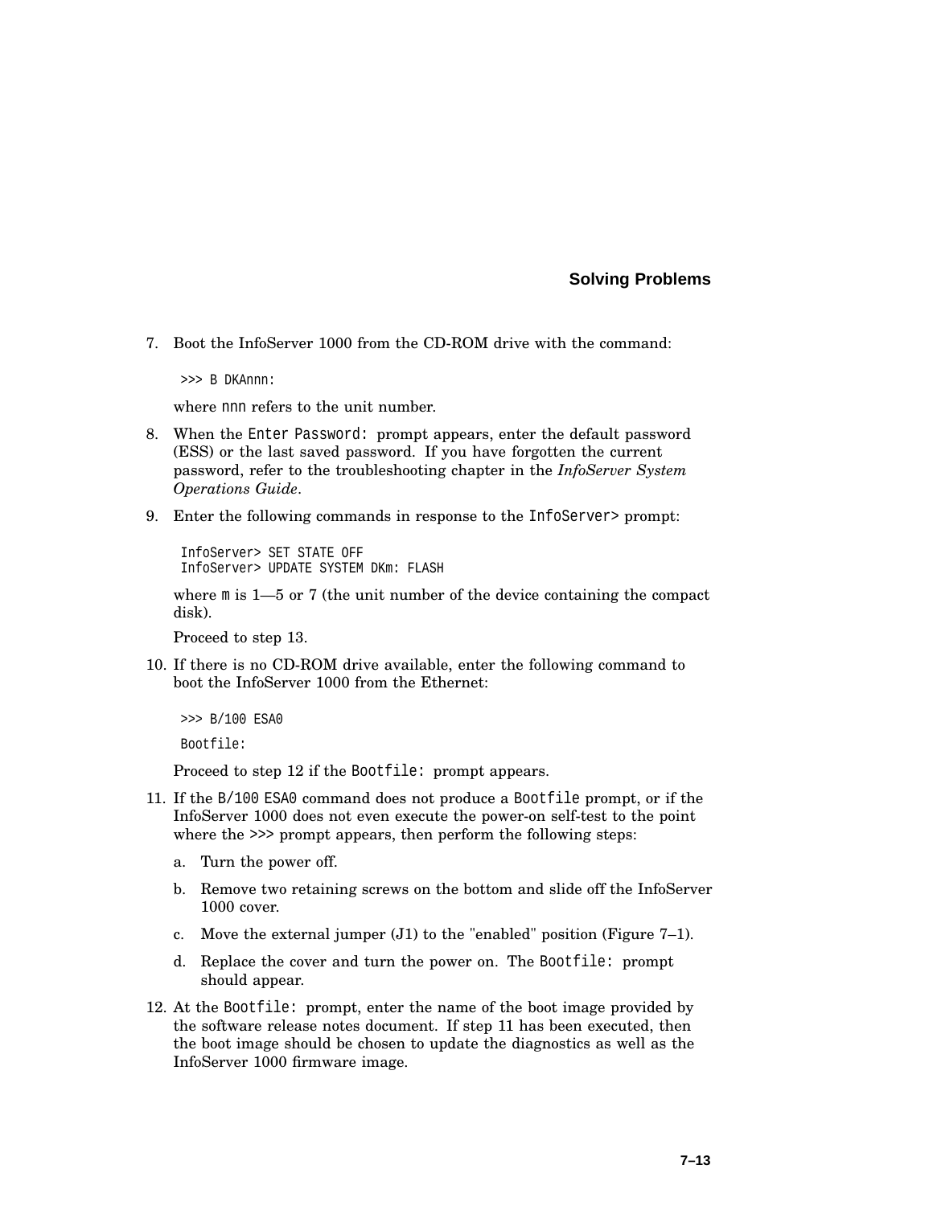7. Boot the InfoServer 1000 from the CD-ROM drive with the command:

   ```
   >>> B DKAnnn:
   ```

   where nnn refers to the unit number.

8. When the `Enter Password:` prompt appears, enter the default password (ESS) or the last saved password. If you have forgotten the current password, refer to the troubleshooting chapter in the *InfoServer System Operations Guide*.

9. Enter the following commands in response to the `InfoServer>` prompt:

   ```
   InfoServer> SET STATE OFF
   InfoServer> UPDATE SYSTEM DKm: FLASH
   ```

   where m is 1—5 or 7 (the unit number of the device containing the compact disk).

   Proceed to step 13.

10. If there is no CD-ROM drive available, enter the following command to boot the InfoServer 1000 from the Ethernet:

    ```
    >>> B/100 ESA0
    Bootfile:
    ```

    Proceed to step 12 if the `Bootfile:` prompt appears.

11. If the `B/100 ESA0` command does not produce a `Bootfile` prompt, or if the InfoServer 1000 does not even execute the power-on self-test to the point where the >>> prompt appears, then perform the following steps:

    a. Turn the power off.

    b. Remove two retaining screws on the bottom and slide off the InfoServer 1000 cover.

    c. Move the external jumper (J1) to the "enabled" position (Figure 7–1).

    d. Replace the cover and turn the power on. The `Bootfile:` prompt should appear.

12. At the `Bootfile:` prompt, enter the name of the boot image provided by the software release notes document. If step 11 has been executed, then the boot image should be chosen to update the diagnostics as well as the InfoServer 1000 firmware image.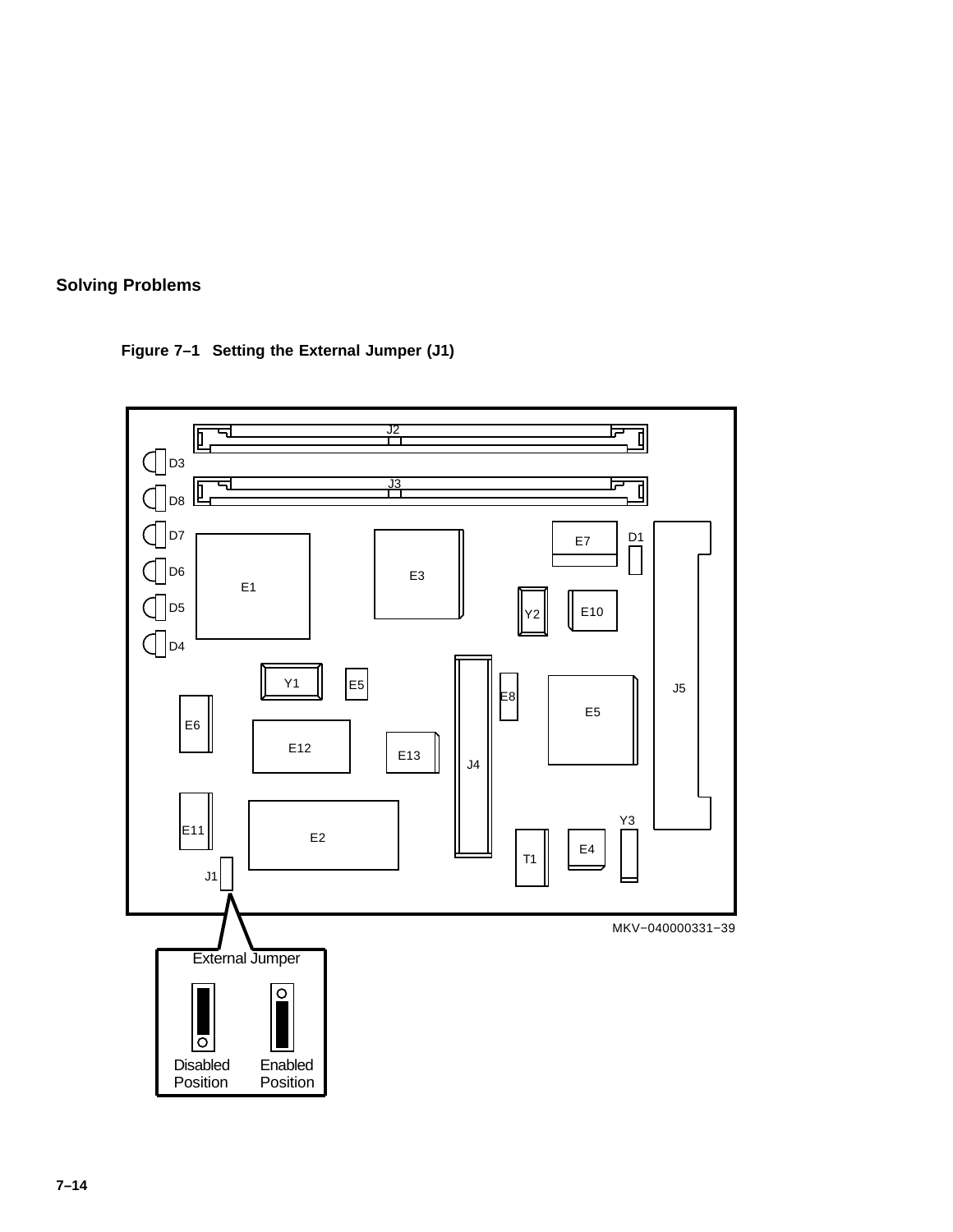**Figure 7–1 Setting the External Jumper (J1)**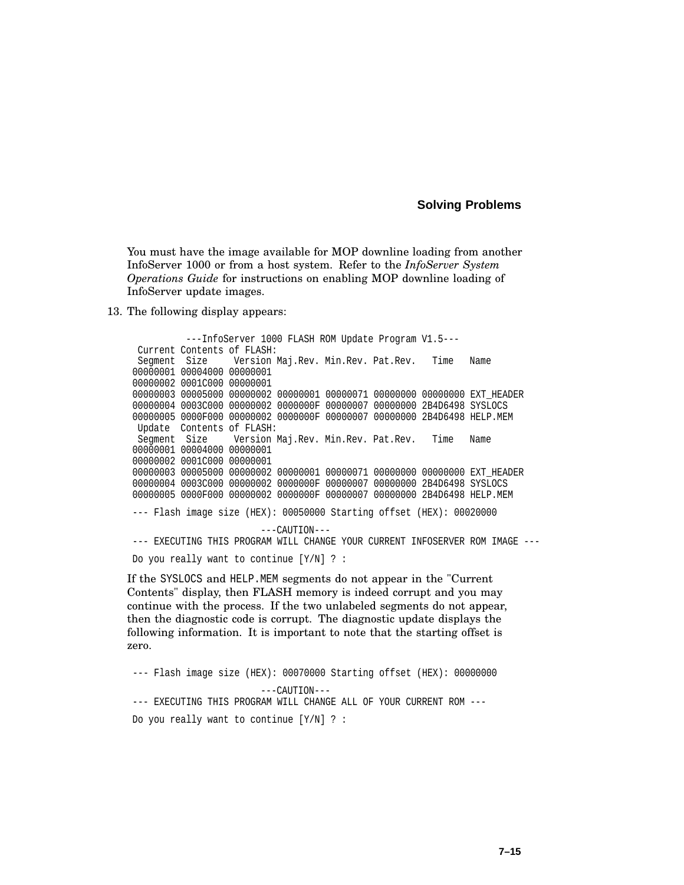You must have the image available for MOP downline loading from another InfoServer 1000 or from a host system. Refer to the *InfoServer System Operations Guide* for instructions on enabling MOP downline loading of InfoServer update images.

13. The following display appears:

```
          ---InfoServer 1000 FLASH ROM Update Program V1.5---
  Current Contents of FLASH:
  Segment  Size     Version Maj.Rev. Min.Rev. Pat.Rev.   Time   Name
 00000001 00004000 00000001
 00000002 0001C000 00000001
 00000003 00005000 00000002 00000001 00000071 00000000 00000000 EXT_HEADER
 00000004 0003C000 00000002 0000000F 00000007 00000000 2B4D6498 SYSLOCS
 00000005 0000F000 00000002 0000000F 00000007 00000000 2B4D6498 HELP.MEM
  Update  Contents of FLASH:
  Segment  Size     Version Maj.Rev. Min.Rev. Pat.Rev.   Time   Name
 00000001 00004000 00000001
 00000002 0001C000 00000001
 00000003 00005000 00000002 00000001 00000071 00000000 00000000 EXT_HEADER
 00000004 0003C000 00000002 0000000F 00000007 00000000 2B4D6498 SYSLOCS
 00000005 0000F000 00000002 0000000F 00000007 00000000 2B4D6498 HELP.MEM

 --- Flash image size (HEX): 00050000 Starting offset (HEX): 00020000

                        ---CAUTION---
 --- EXECUTING THIS PROGRAM WILL CHANGE YOUR CURRENT INFOSERVER ROM IMAGE ---

 Do you really want to continue [Y/N] ? :
```

If the SYSLOCS and HELP.MEM segments do not appear in the "Current Contents" display, then FLASH memory is indeed corrupt and you may continue with the process. If the two unlabeled segments do not appear, then the diagnostic code is corrupt. The diagnostic update displays the following information. It is important to note that the starting offset is zero.

```
 --- Flash image size (HEX): 00070000 Starting offset (HEX): 00000000

                        ---CAUTION---
 --- EXECUTING THIS PROGRAM WILL CHANGE ALL OF YOUR CURRENT ROM ---

 Do you really want to continue [Y/N] ? :
```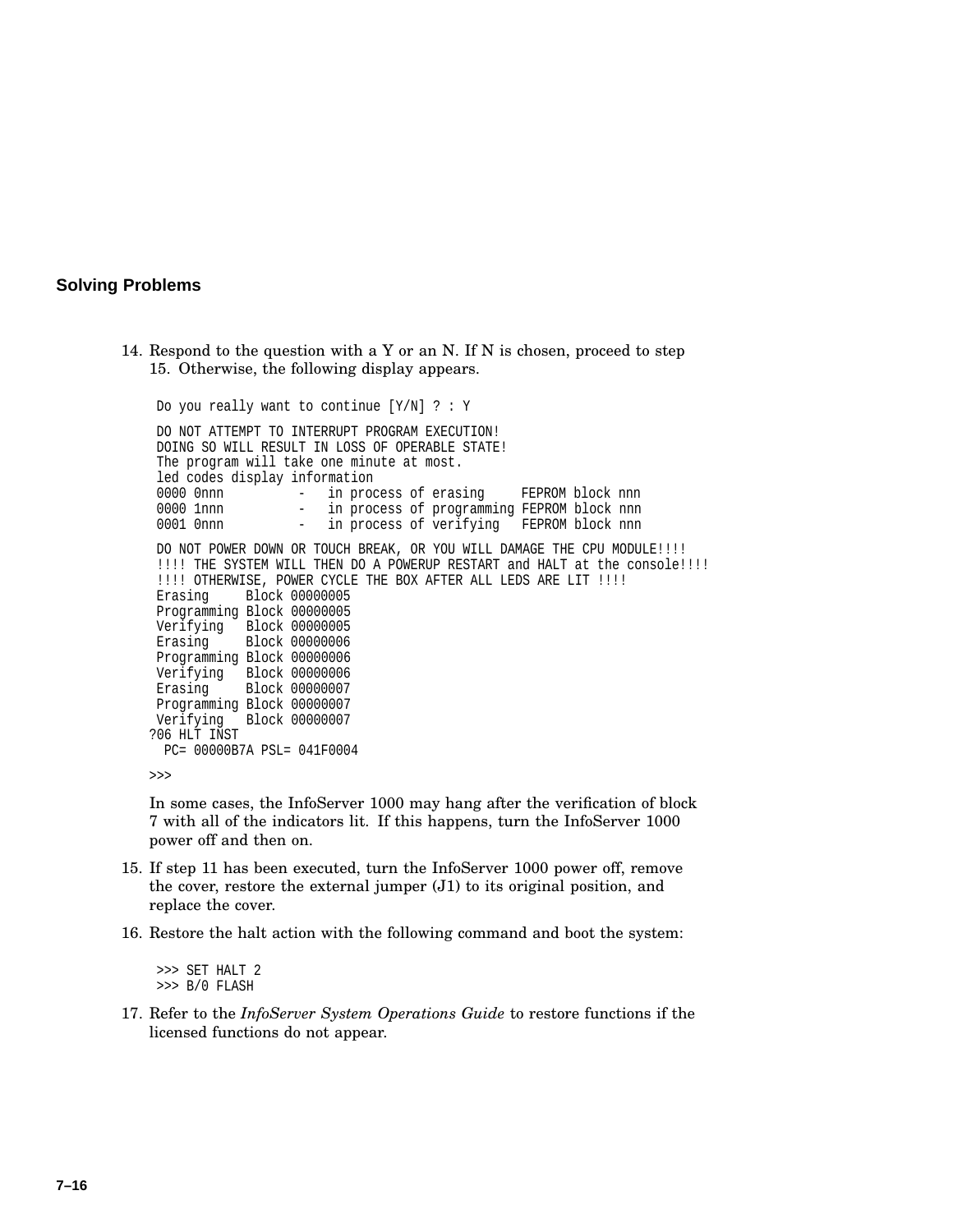14. Respond to the question with a Y or an N. If N is chosen, proceed to step 15. Otherwise, the following display appears.

```
 Do you really want to continue [Y/N] ? : Y

 DO NOT ATTEMPT TO INTERRUPT PROGRAM EXECUTION!
 DOING SO WILL RESULT IN LOSS OF OPERABLE STATE!
 The program will take one minute at most.
 led codes display information
 0000 0nnn          -   in process of erasing     FEPROM block nnn
 0000 1nnn          -   in process of programming FEPROM block nnn
 0001 0nnn          -   in process of verifying   FEPROM block nnn

 DO NOT POWER DOWN OR TOUCH BREAK, OR YOU WILL DAMAGE THE CPU MODULE!!!!
 !!!! THE SYSTEM WILL THEN DO A POWERUP RESTART and HALT at the console!!!!
 !!!! OTHERWISE, POWER CYCLE THE BOX AFTER ALL LEDS ARE LIT !!!!
 Erasing     Block 00000005
 Programming Block 00000005
 Verifying   Block 00000005
 Erasing     Block 00000006
 Programming Block 00000006
 Verifying   Block 00000006
 Erasing     Block 00000007
 Programming Block 00000007
 Verifying   Block 00000007
?06 HLT INST
  PC= 00000B7A PSL= 041F0004

>>>
```

In some cases, the InfoServer 1000 may hang after the verification of block 7 with all of the indicators lit. If this happens, turn the InfoServer 1000 power off and then on.

15. If step 11 has been executed, turn the InfoServer 1000 power off, remove the cover, restore the external jumper (J1) to its original position, and replace the cover.

16. Restore the halt action with the following command and boot the system:

```
 >>> SET HALT 2
 >>> B/0 FLASH
```

17. Refer to the *InfoServer System Operations Guide* to restore functions if the licensed functions do not appear.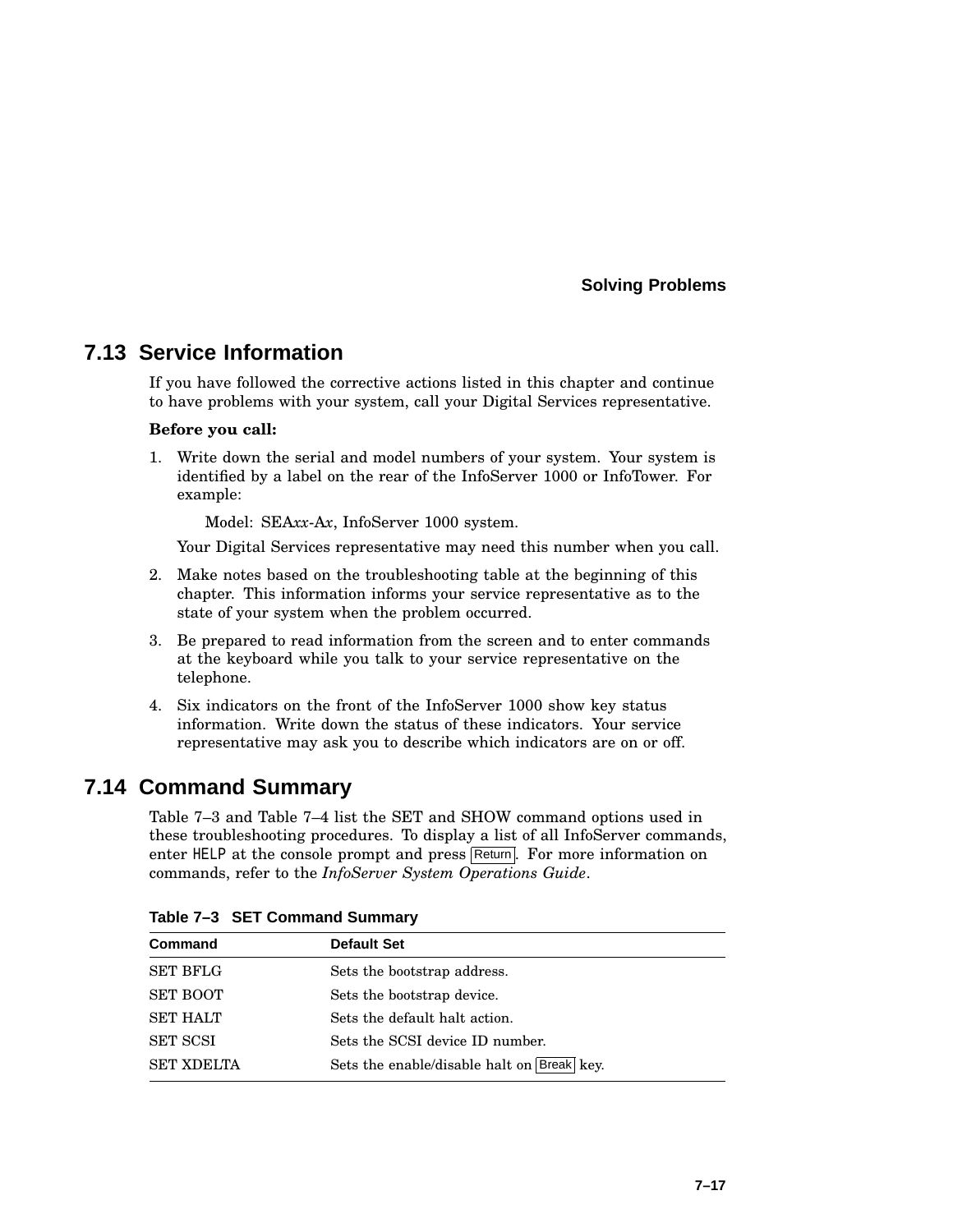## 7.13 Service Information

If you have followed the corrective actions listed in this chapter and continue to have problems with your system, call your Digital Services representative.

**Before you call:**

1. Write down the serial and model numbers of your system. Your system is identified by a label on the rear of the InfoServer 1000 or InfoTower. For example:

   Model: SEA*xx*-A*x*, InfoServer 1000 system.

   Your Digital Services representative may need this number when you call.

2. Make notes based on the troubleshooting table at the beginning of this chapter. This information informs your service representative as to the state of your system when the problem occurred.

3. Be prepared to read information from the screen and to enter commands at the keyboard while you talk to your service representative on the telephone.

4. Six indicators on the front of the InfoServer 1000 show key status information. Write down the status of these indicators. Your service representative may ask you to describe which indicators are on or off.

## 7.14 Command Summary

Table 7–3 and Table 7–4 list the SET and SHOW command options used in these troubleshooting procedures. To display a list of all InfoServer commands, enter `HELP` at the console prompt and press Return. For more information on commands, refer to the *InfoServer System Operations Guide*.

**Table 7–3 SET Command Summary**

| Command | Default Set |
|---|---|
| SET BFLG | Sets the bootstrap address. |
| SET BOOT | Sets the bootstrap device. |
| SET HALT | Sets the default halt action. |
| SET SCSI | Sets the SCSI device ID number. |
| SET XDELTA | Sets the enable/disable halt on Break key. |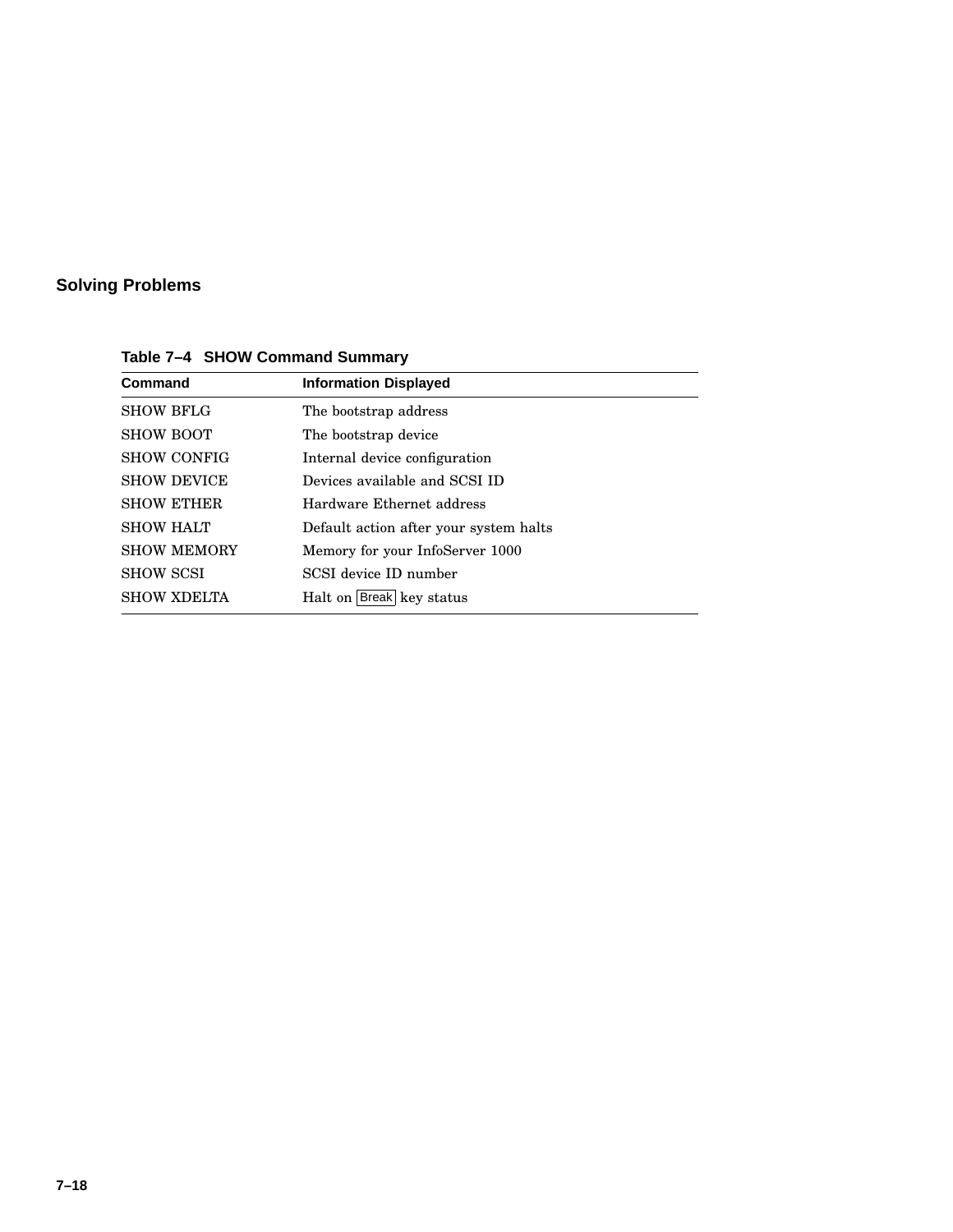**Table 7–4 SHOW Command Summary**

| Command | Information Displayed |
|---|---|
| SHOW BFLG | The bootstrap address |
| SHOW BOOT | The bootstrap device |
| SHOW CONFIG | Internal device configuration |
| SHOW DEVICE | Devices available and SCSI ID |
| SHOW ETHER | Hardware Ethernet address |
| SHOW HALT | Default action after your system halts |
| SHOW MEMORY | Memory for your InfoServer 1000 |
| SHOW SCSI | SCSI device ID number |
| SHOW XDELTA | Halt on Break key status |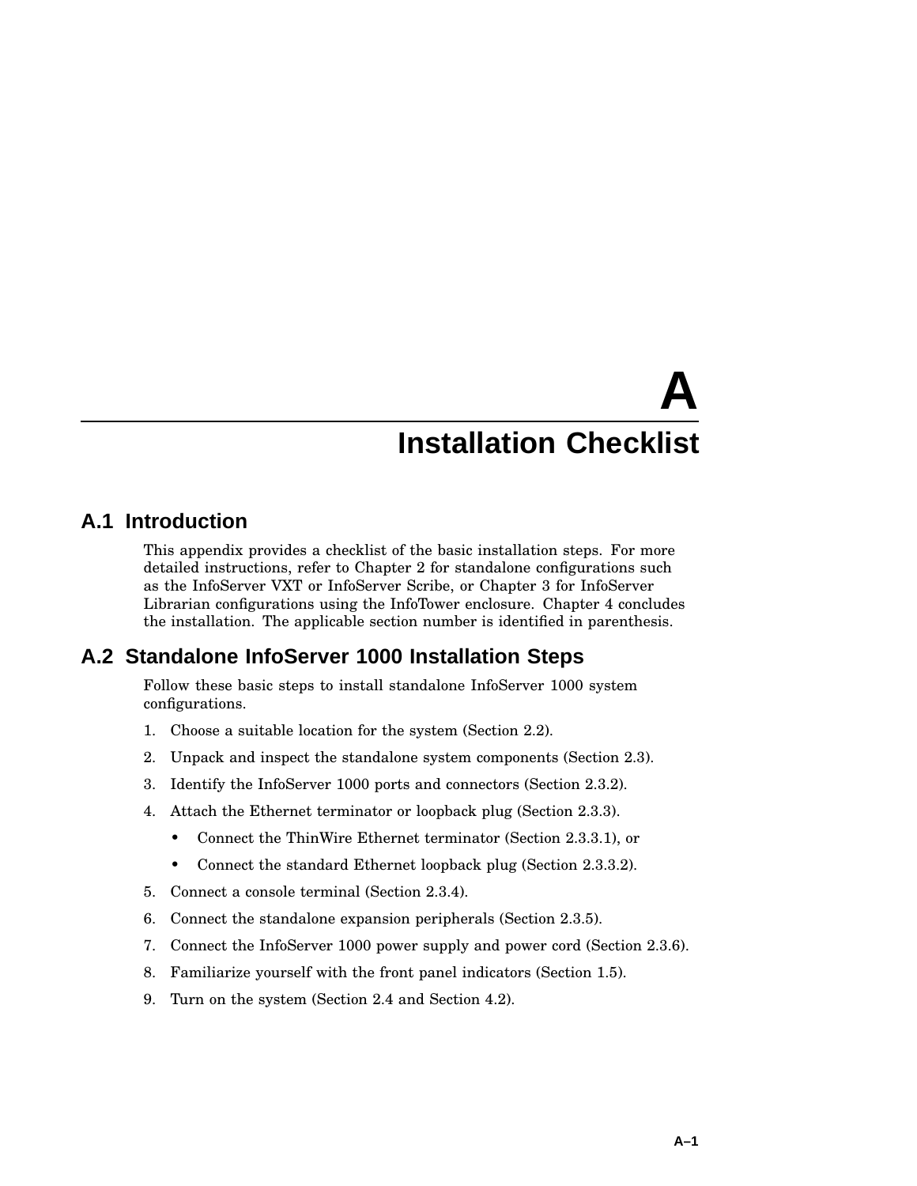# A Installation Checklist

## A.1 Introduction

This appendix provides a checklist of the basic installation steps. For more detailed instructions, refer to Chapter 2 for standalone configurations such as the InfoServer VXT or InfoServer Scribe, or Chapter 3 for InfoServer Librarian configurations using the InfoTower enclosure. Chapter 4 concludes the installation. The applicable section number is identified in parenthesis.

## A.2 Standalone InfoServer 1000 Installation Steps

Follow these basic steps to install standalone InfoServer 1000 system configurations.

1. Choose a suitable location for the system (Section 2.2).
2. Unpack and inspect the standalone system components (Section 2.3).
3. Identify the InfoServer 1000 ports and connectors (Section 2.3.2).
4. Attach the Ethernet terminator or loopback plug (Section 2.3.3).
   - Connect the ThinWire Ethernet terminator (Section 2.3.3.1), or
   - Connect the standard Ethernet loopback plug (Section 2.3.3.2).
5. Connect a console terminal (Section 2.3.4).
6. Connect the standalone expansion peripherals (Section 2.3.5).
7. Connect the InfoServer 1000 power supply and power cord (Section 2.3.6).
8. Familiarize yourself with the front panel indicators (Section 1.5).
9. Turn on the system (Section 2.4 and Section 4.2).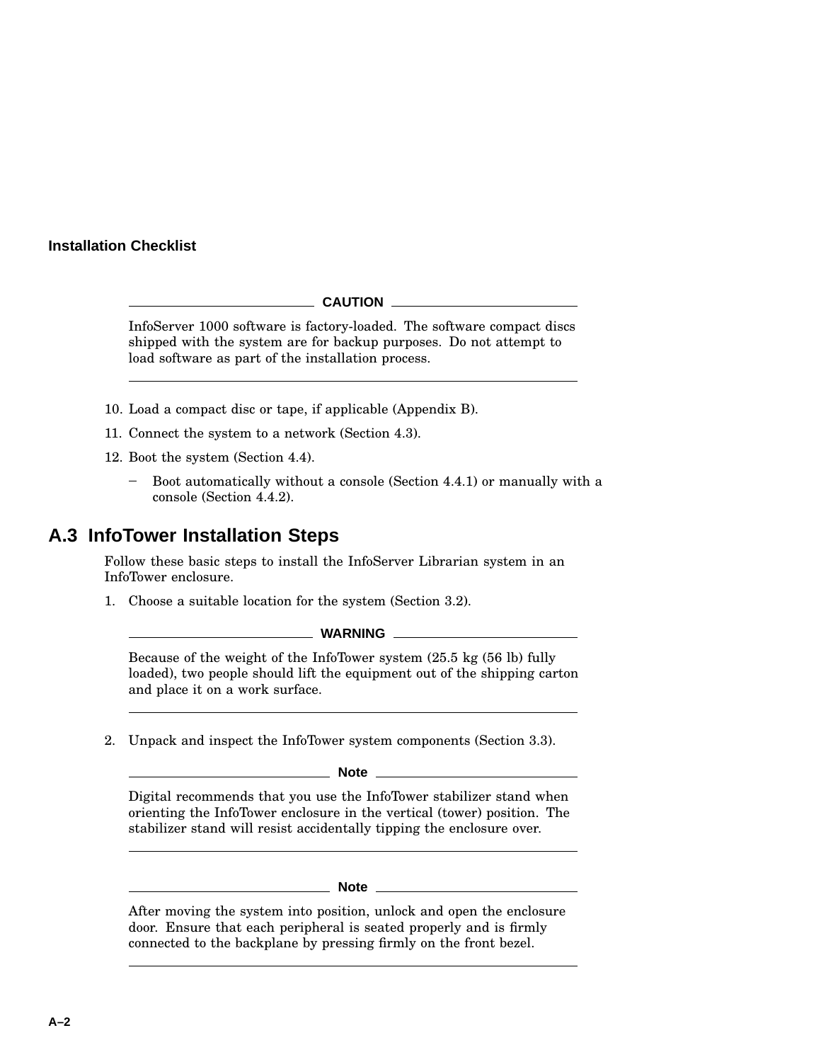**CAUTION**

InfoServer 1000 software is factory-loaded. The software compact discs shipped with the system are for backup purposes. Do not attempt to load software as part of the installation process.

10. Load a compact disc or tape, if applicable (Appendix B).
11. Connect the system to a network (Section 4.3).
12. Boot the system (Section 4.4).
    – Boot automatically without a console (Section 4.4.1) or manually with a console (Section 4.4.2).

## A.3 InfoTower Installation Steps

Follow these basic steps to install the InfoServer Librarian system in an InfoTower enclosure.

1. Choose a suitable location for the system (Section 3.2).

**WARNING**

Because of the weight of the InfoTower system (25.5 kg (56 lb) fully loaded), two people should lift the equipment out of the shipping carton and place it on a work surface.

2. Unpack and inspect the InfoTower system components (Section 3.3).

**Note**

Digital recommends that you use the InfoTower stabilizer stand when orienting the InfoTower enclosure in the vertical (tower) position. The stabilizer stand will resist accidentally tipping the enclosure over.

**Note**

After moving the system into position, unlock and open the enclosure door. Ensure that each peripheral is seated properly and is firmly connected to the backplane by pressing firmly on the front bezel.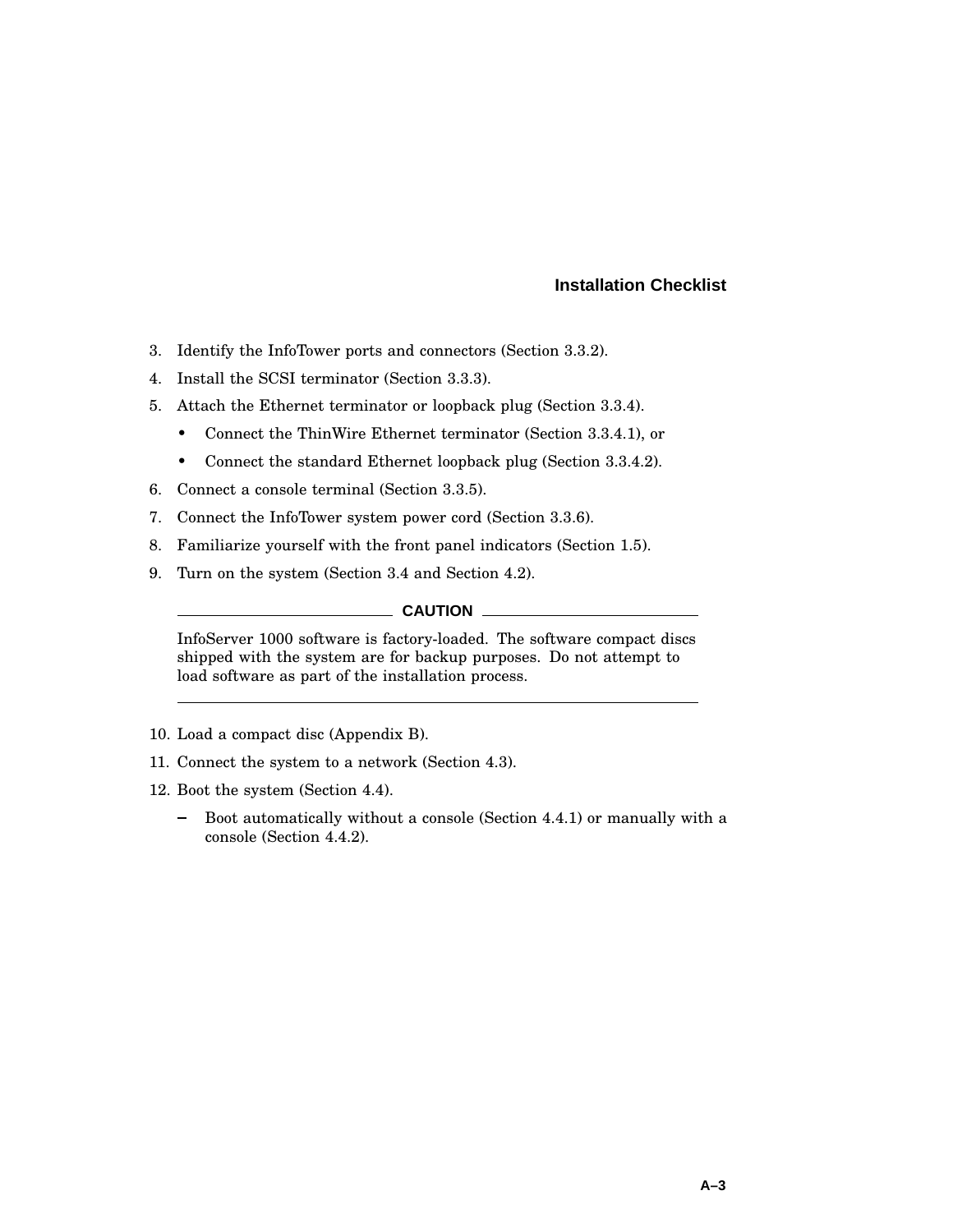3. Identify the InfoTower ports and connectors (Section 3.3.2).
4. Install the SCSI terminator (Section 3.3.3).
5. Attach the Ethernet terminator or loopback plug (Section 3.3.4).
   - Connect the ThinWire Ethernet terminator (Section 3.3.4.1), or
   - Connect the standard Ethernet loopback plug (Section 3.3.4.2).
6. Connect a console terminal (Section 3.3.5).
7. Connect the InfoTower system power cord (Section 3.3.6).
8. Familiarize yourself with the front panel indicators (Section 1.5).
9. Turn on the system (Section 3.4 and Section 4.2).

**CAUTION**

InfoServer 1000 software is factory-loaded. The software compact discs shipped with the system are for backup purposes. Do not attempt to load software as part of the installation process.

10. Load a compact disc (Appendix B).
11. Connect the system to a network (Section 4.3).
12. Boot the system (Section 4.4).
    – Boot automatically without a console (Section 4.4.1) or manually with a console (Section 4.4.2).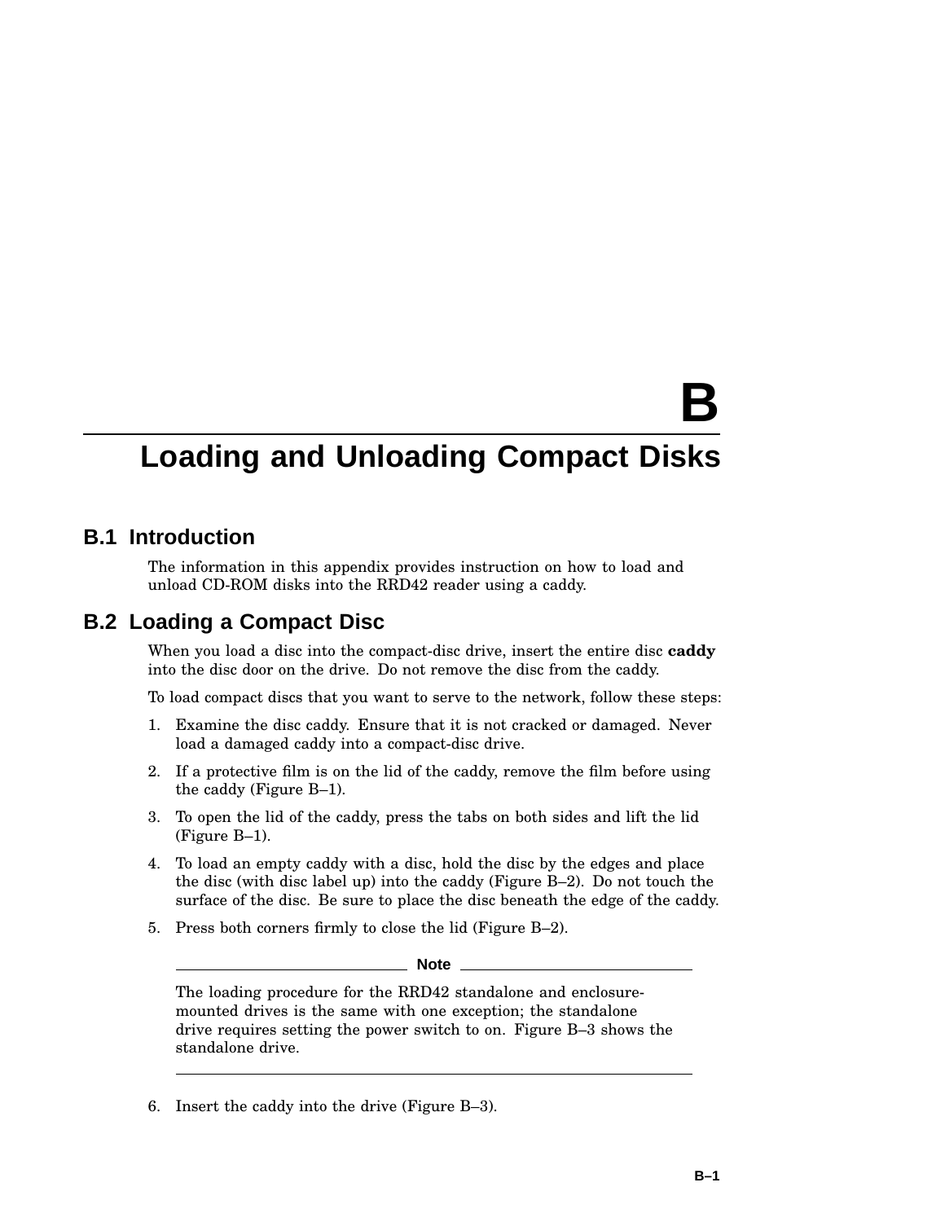# B

# Loading and Unloading Compact Disks

## B.1 Introduction

The information in this appendix provides instruction on how to load and unload CD-ROM disks into the RRD42 reader using a caddy.

## B.2 Loading a Compact Disc

When you load a disc into the compact-disc drive, insert the entire disc **caddy** into the disc door on the drive. Do not remove the disc from the caddy.

To load compact discs that you want to serve to the network, follow these steps:

1. Examine the disc caddy. Ensure that it is not cracked or damaged. Never load a damaged caddy into a compact-disc drive.
2. If a protective film is on the lid of the caddy, remove the film before using the caddy (Figure B–1).
3. To open the lid of the caddy, press the tabs on both sides and lift the lid (Figure B–1).
4. To load an empty caddy with a disc, hold the disc by the edges and place the disc (with disc label up) into the caddy (Figure B–2). Do not touch the surface of the disc. Be sure to place the disc beneath the edge of the caddy.
5. Press both corners firmly to close the lid (Figure B–2).

---

**Note**

The loading procedure for the RRD42 standalone and enclosure-mounted drives is the same with one exception; the standalone drive requires setting the power switch to on. Figure B–3 shows the standalone drive.

---

6. Insert the caddy into the drive (Figure B–3).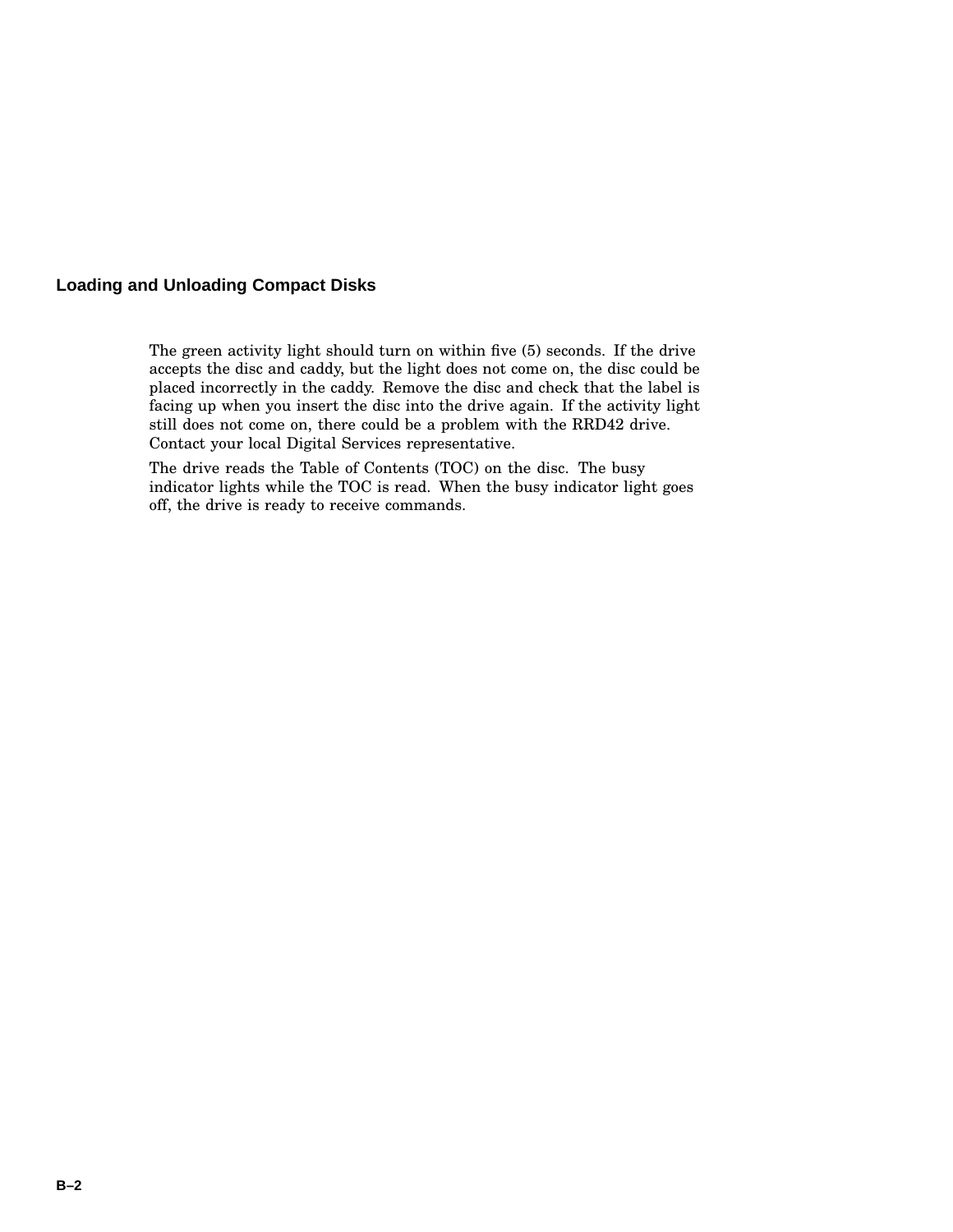## Loading and Unloading Compact Disks

The green activity light should turn on within five (5) seconds. If the drive accepts the disc and caddy, but the light does not come on, the disc could be placed incorrectly in the caddy. Remove the disc and check that the label is facing up when you insert the disc into the drive again. If the activity light still does not come on, there could be a problem with the RRD42 drive. Contact your local Digital Services representative.

The drive reads the Table of Contents (TOC) on the disc. The busy indicator lights while the TOC is read. When the busy indicator light goes off, the drive is ready to receive commands.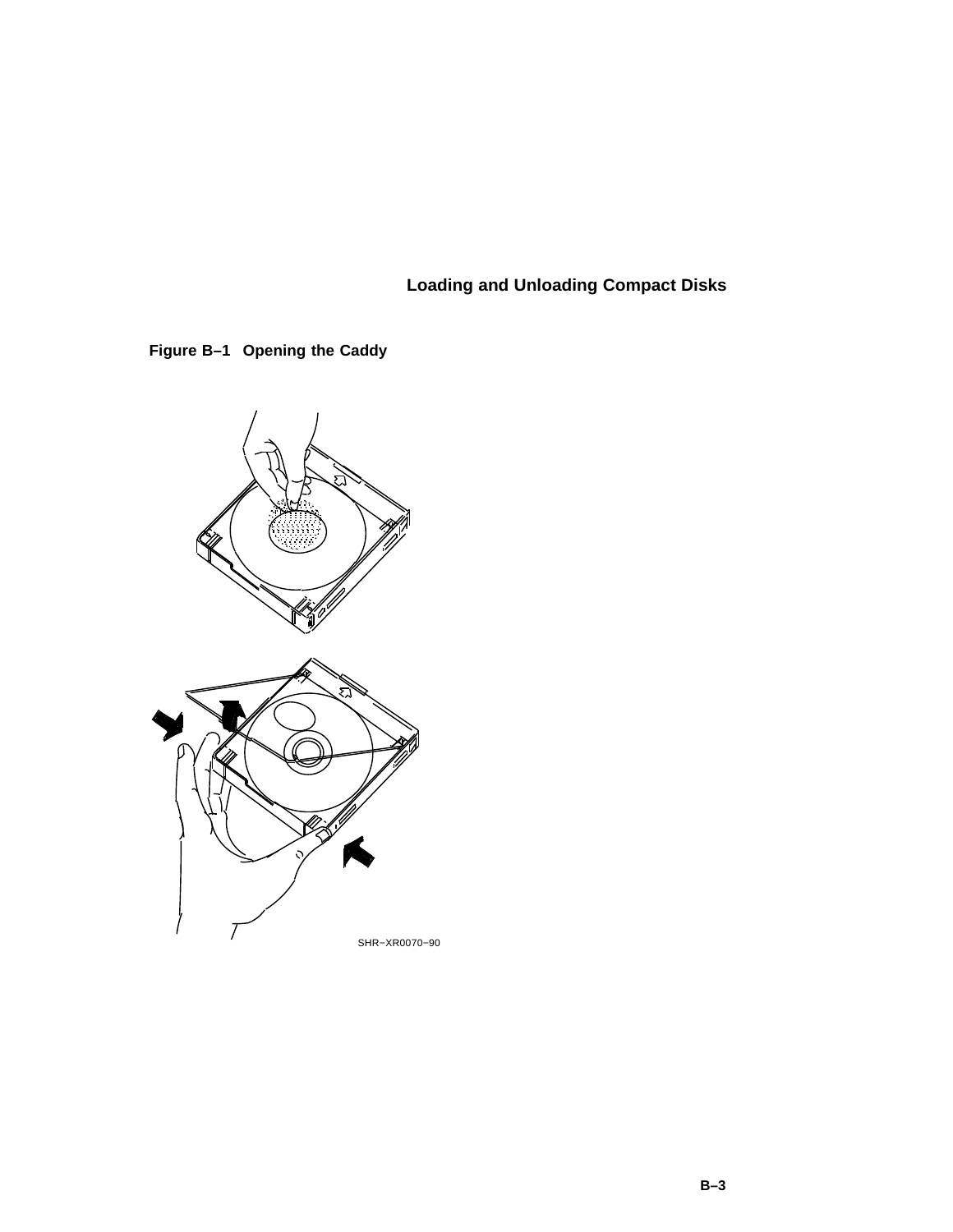**Figure B–1 Opening the Caddy**

SHR−XR0070−90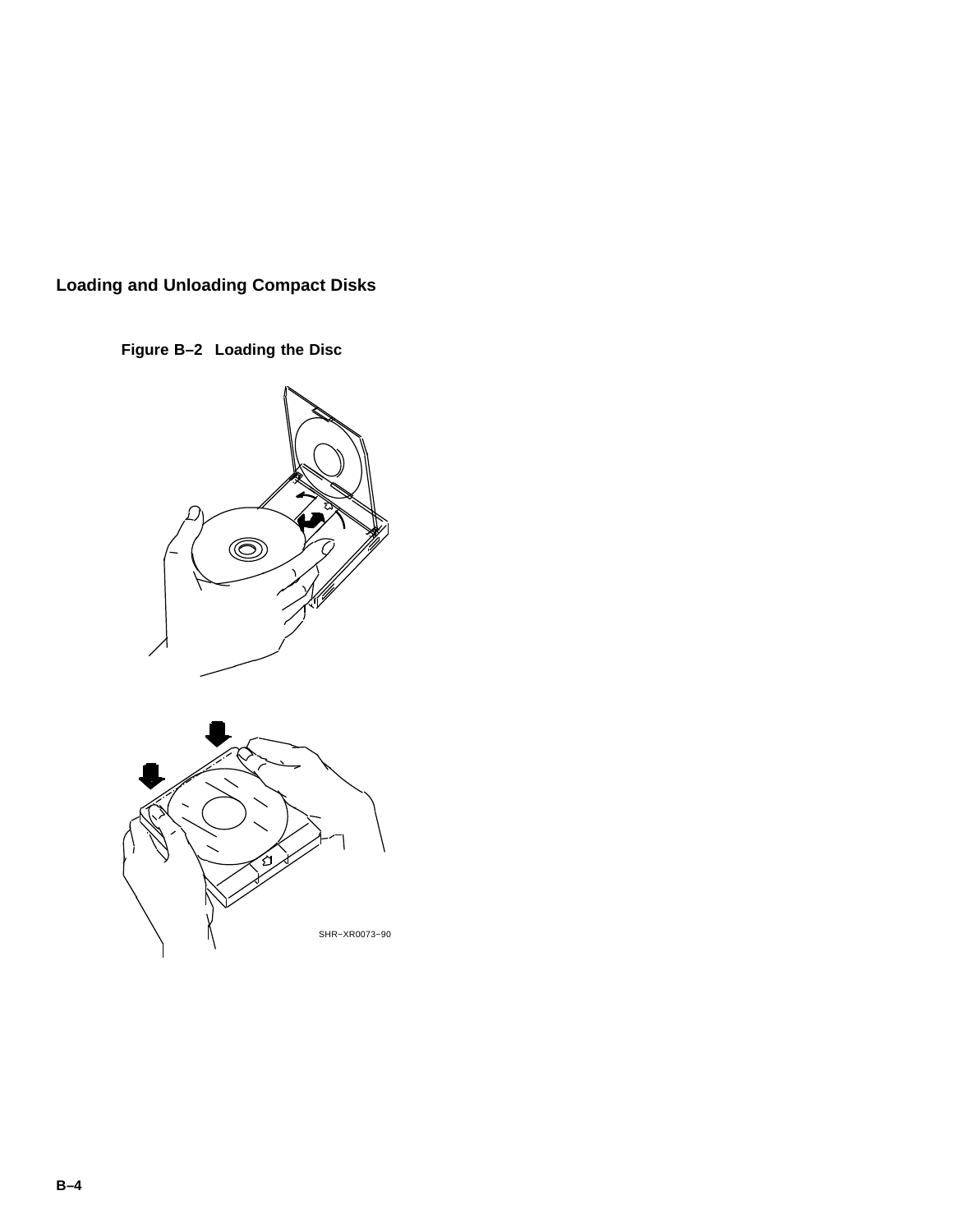## Loading and Unloading Compact Disks

**Figure B–2 Loading the Disc**

SHR–XR0073–90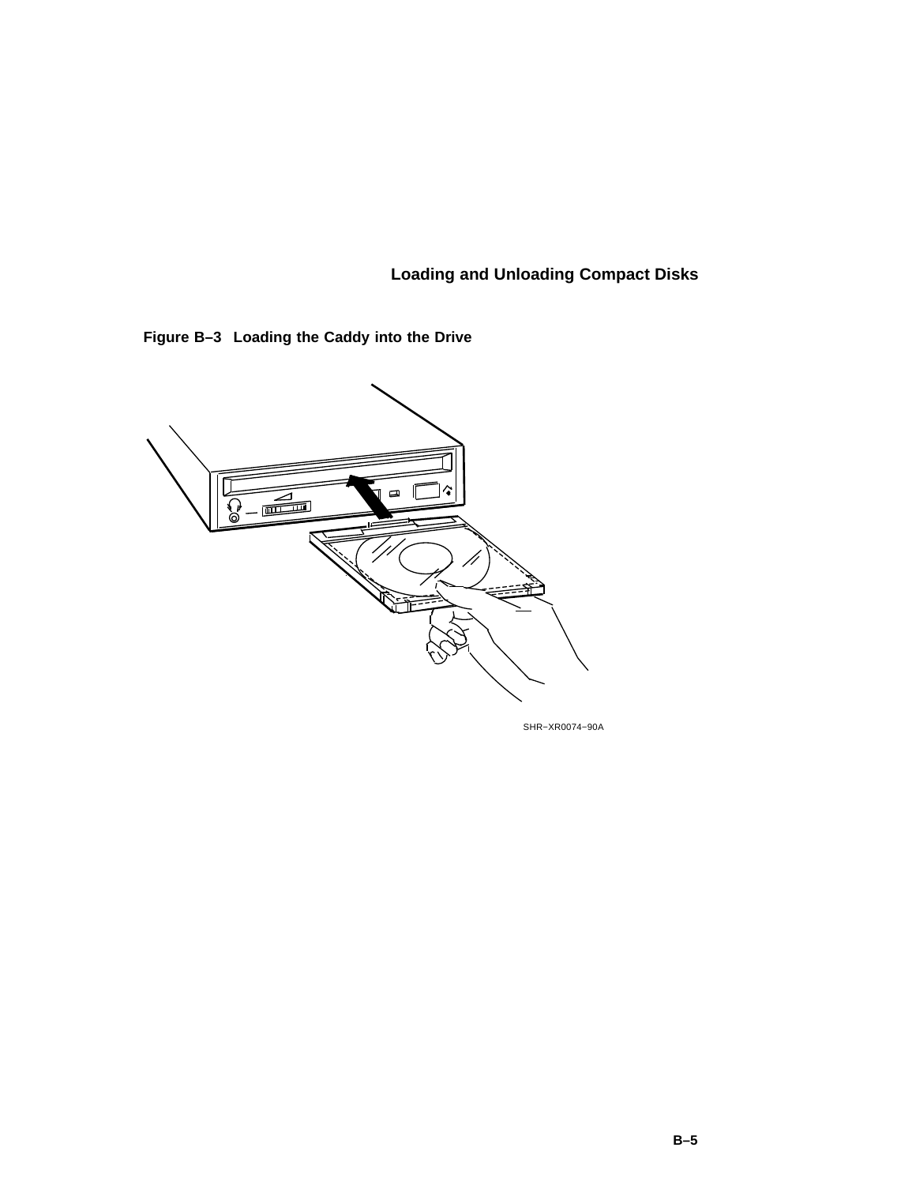**Figure B–3 Loading the Caddy into the Drive**

SHR−XR0074−90A